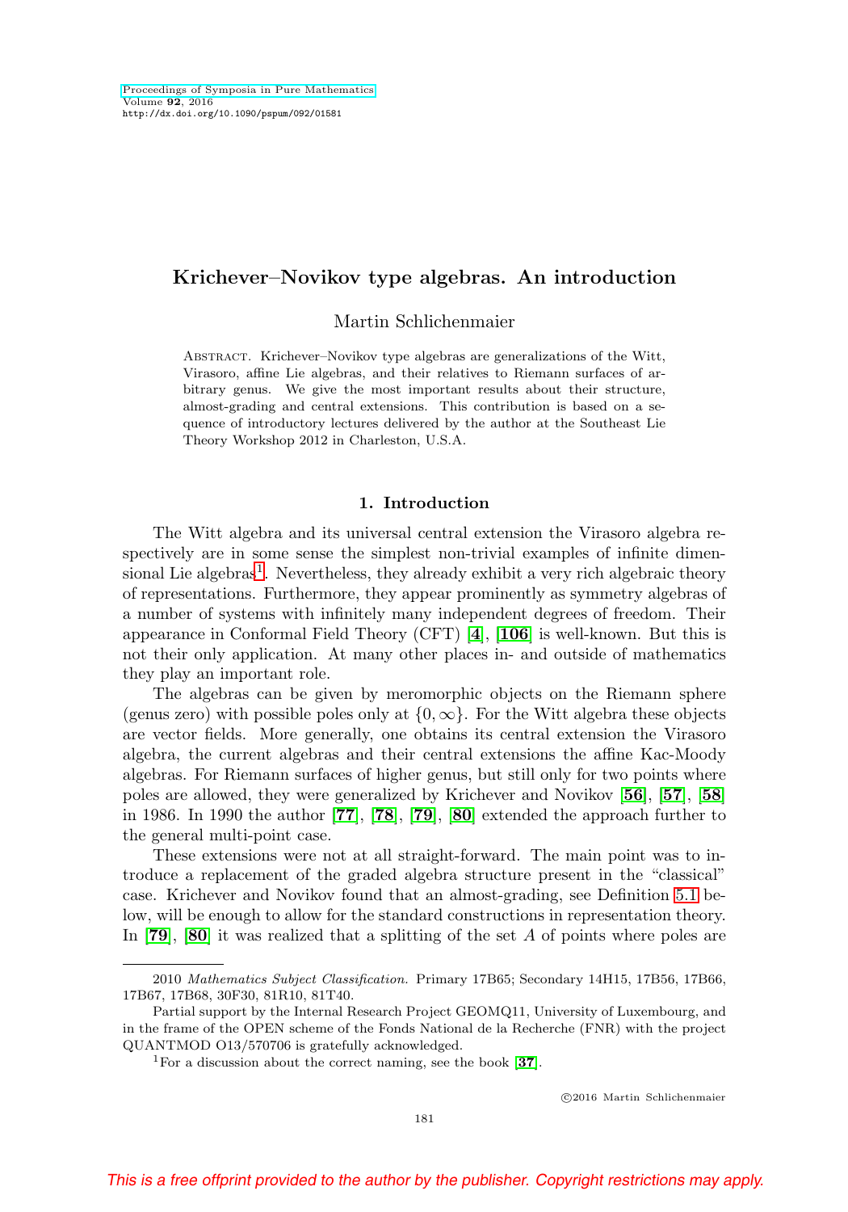# Krichever–Novikov type algebras. An introduction

Martin Schlichenmaier

Abstract. Krichever–Novikov type algebras are generalizations of the Witt, Virasoro, affine Lie algebras, and their relatives to Riemann surfaces of arbitrary genus. We give the most important results about their structure, almost-grading and central extensions. This contribution is based on a sequence of introductory lectures delivered by the author at the Southeast Lie Theory Workshop 2012 in Charleston, U.S.A.

## 1. Introduction

The Witt algebra and its universal central extension the Virasoro algebra respectively are in some sense the simplest non-trivial examples of infinite dimensional Lie algebras[1]. Nevertheless, they already exhibit a very rich algebraic theory of representations. Furthermore, they appear prominently as symmetry algebras of a number of systems with infinitely many independent degrees of freedom. Their appearance in Conformal Field Theory (CFT) [**4**], [**106**] is well-known. But this is not their only application. At many other places in- and outside of mathematics they play an important role.

The algebras can be given by meromorphic objects on the Riemann sphere (genus zero) with possible poles only at $\{0, \infty\}$. For the Witt algebra these objects are vector fields. More generally, one obtains its central extension the Virasoro algebra, the current algebras and their central extensions the affine Kac-Moody algebras. For Riemann surfaces of higher genus, but still only for two points where poles are allowed, they were generalized by Krichever and Novikov [**56**], [**57**], [**58**] in 1986. In 1990 the author [**77**], [**78**], [**79**], [**80**] extended the approach further to the general multi-point case.

These extensions were not at all straight-forward. The main point was to introduce a replacement of the graded algebra structure present in the "classical" case. Krichever and Novikov found that an almost-grading, see Definition 5.1 below, will be enough to allow for the standard constructions in representation theory. In [**79**], [**80**] it was realized that a splitting of the set $A$ of points where poles are

2010 *Mathematics Subject Classification.* Primary 17B65; Secondary 14H15, 17B56, 17B66, 17B67, 17B68, 30F30, 81R10, 81T40.

Partial support by the Internal Research Project GEOMQ11, University of Luxembourg, and in the frame of the OPEN scheme of the Fonds National de la Recherche (FNR) with the project QUANTMOD O13/570706 is gratefully acknowledged.

[1]For a discussion about the correct naming, see the book [**37**].

©2016 Martin Schlichenmaier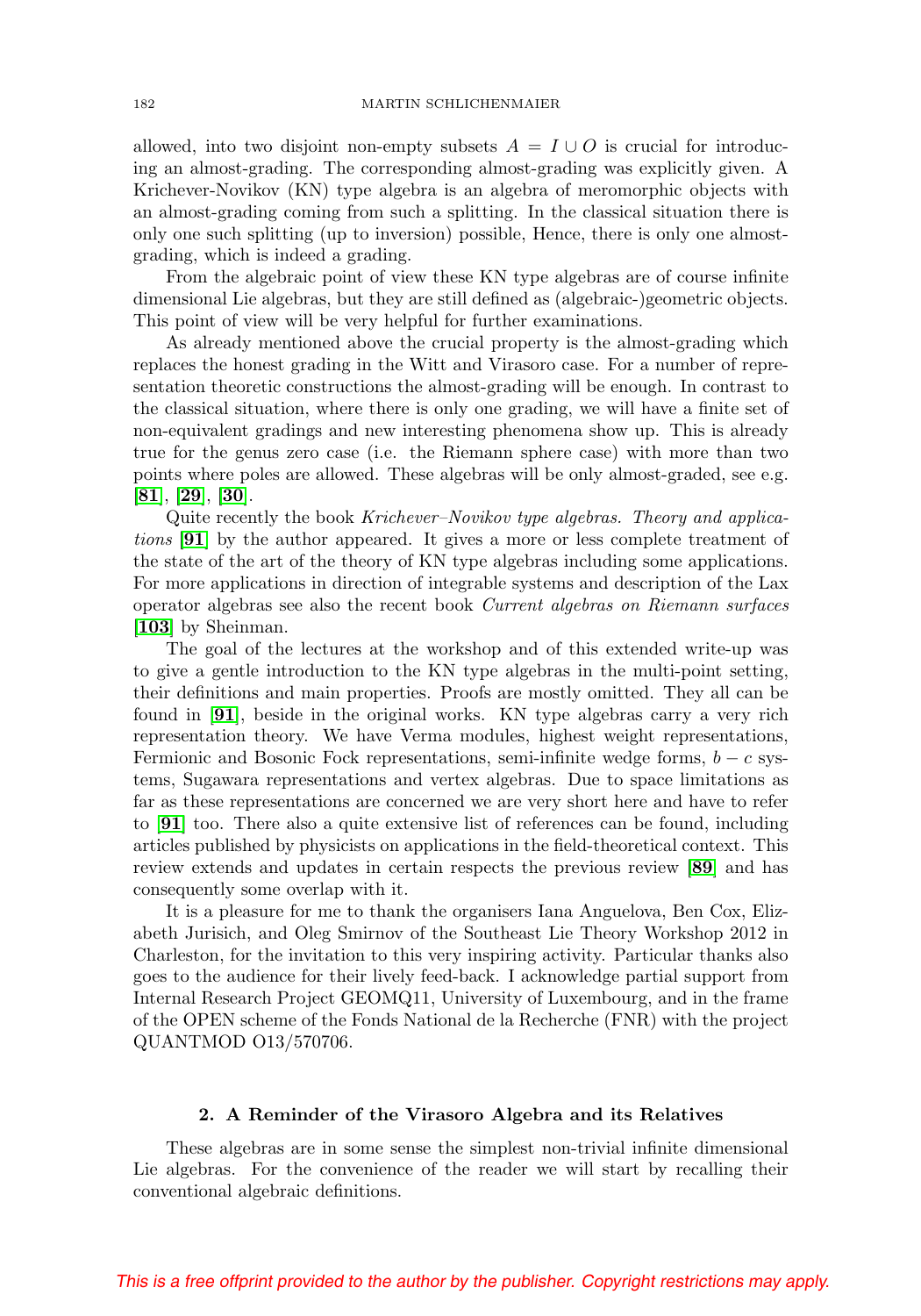allowed, into two disjoint non-empty subsets $A = I \cup O$ is crucial for introducing an almost-grading. The corresponding almost-grading was explicitly given. A Krichever-Novikov (KN) type algebra is an algebra of meromorphic objects with an almost-grading coming from such a splitting. In the classical situation there is only one such splitting (up to inversion) possible, Hence, there is only one almost-grading, which is indeed a grading.

From the algebraic point of view these KN type algebras are of course infinite dimensional Lie algebras, but they are still defined as (algebraic-)geometric objects. This point of view will be very helpful for further examinations.

As already mentioned above the crucial property is the almost-grading which replaces the honest grading in the Witt and Virasoro case. For a number of representation theoretic constructions the almost-grading will be enough. In contrast to the classical situation, where there is only one grading, we will have a finite set of non-equivalent gradings and new interesting phenomena show up. This is already true for the genus zero case (i.e. the Riemann sphere case) with more than two points where poles are allowed. These algebras will be only almost-graded, see e.g. [**81**], [**29**], [**30**].

Quite recently the book *Krichever–Novikov type algebras. Theory and applications* [**91**] by the author appeared. It gives a more or less complete treatment of the state of the art of the theory of KN type algebras including some applications. For more applications in direction of integrable systems and description of the Lax operator algebras see also the recent book *Current algebras on Riemann surfaces* [**103**] by Sheinman.

The goal of the lectures at the workshop and of this extended write-up was to give a gentle introduction to the KN type algebras in the multi-point setting, their definitions and main properties. Proofs are mostly omitted. They all can be found in [**91**], beside in the original works. KN type algebras carry a very rich representation theory. We have Verma modules, highest weight representations, Fermionic and Bosonic Fock representations, semi-infinite wedge forms, $b-c$ systems, Sugawara representations and vertex algebras. Due to space limitations as far as these representations are concerned we are very short here and have to refer to [**91**] too. There also a quite extensive list of references can be found, including articles published by physicists on applications in the field-theoretical context. This review extends and updates in certain respects the previous review [**89**] and has consequently some overlap with it.

It is a pleasure for me to thank the organisers Iana Anguelova, Ben Cox, Elizabeth Jurisich, and Oleg Smirnov of the Southeast Lie Theory Workshop 2012 in Charleston, for the invitation to this very inspiring activity. Particular thanks also goes to the audience for their lively feed-back. I acknowledge partial support from Internal Research Project GEOMQ11, University of Luxembourg, and in the frame of the OPEN scheme of the Fonds National de la Recherche (FNR) with the project QUANTMOD O13/570706.

## 2. A Reminder of the Virasoro Algebra and its Relatives

These algebras are in some sense the simplest non-trivial infinite dimensional Lie algebras. For the convenience of the reader we will start by recalling their conventional algebraic definitions.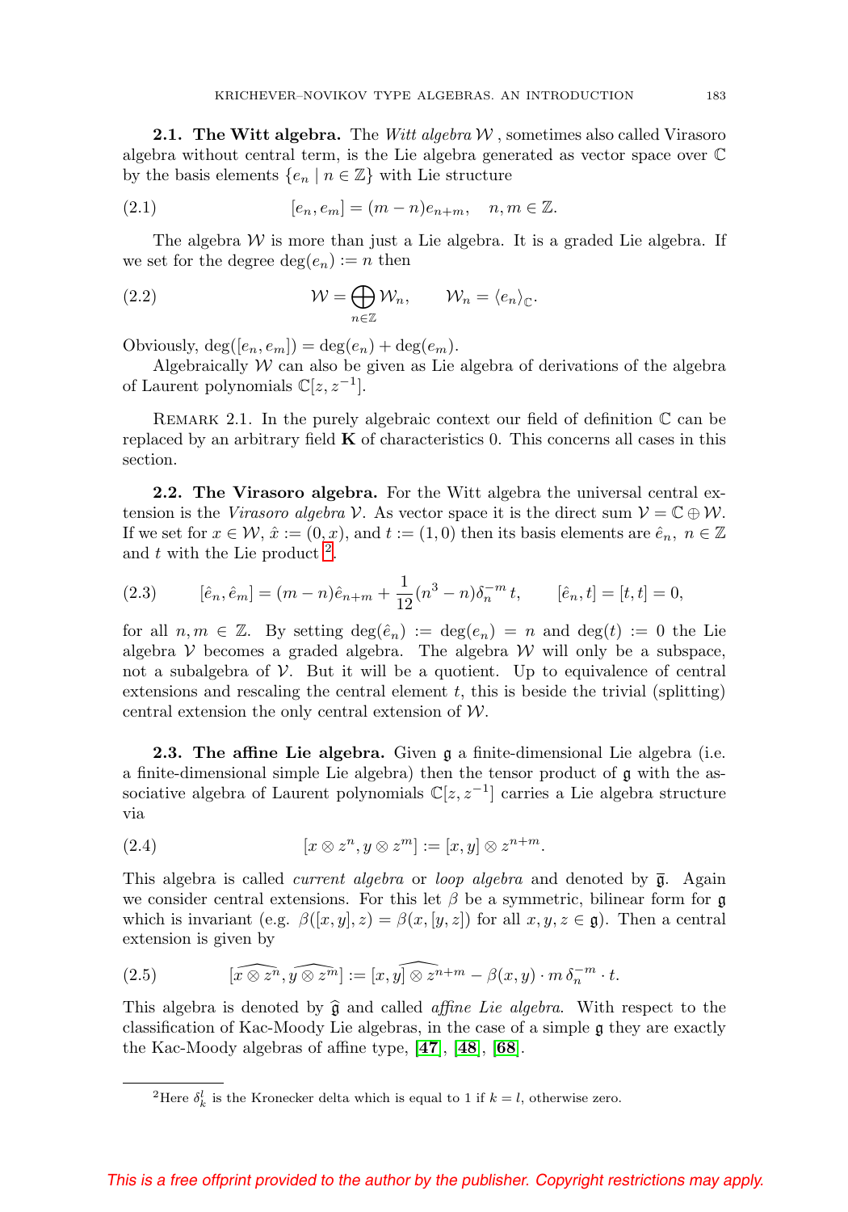**2.1. The Witt algebra.** The *Witt algebra* $\mathcal{W}$ , sometimes also called Virasoro algebra without central term, is the Lie algebra generated as vector space over $\mathbb{C}$ by the basis elements $\{e_n \mid n \in \mathbb{Z}\}$ with Lie structure

$$
[e_n, e_m] = (m-n)e_{n+m}, \quad n, m \in \mathbb{Z}. \tag{2.1}
$$

The algebra $\mathcal{W}$ is more than just a Lie algebra. It is a graded Lie algebra. If we set for the degree $\deg(e_n) := n$ then

$$
\mathcal{W} = \bigoplus_{n \in \mathbb{Z}} \mathcal{W}_n, \qquad \mathcal{W}_n = \langle e_n \rangle_{\mathbb{C}}. \tag{2.2}
$$

Obviously, $\deg([e_n, e_m]) = \deg(e_n) + \deg(e_m)$.

Algebraically $\mathcal{W}$ can also be given as Lie algebra of derivations of the algebra of Laurent polynomials $\mathbb{C}[z, z^{-1}]$.

Remark 2.1. In the purely algebraic context our field of definition $\mathbb{C}$ can be replaced by an arbitrary field $\mathbf{K}$ of characteristics 0. This concerns all cases in this section.

**2.2. The Virasoro algebra.** For the Witt algebra the universal central extension is the *Virasoro algebra* $\mathcal{V}$. As vector space it is the direct sum $\mathcal{V} = \mathbb{C} \oplus \mathcal{W}$. If we set for $x \in \mathcal{W}$, $\hat{x} := (0, x)$, and $t := (1, 0)$ then its basis elements are $\hat{e}_n$, $n \in \mathbb{Z}$ and $t$ with the Lie product [2].

$$
[\hat{e}_n, \hat{e}_m] = (m-n)\hat{e}_{n+m} + \frac{1}{12}(n^3 - n)\delta_n^{-m}\, t, \qquad [\hat{e}_n, t] = [t, t] = 0, \tag{2.3}
$$

for all $n, m \in \mathbb{Z}$. By setting $\deg(\hat{e}_n) := \deg(e_n) = n$ and $\deg(t) := 0$ the Lie algebra $\mathcal{V}$ becomes a graded algebra. The algebra $\mathcal{W}$ will only be a subspace, not a subalgebra of $\mathcal{V}$. But it will be a quotient. Up to equivalence of central extensions and rescaling the central element $t$, this is beside the trivial (splitting) central extension the only central extension of $\mathcal{W}$.

**2.3. The affine Lie algebra.** Given $\mathfrak{g}$ a finite-dimensional Lie algebra (i.e. a finite-dimensional simple Lie algebra) then the tensor product of $\mathfrak{g}$ with the associative algebra of Laurent polynomials $\mathbb{C}[z, z^{-1}]$ carries a Lie algebra structure via

$$
[x \otimes z^n, y \otimes z^m] := [x, y] \otimes z^{n+m}. \tag{2.4}
$$

This algebra is called *current algebra* or *loop algebra* and denoted by $\overline{\mathfrak{g}}$. Again we consider central extensions. For this let $\beta$ be a symmetric, bilinear form for $\mathfrak{g}$ which is invariant (e.g. $\beta([x, y], z) = \beta(x, [y, z])$ for all $x, y, z \in \mathfrak{g}$). Then a central extension is given by

$$
[\widehat{x \otimes z^n}, \widehat{y \otimes z^m}] := \widehat{[x, y] \otimes z^{n+m}} - \beta(x, y) \cdot m\, \delta_n^{-m} \cdot t. \tag{2.5}
$$

This algebra is denoted by $\widehat{\mathfrak{g}}$ and called *affine Lie algebra*. With respect to the classification of Kac-Moody Lie algebras, in the case of a simple $\mathfrak{g}$ they are exactly the Kac-Moody algebras of affine type, [47], [48], [68].

---

[2] Here $\delta_k^l$ is the Kronecker delta which is equal to 1 if $k = l$, otherwise zero.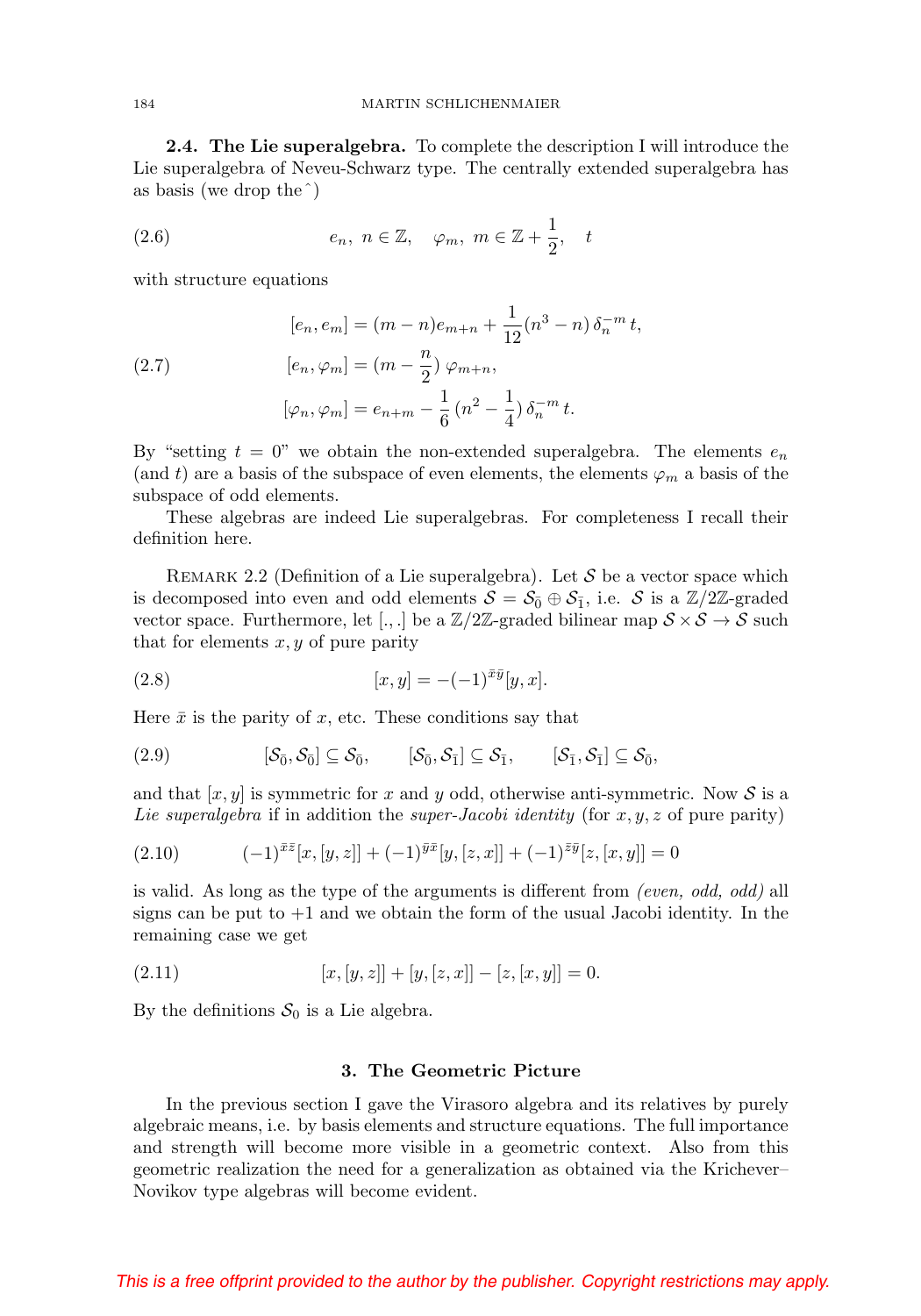**2.4. The Lie superalgebra.** To complete the description I will introduce the Lie superalgebra of Neveu-Schwarz type. The centrally extended superalgebra has as basis (we drop the $\hat{}$)

$$e_n,\ n \in \mathbb{Z}, \quad \varphi_m,\ m \in \mathbb{Z} + \frac{1}{2}, \quad t \tag{2.6}$$

with structure equations

$$\begin{aligned}
[e_n, e_m] &= (m-n) e_{m+n} + \frac{1}{12}(n^3 - n)\,\delta_n^{-m}\, t, \\
[e_n, \varphi_m] &= (m - \frac{n}{2})\,\varphi_{m+n}, \\
[\varphi_n, \varphi_m] &= e_{n+m} - \frac{1}{6}\,(n^2 - \frac{1}{4})\,\delta_n^{-m}\, t.
\end{aligned} \tag{2.7}$$

By "setting $t = 0$" we obtain the non-extended superalgebra. The elements $e_n$ (and $t$) are a basis of the subspace of even elements, the elements $\varphi_m$ a basis of the subspace of odd elements.

These algebras are indeed Lie superalgebras. For completeness I recall their definition here.

Remark 2.2 (Definition of a Lie superalgebra). Let $\mathcal{S}$ be a vector space which is decomposed into even and odd elements $\mathcal{S} = \mathcal{S}_{\bar{0}} \oplus \mathcal{S}_{\bar{1}}$, i.e. $\mathcal{S}$ is a $\mathbb{Z}/2\mathbb{Z}$-graded vector space. Furthermore, let $[.,.]$ be a $\mathbb{Z}/2\mathbb{Z}$-graded bilinear map $\mathcal{S} \times \mathcal{S} \to \mathcal{S}$ such that for elements $x, y$ of pure parity

$$[x, y] = -(-1)^{\bar{x}\bar{y}}[y, x]. \tag{2.8}$$

Here $\bar{x}$ is the parity of $x$, etc. These conditions say that

$$[\mathcal{S}_{\bar{0}}, \mathcal{S}_{\bar{0}}] \subseteq \mathcal{S}_{\bar{0}}, \qquad [\mathcal{S}_{\bar{0}}, \mathcal{S}_{\bar{1}}] \subseteq \mathcal{S}_{\bar{1}}, \qquad [\mathcal{S}_{\bar{1}}, \mathcal{S}_{\bar{1}}] \subseteq \mathcal{S}_{\bar{0}}, \tag{2.9}$$

and that $[x, y]$ is symmetric for $x$ and $y$ odd, otherwise anti-symmetric. Now $\mathcal{S}$ is a *Lie superalgebra* if in addition the *super-Jacobi identity* (for $x, y, z$ of pure parity)

$$(-1)^{\bar{x}\bar{z}}[x, [y, z]] + (-1)^{\bar{y}\bar{x}}[y, [z, x]] + (-1)^{\bar{z}\bar{y}}[z, [x, y]] = 0 \tag{2.10}$$

is valid. As long as the type of the arguments is different from *(even, odd, odd)* all signs can be put to $+1$ and we obtain the form of the usual Jacobi identity. In the remaining case we get

$$[x, [y, z]] + [y, [z, x]] - [z, [x, y]] = 0. \tag{2.11}$$

By the definitions $\mathcal{S}_0$ is a Lie algebra.

## 3. The Geometric Picture

In the previous section I gave the Virasoro algebra and its relatives by purely algebraic means, i.e. by basis elements and structure equations. The full importance and strength will become more visible in a geometric context. Also from this geometric realization the need for a generalization as obtained via the Krichever–Novikov type algebras will become evident.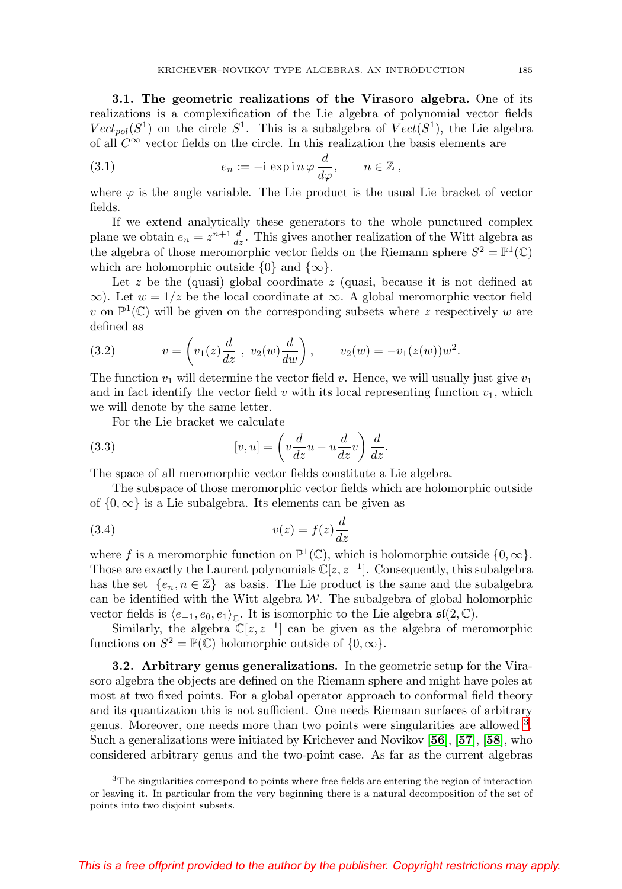**3.1. The geometric realizations of the Virasoro algebra.** One of its realizations is a complexification of the Lie algebra of polynomial vector fields $Vect_{pol}(S^1)$ on the circle $S^1$. This is a subalgebra of $Vect(S^1)$, the Lie algebra of all $C^\infty$ vector fields on the circle. In this realization the basis elements are

$$e_n := -\mathrm{i} \exp \mathrm{i}\, n\, \varphi \frac{d}{d\varphi}, \qquad n \in \mathbb{Z}\,, \tag{3.1}$$

where $\varphi$ is the angle variable. The Lie product is the usual Lie bracket of vector fields.

If we extend analytically these generators to the whole punctured complex plane we obtain $e_n = z^{n+1}\frac{d}{dz}$. This gives another realization of the Witt algebra as the algebra of those meromorphic vector fields on the Riemann sphere $S^2 = \mathbb{P}^1(\mathbb{C})$ which are holomorphic outside $\{0\}$ and $\{\infty\}$.

Let $z$ be the (quasi) global coordinate $z$ (quasi, because it is not defined at $\infty$). Let $w = 1/z$ be the local coordinate at $\infty$. A global meromorphic vector field $v$ on $\mathbb{P}^1(\mathbb{C})$ will be given on the corresponding subsets where $z$ respectively $w$ are defined as

$$v = \left(v_1(z)\frac{d}{dz}\ ,\ v_2(w)\frac{d}{dw}\right), \qquad v_2(w) = -v_1(z(w))w^2. \tag{3.2}$$

The function $v_1$ will determine the vector field $v$. Hence, we will usually just give $v_1$ and in fact identify the vector field $v$ with its local representing function $v_1$, which we will denote by the same letter.

For the Lie bracket we calculate

$$[v,u] = \left(v\frac{d}{dz}u - u\frac{d}{dz}v\right)\frac{d}{dz}. \tag{3.3}$$

The space of all meromorphic vector fields constitute a Lie algebra.

The subspace of those meromorphic vector fields which are holomorphic outside of $\{0,\infty\}$ is a Lie subalgebra. Its elements can be given as

$$v(z) = f(z)\frac{d}{dz} \tag{3.4}$$

where $f$ is a meromorphic function on $\mathbb{P}^1(\mathbb{C})$, which is holomorphic outside $\{0,\infty\}$. Those are exactly the Laurent polynomials $\mathbb{C}[z,z^{-1}]$. Consequently, this subalgebra has the set $\{e_n, n\in\mathbb{Z}\}$ as basis. The Lie product is the same and the subalgebra can be identified with the Witt algebra $\mathcal{W}$. The subalgebra of global holomorphic vector fields is $\langle e_{-1}, e_0, e_1\rangle_{\mathbb{C}}$. It is isomorphic to the Lie algebra $\mathfrak{sl}(2,\mathbb{C})$.

Similarly, the algebra $\mathbb{C}[z,z^{-1}]$ can be given as the algebra of meromorphic functions on $S^2 = \mathbb{P}(\mathbb{C})$ holomorphic outside of $\{0,\infty\}$.

**3.2. Arbitrary genus generalizations.** In the geometric setup for the Virasoro algebra the objects are defined on the Riemann sphere and might have poles at most at two fixed points. For a global operator approach to conformal field theory and its quantization this is not sufficient. One needs Riemann surfaces of arbitrary genus. Moreover, one needs more than two points were singularities are allowed [3]. Such a generalizations were initiated by Krichever and Novikov [**56**], [**57**], [**58**], who considered arbitrary genus and the two-point case. As far as the current algebras

[3] The singularities correspond to points where free fields are entering the region of interaction or leaving it. In particular from the very beginning there is a natural decomposition of the set of points into two disjoint subsets.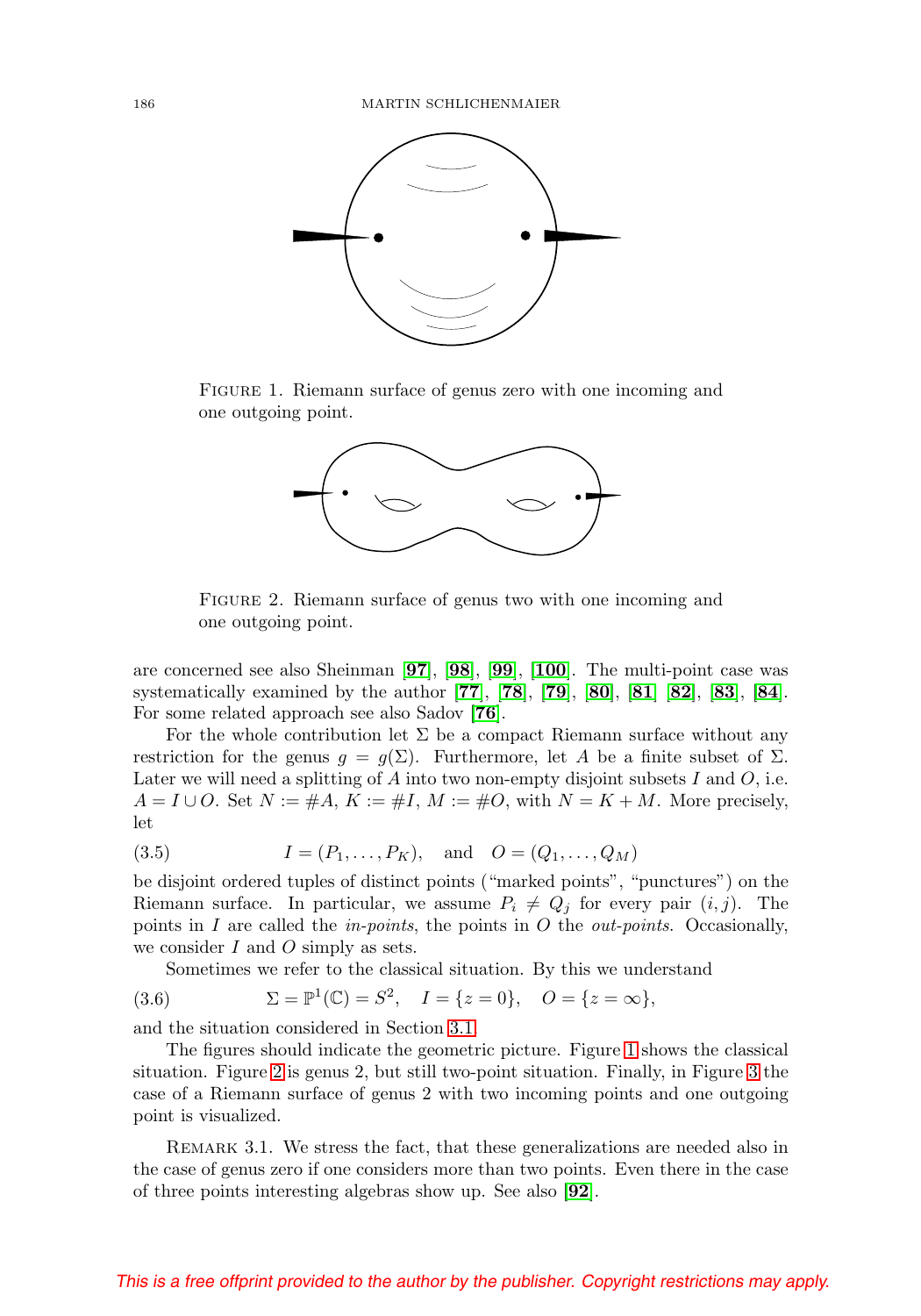FIGURE 1. Riemann surface of genus zero with one incoming and one outgoing point.

FIGURE 2. Riemann surface of genus two with one incoming and one outgoing point.

are concerned see also Sheinman [97], [98], [99], [100]. The multi-point case was systematically examined by the author [77], [78], [79], [80], [81] [82], [83], [84]. For some related approach see also Sadov [76].

For the whole contribution let $\Sigma$ be a compact Riemann surface without any restriction for the genus $g = g(\Sigma)$. Furthermore, let $A$ be a finite subset of $\Sigma$. Later we will need a splitting of $A$ into two non-empty disjoint subsets $I$ and $O$, i.e. $A = I \cup O$. Set $N := \#A$, $K := \#I$, $M := \#O$, with $N = K + M$. More precisely, let

$$I = (P_1, \ldots, P_K), \quad \text{and} \quad O = (Q_1, \ldots, Q_M) \tag{3.5}$$

be disjoint ordered tuples of distinct points ("marked points", "punctures") on the Riemann surface. In particular, we assume $P_i \neq Q_j$ for every pair $(i, j)$. The points in $I$ are called the *in-points*, the points in $O$ the *out-points*. Occasionally, we consider $I$ and $O$ simply as sets.

Sometimes we refer to the classical situation. By this we understand

$$\Sigma = \mathbb{P}^1(\mathbb{C}) = S^2, \quad I = \{z = 0\}, \quad O = \{z = \infty\}, \tag{3.6}$$

and the situation considered in Section 3.1.

The figures should indicate the geometric picture. Figure 1 shows the classical situation. Figure 2 is genus 2, but still two-point situation. Finally, in Figure 3 the case of a Riemann surface of genus 2 with two incoming points and one outgoing point is visualized.

REMARK 3.1. We stress the fact, that these generalizations are needed also in the case of genus zero if one considers more than two points. Even there in the case of three points interesting algebras show up. See also [92].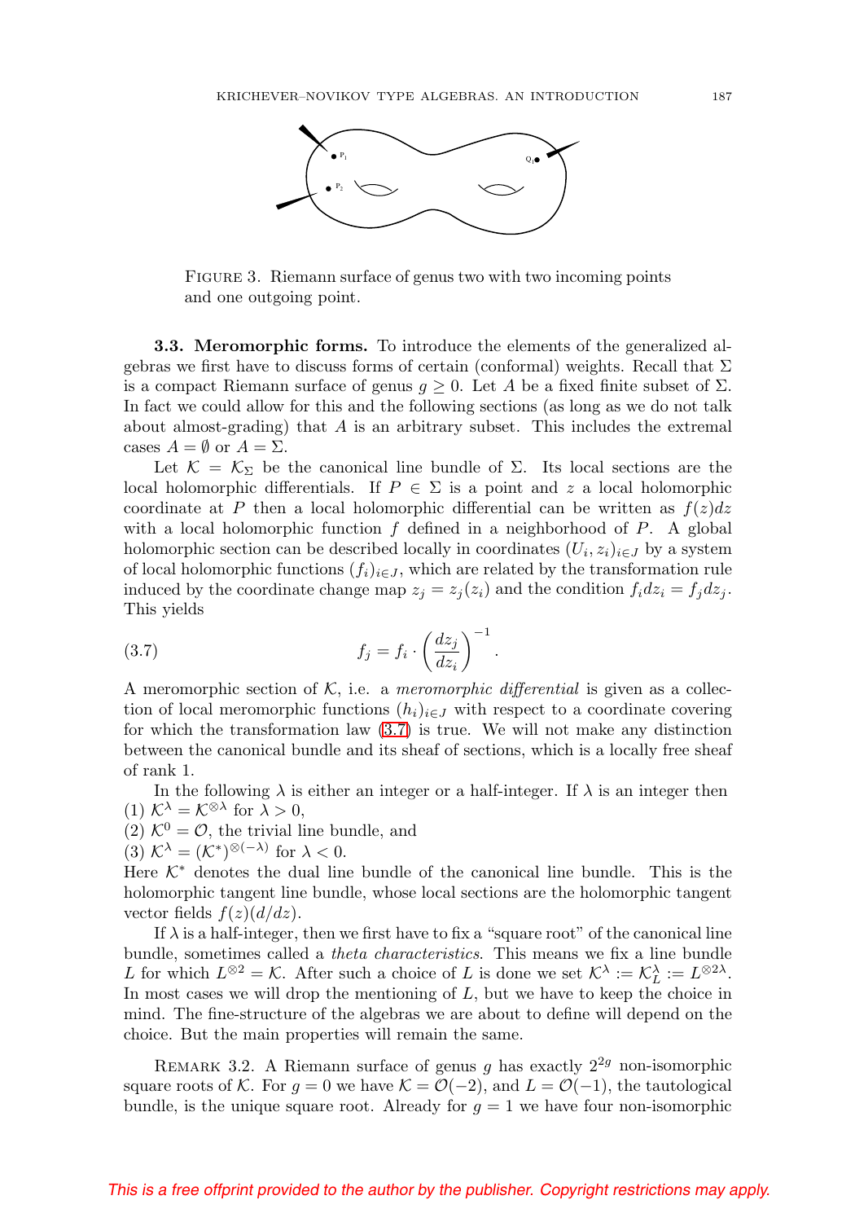FIGURE 3. Riemann surface of genus two with two incoming points and one outgoing point.

**3.3. Meromorphic forms.** To introduce the elements of the generalized algebras we first have to discuss forms of certain (conformal) weights. Recall that $\Sigma$ is a compact Riemann surface of genus $g \geq 0$. Let $A$ be a fixed finite subset of $\Sigma$. In fact we could allow for this and the following sections (as long as we do not talk about almost-grading) that $A$ is an arbitrary subset. This includes the extremal cases $A = \emptyset$ or $A = \Sigma$.

Let $\mathcal{K} = \mathcal{K}_\Sigma$ be the canonical line bundle of $\Sigma$. Its local sections are the local holomorphic differentials. If $P \in \Sigma$ is a point and $z$ a local holomorphic coordinate at $P$ then a local holomorphic differential can be written as $f(z)dz$ with a local holomorphic function $f$ defined in a neighborhood of $P$. A global holomorphic section can be described locally in coordinates $(U_i, z_i)_{i \in J}$ by a system of local holomorphic functions $(f_i)_{i \in J}$, which are related by the transformation rule induced by the coordinate change map $z_j = z_j(z_i)$ and the condition $f_i dz_i = f_j dz_j$. This yields

$$f_j = f_i \cdot \left(\frac{dz_j}{dz_i}\right)^{-1}. \tag{3.7}$$

A meromorphic section of $\mathcal{K}$, i.e. a *meromorphic differential* is given as a collection of local meromorphic functions $(h_i)_{i \in J}$ with respect to a coordinate covering for which the transformation law (3.7) is true. We will not make any distinction between the canonical bundle and its sheaf of sections, which is a locally free sheaf of rank 1.

In the following $\lambda$ is either an integer or a half-integer. If $\lambda$ is an integer then
(1) $\mathcal{K}^\lambda = \mathcal{K}^{\otimes \lambda}$ for $\lambda > 0$,
(2) $\mathcal{K}^0 = \mathcal{O}$, the trivial line bundle, and
(3) $\mathcal{K}^\lambda = (\mathcal{K}^*)^{\otimes(-\lambda)}$ for $\lambda < 0$.
Here $\mathcal{K}^*$ denotes the dual line bundle of the canonical line bundle. This is the holomorphic tangent line bundle, whose local sections are the holomorphic tangent vector fields $f(z)(d/dz)$.

If $\lambda$ is a half-integer, then we first have to fix a "square root" of the canonical line bundle, sometimes called a *theta characteristics*. This means we fix a line bundle $L$ for which $L^{\otimes 2} = \mathcal{K}$. After such a choice of $L$ is done we set $\mathcal{K}^\lambda := \mathcal{K}_L^\lambda := L^{\otimes 2\lambda}$. In most cases we will drop the mentioning of $L$, but we have to keep the choice in mind. The fine-structure of the algebras we are about to define will depend on the choice. But the main properties will remain the same.

REMARK 3.2. A Riemann surface of genus $g$ has exactly $2^{2g}$ non-isomorphic square roots of $\mathcal{K}$. For $g = 0$ we have $\mathcal{K} = \mathcal{O}(-2)$, and $L = \mathcal{O}(-1)$, the tautological bundle, is the unique square root. Already for $g = 1$ we have four non-isomorphic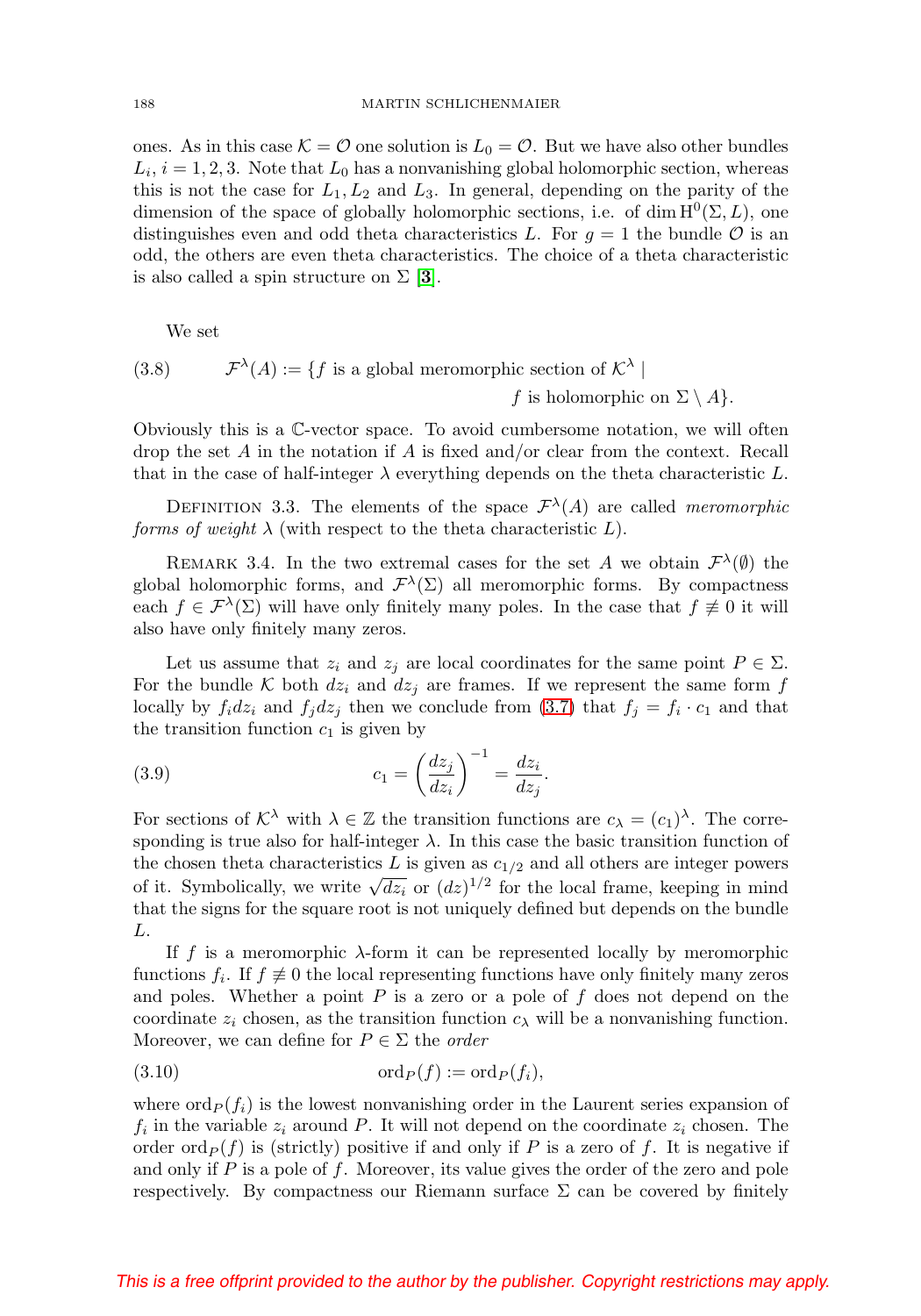ones. As in this case $\mathcal{K} = \mathcal{O}$ one solution is $L_0 = \mathcal{O}$. But we have also other bundles $L_i$, $i = 1, 2, 3$. Note that $L_0$ has a nonvanishing global holomorphic section, whereas this is not the case for $L_1, L_2$ and $L_3$. In general, depending on the parity of the dimension of the space of globally holomorphic sections, i.e. of $\dim \mathrm{H}^0(\Sigma, L)$, one distinguishes even and odd theta characteristics $L$. For $g = 1$ the bundle $\mathcal{O}$ is an odd, the others are even theta characteristics. The choice of a theta characteristic is also called a spin structure on $\Sigma$ [**3**].

We set

$$\mathcal{F}^\lambda(A) := \{ f \text{ is a global meromorphic section of } \mathcal{K}^\lambda \mid f \text{ is holomorphic on } \Sigma \setminus A \}. \tag{3.8}$$

Obviously this is a $\mathbb{C}$-vector space. To avoid cumbersome notation, we will often drop the set $A$ in the notation if $A$ is fixed and/or clear from the context. Recall that in the case of half-integer $\lambda$ everything depends on the theta characteristic $L$.

Definition 3.3. The elements of the space $\mathcal{F}^\lambda(A)$ are called *meromorphic forms of weight* $\lambda$ (with respect to the theta characteristic $L$).

Remark 3.4. In the two extremal cases for the set $A$ we obtain $\mathcal{F}^\lambda(\emptyset)$ the global holomorphic forms, and $\mathcal{F}^\lambda(\Sigma)$ all meromorphic forms. By compactness each $f \in \mathcal{F}^\lambda(\Sigma)$ will have only finitely many poles. In the case that $f \not\equiv 0$ it will also have only finitely many zeros.

Let us assume that $z_i$ and $z_j$ are local coordinates for the same point $P \in \Sigma$. For the bundle $\mathcal{K}$ both $dz_i$ and $dz_j$ are frames. If we represent the same form $f$ locally by $f_i dz_i$ and $f_j dz_j$ then we conclude from (3.7) that $f_j = f_i \cdot c_1$ and that the transition function $c_1$ is given by

$$c_1 = \left(\frac{dz_j}{dz_i}\right)^{-1} = \frac{dz_i}{dz_j}. \tag{3.9}$$

For sections of $\mathcal{K}^\lambda$ with $\lambda \in \mathbb{Z}$ the transition functions are $c_\lambda = (c_1)^\lambda$. The corresponding is true also for half-integer $\lambda$. In this case the basic transition function of the chosen theta characteristics $L$ is given as $c_{1/2}$ and all others are integer powers of it. Symbolically, we write $\sqrt{dz_i}$ or $(dz)^{1/2}$ for the local frame, keeping in mind that the signs for the square root is not uniquely defined but depends on the bundle $L$.

If $f$ is a meromorphic $\lambda$-form it can be represented locally by meromorphic functions $f_i$. If $f \not\equiv 0$ the local representing functions have only finitely many zeros and poles. Whether a point $P$ is a zero or a pole of $f$ does not depend on the coordinate $z_i$ chosen, as the transition function $c_\lambda$ will be a nonvanishing function. Moreover, we can define for $P \in \Sigma$ the *order*

$$\operatorname{ord}_P(f) := \operatorname{ord}_P(f_i), \tag{3.10}$$

where $\operatorname{ord}_P(f_i)$ is the lowest nonvanishing order in the Laurent series expansion of $f_i$ in the variable $z_i$ around $P$. It will not depend on the coordinate $z_i$ chosen. The order $\operatorname{ord}_P(f)$ is (strictly) positive if and only if $P$ is a zero of $f$. It is negative if and only if $P$ is a pole of $f$. Moreover, its value gives the order of the zero and pole respectively. By compactness our Riemann surface $\Sigma$ can be covered by finitely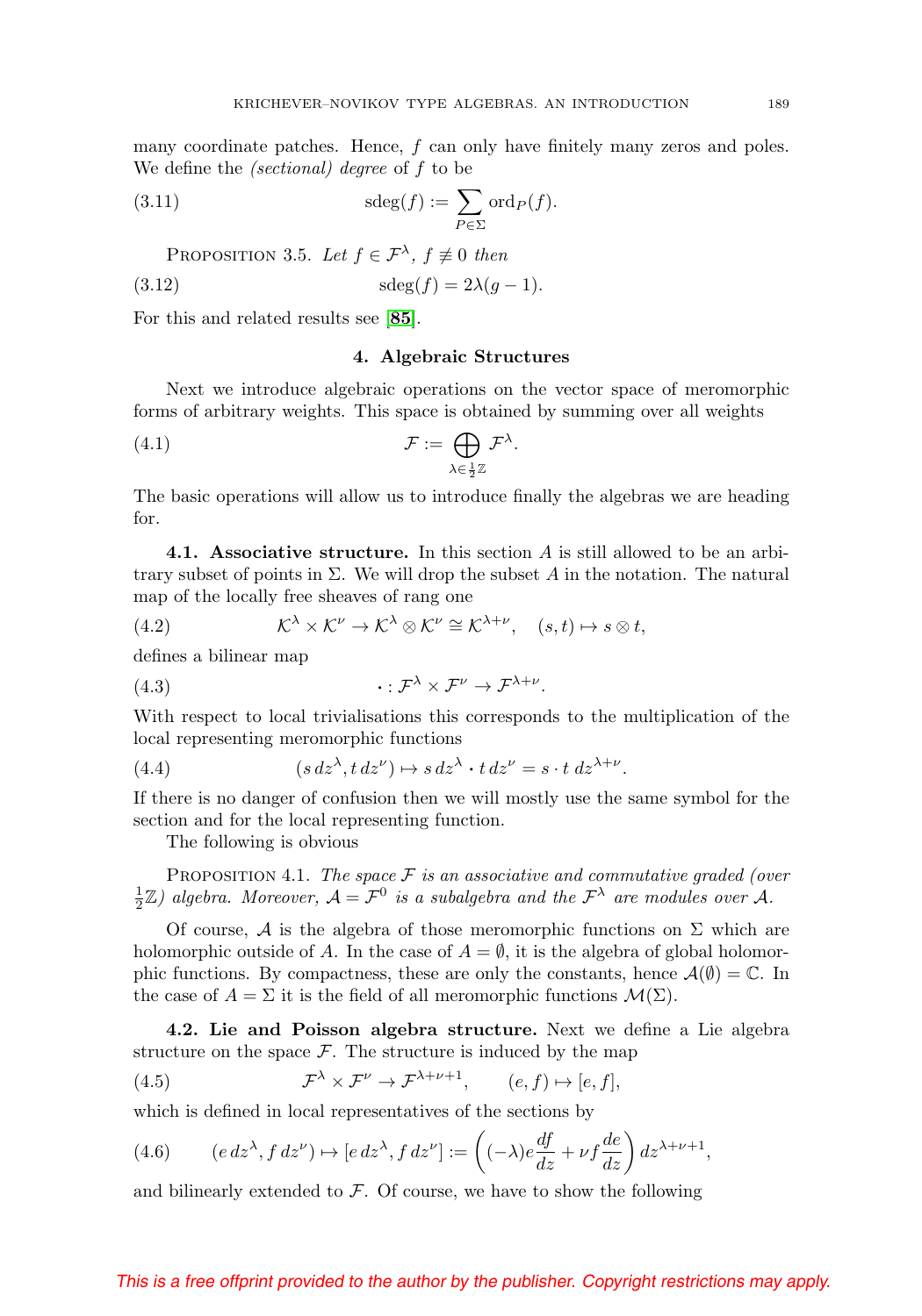many coordinate patches. Hence, $f$ can only have finitely many zeros and poles. We define the *(sectional) degree* of $f$ to be

$$\operatorname{sdeg}(f) := \sum_{P \in \Sigma} \operatorname{ord}_P(f). \tag{3.11}$$

PROPOSITION 3.5. *Let $f \in \mathcal{F}^\lambda$, $f \not\equiv 0$ then*

$$\operatorname{sdeg}(f) = 2\lambda(g-1). \tag{3.12}$$

For this and related results see [85].

## 4. Algebraic Structures

Next we introduce algebraic operations on the vector space of meromorphic forms of arbitrary weights. This space is obtained by summing over all weights

$$\mathcal{F} := \bigoplus_{\lambda \in \frac{1}{2}\mathbb{Z}} \mathcal{F}^\lambda. \tag{4.1}$$

The basic operations will allow us to introduce finally the algebras we are heading for.

**4.1. Associative structure.** In this section $A$ is still allowed to be an arbitrary subset of points in $\Sigma$. We will drop the subset $A$ in the notation. The natural map of the locally free sheaves of rang one

$$\mathcal{K}^\lambda \times \mathcal{K}^\nu \to \mathcal{K}^\lambda \otimes \mathcal{K}^\nu \cong \mathcal{K}^{\lambda+\nu}, \quad (s,t) \mapsto s \otimes t, \tag{4.2}$$

defines a bilinear map

$$\cdot : \mathcal{F}^\lambda \times \mathcal{F}^\nu \to \mathcal{F}^{\lambda+\nu}. \tag{4.3}$$

With respect to local trivialisations this corresponds to the multiplication of the local representing meromorphic functions

$$(s\, dz^\lambda, t\, dz^\nu) \mapsto s\, dz^\lambda \cdot t\, dz^\nu = s \cdot t\; dz^{\lambda+\nu}. \tag{4.4}$$

If there is no danger of confusion then we will mostly use the same symbol for the section and for the local representing function.

The following is obvious

PROPOSITION 4.1. *The space $\mathcal{F}$ is an associative and commutative graded (over $\frac{1}{2}\mathbb{Z}$) algebra. Moreover, $\mathcal{A} = \mathcal{F}^0$ is a subalgebra and the $\mathcal{F}^\lambda$ are modules over $\mathcal{A}$.*

Of course, $\mathcal{A}$ is the algebra of those meromorphic functions on $\Sigma$ which are holomorphic outside of $A$. In the case of $A = \emptyset$, it is the algebra of global holomorphic functions. By compactness, these are only the constants, hence $\mathcal{A}(\emptyset) = \mathbb{C}$. In the case of $A = \Sigma$ it is the field of all meromorphic functions $\mathcal{M}(\Sigma)$.

**4.2. Lie and Poisson algebra structure.** Next we define a Lie algebra structure on the space $\mathcal{F}$. The structure is induced by the map

$$\mathcal{F}^\lambda \times \mathcal{F}^\nu \to \mathcal{F}^{\lambda+\nu+1}, \qquad (e,f) \mapsto [e,f], \tag{4.5}$$

which is defined in local representatives of the sections by

$$(e\, dz^\lambda, f\, dz^\nu) \mapsto [e\, dz^\lambda, f\, dz^\nu] := \left( (-\lambda) e \frac{df}{dz} + \nu f \frac{de}{dz} \right) dz^{\lambda+\nu+1}, \tag{4.6}$$

and bilinearly extended to $\mathcal{F}$. Of course, we have to show the following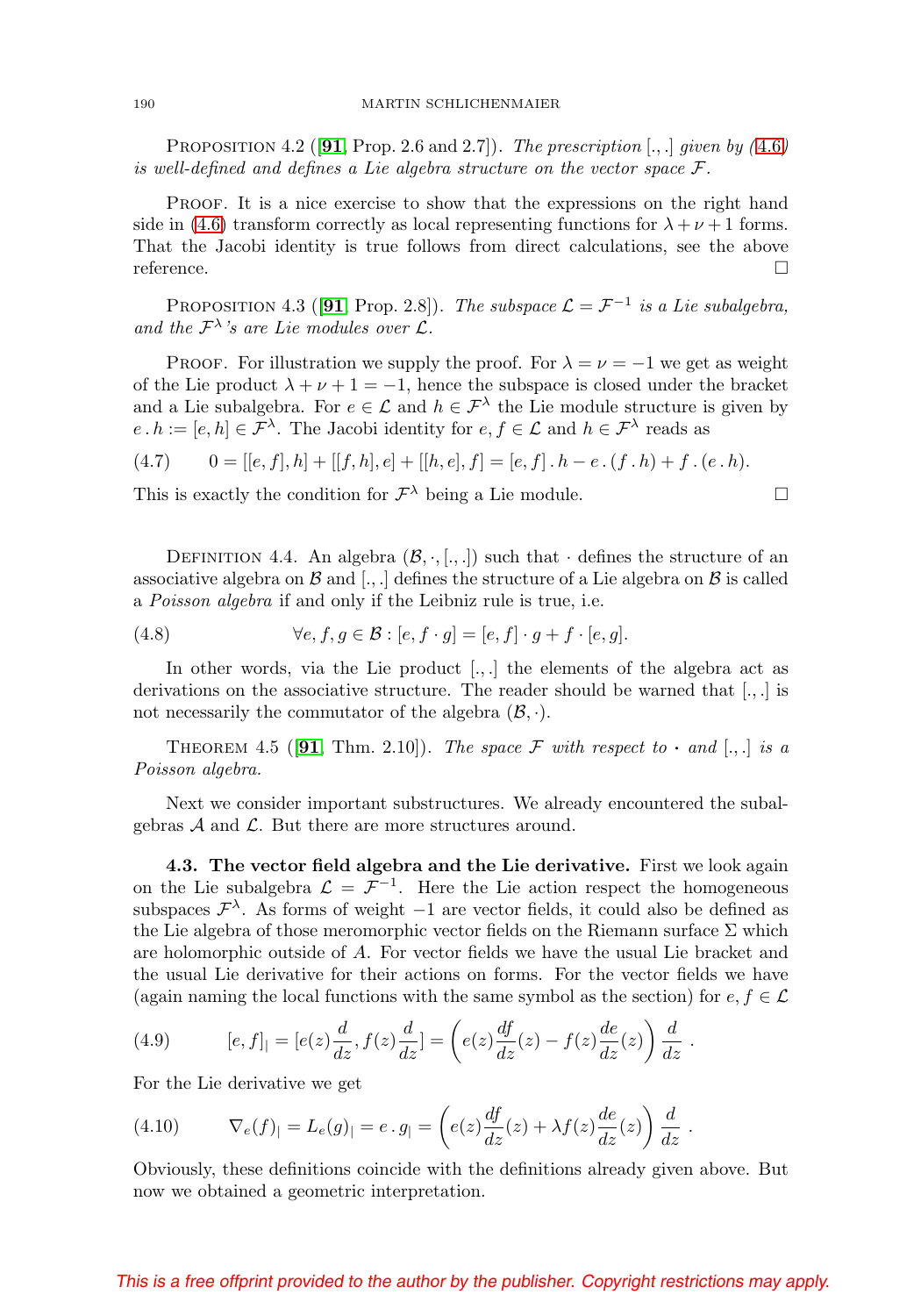Proposition 4.2 ([**91**, Prop. 2.6 and 2.7]). *The prescription* $[.,.]$ *given by (4.6) is well-defined and defines a Lie algebra structure on the vector space* $\mathcal{F}$.

Proof. It is a nice exercise to show that the expressions on the right hand side in (4.6) transform correctly as local representing functions for $\lambda+\nu+1$ forms. That the Jacobi identity is true follows from direct calculations, see the above reference. □

Proposition 4.3 ([**91**, Prop. 2.8]). *The subspace* $\mathcal{L}=\mathcal{F}^{-1}$ *is a Lie subalgebra, and the* $\mathcal{F}^\lambda$*'s are Lie modules over* $\mathcal{L}$.

Proof. For illustration we supply the proof. For $\lambda=\nu=-1$ we get as weight of the Lie product $\lambda+\nu+1=-1$, hence the subspace is closed under the bracket and a Lie subalgebra. For $e\in\mathcal{L}$ and $h\in\mathcal{F}^\lambda$ the Lie module structure is given by $e\,.\,h:=[e,h]\in\mathcal{F}^\lambda$. The Jacobi identity for $e,f\in\mathcal{L}$ and $h\in\mathcal{F}^\lambda$ reads as

$$0=[[e,f],h]+[[f,h],e]+[[h,e],f]=[e,f]\,.\,h-e\,.\,(f\,.\,h)+f\,.\,(e\,.\,h). \tag{4.7}$$

This is exactly the condition for $\mathcal{F}^\lambda$ being a Lie module. □

Definition 4.4. An algebra $(\mathcal{B},\cdot,[.,.])$ such that $\cdot$ defines the structure of an associative algebra on $\mathcal{B}$ and $[.,.]$ defines the structure of a Lie algebra on $\mathcal{B}$ is called a *Poisson algebra* if and only if the Leibniz rule is true, i.e.

$$\forall e,f,g\in\mathcal{B}:[e,f\cdot g]=[e,f]\cdot g+f\cdot[e,g]. \tag{4.8}$$

In other words, via the Lie product $[.,.]$ the elements of the algebra act as derivations on the associative structure. The reader should be warned that $[.,.]$ is not necessarily the commutator of the algebra $(\mathcal{B},\cdot)$.

Theorem 4.5 ([**91**, Thm. 2.10]). *The space* $\mathcal{F}$ *with respect to* $\cdot$ *and* $[.,.]$ *is a Poisson algebra.*

Next we consider important substructures. We already encountered the subalgebras $\mathcal{A}$ and $\mathcal{L}$. But there are more structures around.

**4.3. The vector field algebra and the Lie derivative.** First we look again on the Lie subalgebra $\mathcal{L}=\mathcal{F}^{-1}$. Here the Lie action respect the homogeneous subspaces $\mathcal{F}^\lambda$. As forms of weight $-1$ are vector fields, it could also be defined as the Lie algebra of those meromorphic vector fields on the Riemann surface $\Sigma$ which are holomorphic outside of $A$. For vector fields we have the usual Lie bracket and the usual Lie derivative for their actions on forms. For the vector fields we have (again naming the local functions with the same symbol as the section) for $e,f\in\mathcal{L}$

$$[e,f]_{|}=[e(z)\frac{d}{dz},f(z)\frac{d}{dz}]=\left(e(z)\frac{df}{dz}(z)-f(z)\frac{de}{dz}(z)\right)\frac{d}{dz}\,. \tag{4.9}$$

For the Lie derivative we get

$$\nabla_e(f)_{|}=L_e(g)_{|}=e\,.\,g_{|}=\left(e(z)\frac{df}{dz}(z)+\lambda f(z)\frac{de}{dz}(z)\right)\frac{d}{dz}\,. \tag{4.10}$$

Obviously, these definitions coincide with the definitions already given above. But now we obtained a geometric interpretation.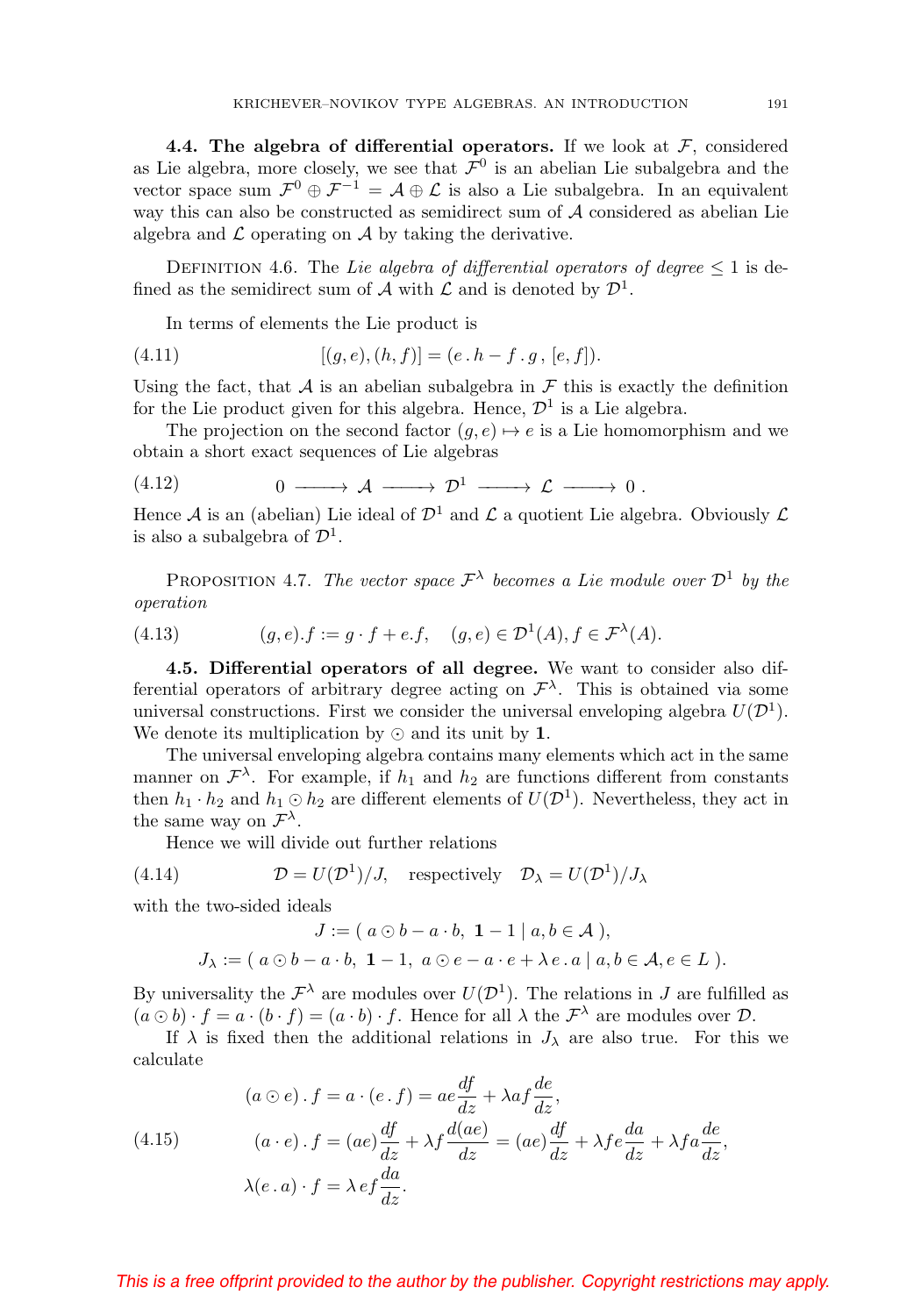**4.4. The algebra of differential operators.** If we look at $\mathcal{F}$, considered as Lie algebra, more closely, we see that $\mathcal{F}^0$ is an abelian Lie subalgebra and the vector space sum $\mathcal{F}^0 \oplus \mathcal{F}^{-1} = \mathcal{A} \oplus \mathcal{L}$ is also a Lie subalgebra. In an equivalent way this can also be constructed as semidirect sum of $\mathcal{A}$ considered as abelian Lie algebra and $\mathcal{L}$ operating on $\mathcal{A}$ by taking the derivative.

Definition 4.6. The *Lie algebra of differential operators of degree* $\leq 1$ is defined as the semidirect sum of $\mathcal{A}$ with $\mathcal{L}$ and is denoted by $\mathcal{D}^1$.

In terms of elements the Lie product is

$$[(g,e),(h,f)] = (e\,.\,h - f\,.\,g\,,\,[e,f]). \tag{4.11}$$

Using the fact, that $\mathcal{A}$ is an abelian subalgebra in $\mathcal{F}$ this is exactly the definition for the Lie product given for this algebra. Hence, $\mathcal{D}^1$ is a Lie algebra.

The projection on the second factor $(g,e) \mapsto e$ is a Lie homomorphism and we obtain a short exact sequences of Lie algebras

$$0 \longrightarrow \mathcal{A} \longrightarrow \mathcal{D}^1 \longrightarrow \mathcal{L} \longrightarrow 0\,. \tag{4.12}$$

Hence $\mathcal{A}$ is an (abelian) Lie ideal of $\mathcal{D}^1$ and $\mathcal{L}$ a quotient Lie algebra. Obviously $\mathcal{L}$ is also a subalgebra of $\mathcal{D}^1$.

Proposition 4.7. *The vector space $\mathcal{F}^\lambda$ becomes a Lie module over $\mathcal{D}^1$ by the operation*

$$(g,e).f := g\cdot f + e.f, \quad (g,e)\in\mathcal{D}^1(A), f\in\mathcal{F}^\lambda(A). \tag{4.13}$$

**4.5. Differential operators of all degree.** We want to consider also differential operators of arbitrary degree acting on $\mathcal{F}^\lambda$. This is obtained via some universal constructions. First we consider the universal enveloping algebra $U(\mathcal{D}^1)$. We denote its multiplication by $\odot$ and its unit by $\mathbf{1}$.

The universal enveloping algebra contains many elements which act in the same manner on $\mathcal{F}^\lambda$. For example, if $h_1$ and $h_2$ are functions different from constants then $h_1\cdot h_2$ and $h_1\odot h_2$ are different elements of $U(\mathcal{D}^1)$. Nevertheless, they act in the same way on $\mathcal{F}^\lambda$.

Hence we will divide out further relations

$$\mathcal{D} = U(\mathcal{D}^1)/J, \quad \text{respectively} \quad \mathcal{D}_\lambda = U(\mathcal{D}^1)/J_\lambda \tag{4.14}$$

with the two-sided ideals

$$J := (\, a\odot b - a\cdot b,\ \mathbf{1}-1 \mid a,b\in\mathcal{A}\,),$$
$$J_\lambda := (\, a\odot b - a\cdot b,\ \mathbf{1}-1,\ a\odot e - a\cdot e + \lambda\, e\,.\,a \mid a,b\in\mathcal{A}, e\in L\,).$$

By universality the $\mathcal{F}^\lambda$ are modules over $U(\mathcal{D}^1)$. The relations in $J$ are fulfilled as $(a\odot b)\cdot f = a\cdot(b\cdot f) = (a\cdot b)\cdot f$. Hence for all $\lambda$ the $\mathcal{F}^\lambda$ are modules over $\mathcal{D}$.

If $\lambda$ is fixed then the additional relations in $J_\lambda$ are also true. For this we calculate

$$\begin{aligned}
(a\odot e)\,.\,f &= a\cdot(e\,.\,f) = ae\frac{df}{dz} + \lambda a f\frac{de}{dz},\\
(a\cdot e)\,.\,f &= (ae)\frac{df}{dz} + \lambda f\frac{d(ae)}{dz} = (ae)\frac{df}{dz} + \lambda f e\frac{da}{dz} + \lambda f a\frac{de}{dz},\\
\lambda(e\,.\,a)\cdot f &= \lambda\, e f\frac{da}{dz}.
\end{aligned} \tag{4.15}$$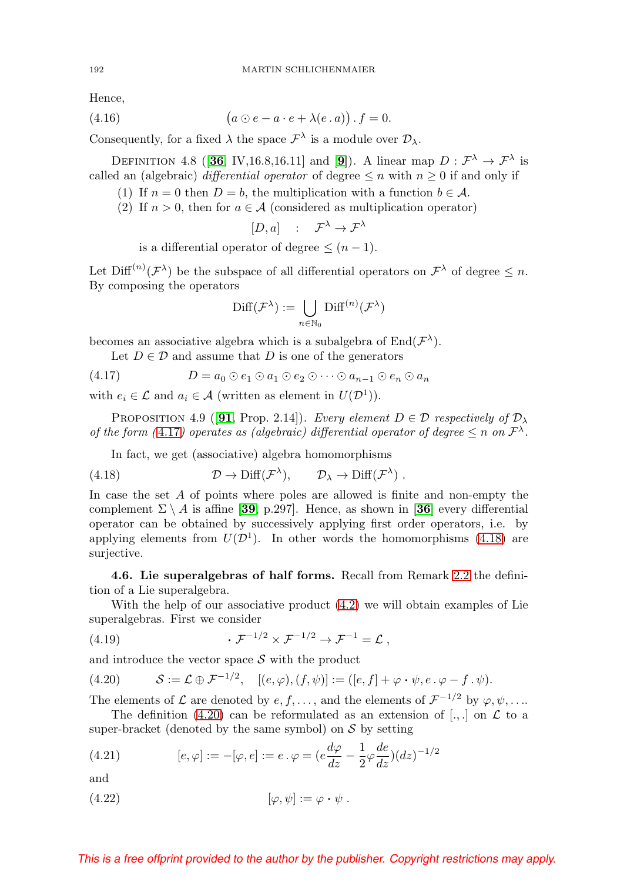Hence,

$$(4.16)\qquad \big(a \odot e - a\cdot e + \lambda(e\,.\,a)\big)\,.\,f = 0.$$

Consequently, for a fixed $\lambda$ the space $\mathcal{F}^\lambda$ is a module over $\mathcal{D}_\lambda$.

Definition 4.8 ([**36**, IV,16.8,16.11] and [**9**]). A linear map $D:\mathcal{F}^\lambda\to\mathcal{F}^\lambda$ is called an (algebraic) *differential operator* of degree $\le n$ with $n\ge 0$ if and only if

(1) If $n=0$ then $D=b$, the multiplication with a function $b\in\mathcal{A}$.

(2) If $n>0$, then for $a\in\mathcal{A}$ (considered as multiplication operator)

$$[D,a]\quad : \quad \mathcal{F}^\lambda\to\mathcal{F}^\lambda$$

is a differential operator of degree $\le (n-1)$.

Let $\mathrm{Diff}^{(n)}(\mathcal{F}^\lambda)$ be the subspace of all differential operators on $\mathcal{F}^\lambda$ of degree $\le n$. By composing the operators

$$\mathrm{Diff}(\mathcal{F}^\lambda) := \bigcup_{n\in\mathbb{N}_0}\mathrm{Diff}^{(n)}(\mathcal{F}^\lambda)$$

becomes an associative algebra which is a subalgebra of $\mathrm{End}(\mathcal{F}^\lambda)$.

Let $D\in\mathcal{D}$ and assume that $D$ is one of the generators

$$(4.17)\qquad D = a_0\odot e_1\odot a_1\odot e_2\odot\cdots\odot a_{n-1}\odot e_n\odot a_n$$

with $e_i\in\mathcal{L}$ and $a_i\in\mathcal{A}$ (written as element in $U(\mathcal{D}^1)$).

Proposition 4.9 ([**91**, Prop. 2.14]). *Every element $D\in\mathcal{D}$ respectively of $\mathcal{D}_\lambda$ of the form (4.17) operates as (algebraic) differential operator of degree $\le n$ on $\mathcal{F}^\lambda$.*

In fact, we get (associative) algebra homomorphisms

$$(4.18)\qquad \mathcal{D}\to\mathrm{Diff}(\mathcal{F}^\lambda),\qquad \mathcal{D}_\lambda\to\mathrm{Diff}(\mathcal{F}^\lambda)\ .$$

In case the set $A$ of points where poles are allowed is finite and non-empty the complement $\Sigma\setminus A$ is affine [**39**, p.297]. Hence, as shown in [**36**] every differential operator can be obtained by successively applying first order operators, i.e. by applying elements from $U(\mathcal{D}^1)$. In other words the homomorphisms (4.18) are surjective.

**4.6. Lie superalgebras of half forms.** Recall from Remark 2.2 the definition of a Lie superalgebra.

With the help of our associative product (4.2) we will obtain examples of Lie superalgebras. First we consider

$$(4.19)\qquad \cdot\ \mathcal{F}^{-1/2}\times\mathcal{F}^{-1/2}\to\mathcal{F}^{-1}=\mathcal{L}\ ,$$

and introduce the vector space $\mathcal{S}$ with the product

$$(4.20)\qquad \mathcal{S}:=\mathcal{L}\oplus\mathcal{F}^{-1/2},\quad [(e,\varphi),(f,\psi)] := ([e,f]+\varphi\cdot\psi,\, e\,.\,\varphi - f\,.\,\psi).$$

The elements of $\mathcal{L}$ are denoted by $e,f,\ldots$, and the elements of $\mathcal{F}^{-1/2}$ by $\varphi,\psi,\ldots$.

The definition (4.20) can be reformulated as an extension of $[.,.]$ on $\mathcal{L}$ to a super-bracket (denoted by the same symbol) on $\mathcal{S}$ by setting

$$(4.21)\qquad [e,\varphi] := -[\varphi,e] := e\,.\,\varphi = (e\frac{d\varphi}{dz}-\frac{1}{2}\varphi\frac{de}{dz})(dz)^{-1/2}$$

and

$$(4.22)\qquad [\varphi,\psi] := \varphi\cdot\psi\ .$$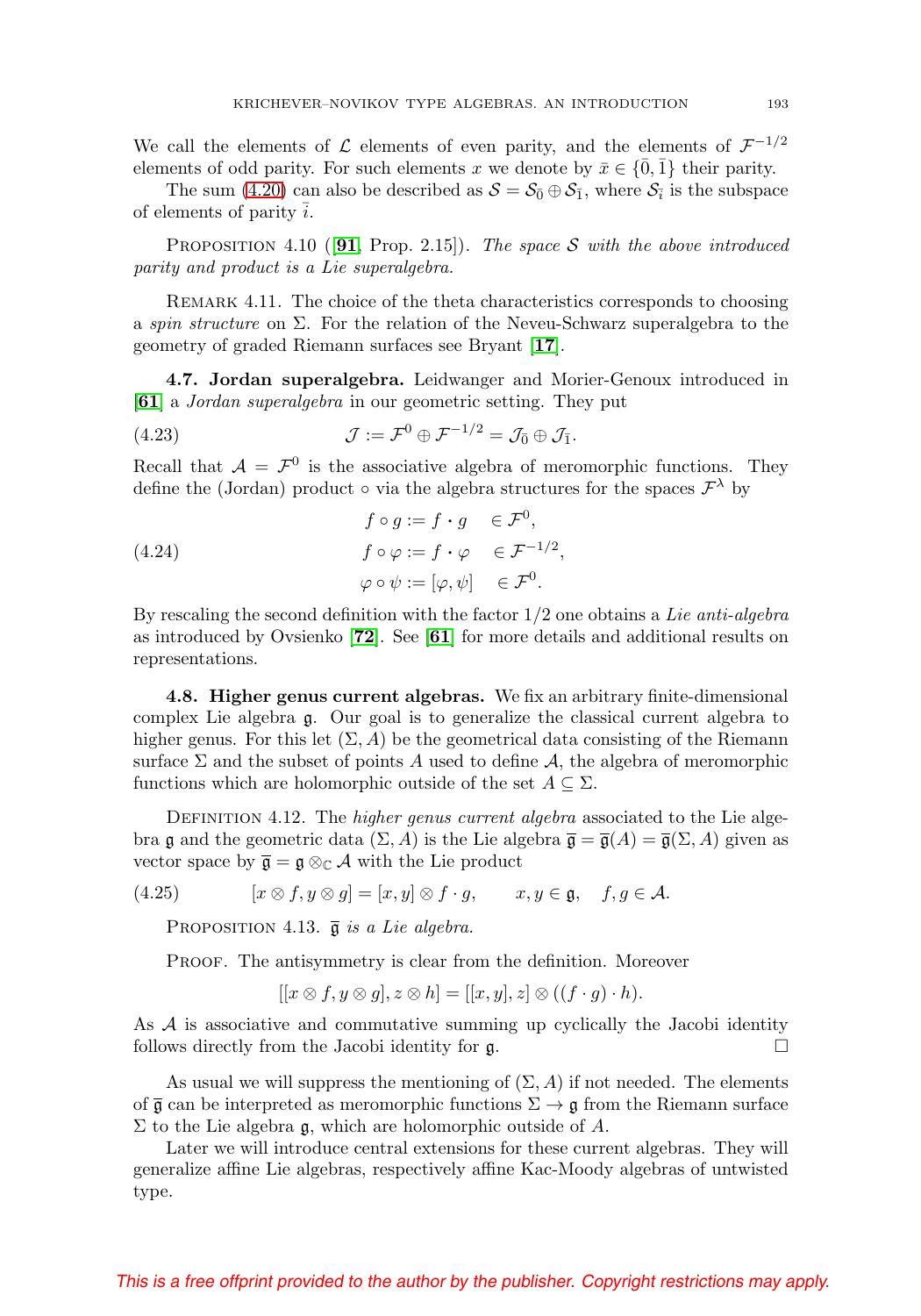We call the elements of $\mathcal{L}$ elements of even parity, and the elements of $\mathcal{F}^{-1/2}$ elements of odd parity. For such elements $x$ we denote by $\bar{x} \in \{\bar{0}, \bar{1}\}$ their parity.

The sum (4.20) can also be described as $\mathcal{S} = \mathcal{S}_{\bar{0}} \oplus \mathcal{S}_{\bar{1}}$, where $\mathcal{S}_{\bar{i}}$ is the subspace of elements of parity $\bar{i}$.

Proposition 4.10 ([**91**, Prop. 2.15]). *The space $\mathcal{S}$ with the above introduced parity and product is a Lie superalgebra.*

Remark 4.11. The choice of the theta characteristics corresponds to choosing a *spin structure* on $\Sigma$. For the relation of the Neveu-Schwarz superalgebra to the geometry of graded Riemann surfaces see Bryant [**17**].

**4.7. Jordan superalgebra.** Leidwanger and Morier-Genoux introduced in [**61**] a *Jordan superalgebra* in our geometric setting. They put

$$\mathcal{J} := \mathcal{F}^0 \oplus \mathcal{F}^{-1/2} = \mathcal{J}_{\bar{0}} \oplus \mathcal{J}_{\bar{1}}. \tag{4.23}$$

Recall that $\mathcal{A} = \mathcal{F}^0$ is the associative algebra of meromorphic functions. They define the (Jordan) product $\circ$ via the algebra structures for the spaces $\mathcal{F}^\lambda$ by

$$\begin{aligned} f \circ g &:= f \cdot g \quad \in \mathcal{F}^0, \\ f \circ \varphi &:= f \cdot \varphi \quad \in \mathcal{F}^{-1/2}, \\ \varphi \circ \psi &:= [\varphi, \psi] \quad \in \mathcal{F}^0. \end{aligned} \tag{4.24}$$

By rescaling the second definition with the factor $1/2$ one obtains a *Lie anti-algebra* as introduced by Ovsienko [**72**]. See [**61**] for more details and additional results on representations.

**4.8. Higher genus current algebras.** We fix an arbitrary finite-dimensional complex Lie algebra $\mathfrak{g}$. Our goal is to generalize the classical current algebra to higher genus. For this let $(\Sigma, A)$ be the geometrical data consisting of the Riemann surface $\Sigma$ and the subset of points $A$ used to define $\mathcal{A}$, the algebra of meromorphic functions which are holomorphic outside of the set $A \subseteq \Sigma$.

Definition 4.12. The *higher genus current algebra* associated to the Lie algebra $\mathfrak{g}$ and the geometric data $(\Sigma, A)$ is the Lie algebra $\overline{\mathfrak{g}} = \overline{\mathfrak{g}}(A) = \overline{\mathfrak{g}}(\Sigma, A)$ given as vector space by $\overline{\mathfrak{g}} = \mathfrak{g} \otimes_{\mathbb{C}} \mathcal{A}$ with the Lie product

$$[x \otimes f, y \otimes g] = [x, y] \otimes f \cdot g, \qquad x, y \in \mathfrak{g}, \quad f, g \in \mathcal{A}. \tag{4.25}$$

Proposition 4.13. *$\overline{\mathfrak{g}}$ is a Lie algebra.*

Proof. The antisymmetry is clear from the definition. Moreover

$$[[x \otimes f, y \otimes g], z \otimes h] = [[x, y], z] \otimes ((f \cdot g) \cdot h).$$

As $\mathcal{A}$ is associative and commutative summing up cyclically the Jacobi identity follows directly from the Jacobi identity for $\mathfrak{g}$. □

As usual we will suppress the mentioning of $(\Sigma, A)$ if not needed. The elements of $\overline{\mathfrak{g}}$ can be interpreted as meromorphic functions $\Sigma \to \mathfrak{g}$ from the Riemann surface $\Sigma$ to the Lie algebra $\mathfrak{g}$, which are holomorphic outside of $A$.

Later we will introduce central extensions for these current algebras. They will generalize affine Lie algebras, respectively affine Kac-Moody algebras of untwisted type.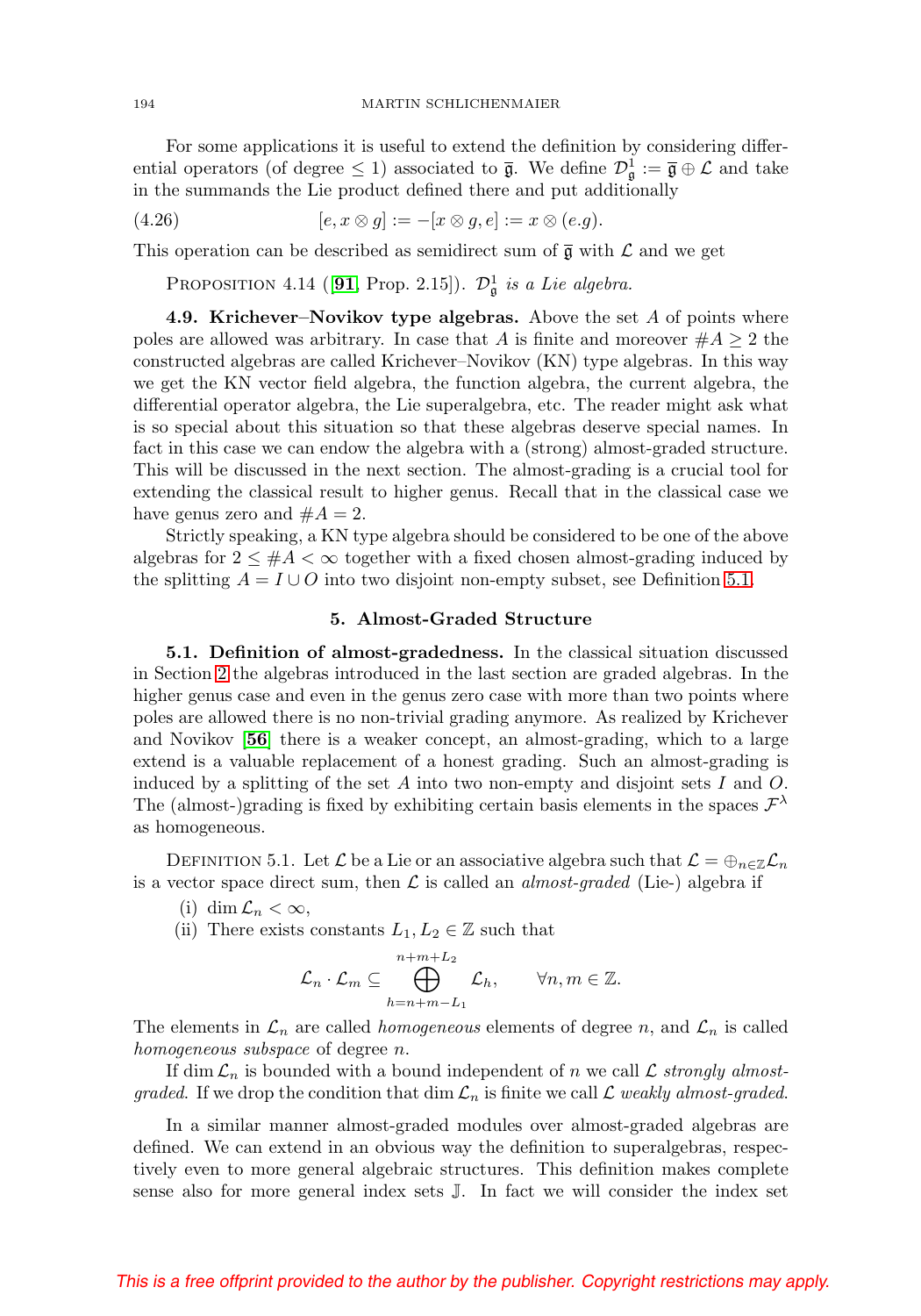For some applications it is useful to extend the definition by considering differential operators (of degree $\le 1$) associated to $\overline{\mathfrak{g}}$. We define $\mathcal{D}^1_{\mathfrak{g}} := \overline{\mathfrak{g}} \oplus \mathcal{L}$ and take in the summands the Lie product defined there and put additionally

$$[e, x \otimes g] := -[x \otimes g, e] := x \otimes (e.g). \tag{4.26}$$

This operation can be described as semidirect sum of $\overline{\mathfrak{g}}$ with $\mathcal{L}$ and we get

Proposition 4.14 ([**91**, Prop. 2.15]). *$\mathcal{D}^1_{\mathfrak{g}}$ is a Lie algebra.*

**4.9. Krichever–Novikov type algebras.** Above the set $A$ of points where poles are allowed was arbitrary. In case that $A$ is finite and moreover $\#A \ge 2$ the constructed algebras are called Krichever–Novikov (KN) type algebras. In this way we get the KN vector field algebra, the function algebra, the current algebra, the differential operator algebra, the Lie superalgebra, etc. The reader might ask what is so special about this situation so that these algebras deserve special names. In fact in this case we can endow the algebra with a (strong) almost-graded structure. This will be discussed in the next section. The almost-grading is a crucial tool for extending the classical result to higher genus. Recall that in the classical case we have genus zero and $\#A = 2$.

Strictly speaking, a KN type algebra should be considered to be one of the above algebras for $2 \le \#A < \infty$ together with a fixed chosen almost-grading induced by the splitting $A = I \cup O$ into two disjoint non-empty subset, see Definition 5.1.

## 5. Almost-Graded Structure

**5.1. Definition of almost-gradedness.** In the classical situation discussed in Section 2 the algebras introduced in the last section are graded algebras. In the higher genus case and even in the genus zero case with more than two points where poles are allowed there is no non-trivial grading anymore. As realized by Krichever and Novikov [**56**] there is a weaker concept, an almost-grading, which to a large extend is a valuable replacement of a honest grading. Such an almost-grading is induced by a splitting of the set $A$ into two non-empty and disjoint sets $I$ and $O$. The (almost-)grading is fixed by exhibiting certain basis elements in the spaces $\mathcal{F}^\lambda$ as homogeneous.

Definition 5.1. Let $\mathcal{L}$ be a Lie or an associative algebra such that $\mathcal{L} = \oplus_{n\in\mathbb{Z}}\mathcal{L}_n$ is a vector space direct sum, then $\mathcal{L}$ is called an *almost-graded* (Lie-) algebra if

(i) $\dim \mathcal{L}_n < \infty$,

(ii) There exists constants $L_1, L_2 \in \mathbb{Z}$ such that

$$\mathcal{L}_n \cdot \mathcal{L}_m \subseteq \bigoplus_{h=n+m-L_1}^{n+m+L_2} \mathcal{L}_h, \qquad \forall n, m \in \mathbb{Z}.$$

The elements in $\mathcal{L}_n$ are called *homogeneous* elements of degree $n$, and $\mathcal{L}_n$ is called *homogeneous subspace* of degree $n$.

If $\dim \mathcal{L}_n$ is bounded with a bound independent of $n$ we call $\mathcal{L}$ *strongly almost-graded*. If we drop the condition that $\dim \mathcal{L}_n$ is finite we call $\mathcal{L}$ *weakly almost-graded*.

In a similar manner almost-graded modules over almost-graded algebras are defined. We can extend in an obvious way the definition to superalgebras, respectively even to more general algebraic structures. This definition makes complete sense also for more general index sets $\mathbb{J}$. In fact we will consider the index set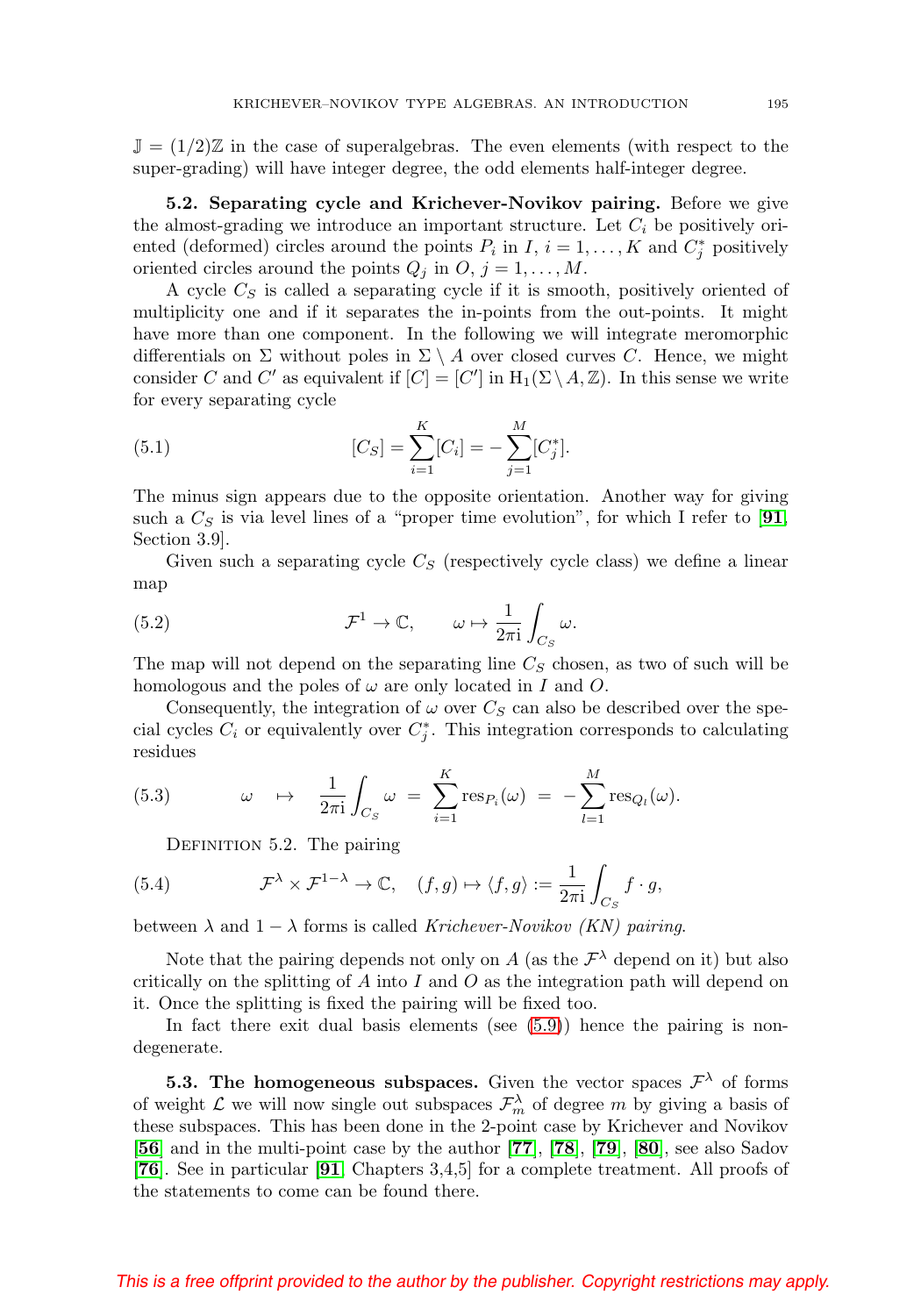$\mathbb{J} = (1/2)\mathbb{Z}$ in the case of superalgebras. The even elements (with respect to the super-grading) will have integer degree, the odd elements half-integer degree.

**5.2. Separating cycle and Krichever-Novikov pairing.** Before we give the almost-grading we introduce an important structure. Let $C_i$ be positively oriented (deformed) circles around the points $P_i$ in $I$, $i = 1, \ldots, K$ and $C_j^*$ positively oriented circles around the points $Q_j$ in $O$, $j = 1, \ldots, M$.

A cycle $C_S$ is called a separating cycle if it is smooth, positively oriented of multiplicity one and if it separates the in-points from the out-points. It might have more than one component. In the following we will integrate meromorphic differentials on $\Sigma$ without poles in $\Sigma \setminus A$ over closed curves $C$. Hence, we might consider $C$ and $C'$ as equivalent if $[C] = [C']$ in $\mathrm{H}_1(\Sigma \setminus A, \mathbb{Z})$. In this sense we write for every separating cycle

$$[C_S] = \sum_{i=1}^{K} [C_i] = -\sum_{j=1}^{M} [C_j^*]. \tag{5.1}$$

The minus sign appears due to the opposite orientation. Another way for giving such a $C_S$ is via level lines of a "proper time evolution", for which I refer to [91, Section 3.9].

Given such a separating cycle $C_S$ (respectively cycle class) we define a linear map

$$\mathcal{F}^1 \to \mathbb{C}, \qquad \omega \mapsto \frac{1}{2\pi \mathrm{i}} \int_{C_S} \omega. \tag{5.2}$$

The map will not depend on the separating line $C_S$ chosen, as two of such will be homologous and the poles of $\omega$ are only located in $I$ and $O$.

Consequently, the integration of $\omega$ over $C_S$ can also be described over the special cycles $C_i$ or equivalently over $C_j^*$. This integration corresponds to calculating residues

$$\omega \quad \mapsto \quad \frac{1}{2\pi \mathrm{i}} \int_{C_S} \omega \;=\; \sum_{i=1}^{K} \mathrm{res}_{P_i}(\omega) \;=\; -\sum_{l=1}^{M} \mathrm{res}_{Q_l}(\omega). \tag{5.3}$$

Definition 5.2. The pairing

$$\mathcal{F}^{\lambda} \times \mathcal{F}^{1-\lambda} \to \mathbb{C}, \quad (f, g) \mapsto \langle f, g \rangle := \frac{1}{2\pi \mathrm{i}} \int_{C_S} f \cdot g, \tag{5.4}$$

between $\lambda$ and $1 - \lambda$ forms is called *Krichever-Novikov (KN) pairing*.

Note that the pairing depends not only on $A$ (as the $\mathcal{F}^{\lambda}$ depend on it) but also critically on the splitting of $A$ into $I$ and $O$ as the integration path will depend on it. Once the splitting is fixed the pairing will be fixed too.

In fact there exit dual basis elements (see (5.9)) hence the pairing is non-degenerate.

**5.3. The homogeneous subspaces.** Given the vector spaces $\mathcal{F}^{\lambda}$ of forms of weight $\mathcal{L}$ we will now single out subspaces $\mathcal{F}^{\lambda}_m$ of degree $m$ by giving a basis of these subspaces. This has been done in the 2-point case by Krichever and Novikov [56] and in the multi-point case by the author [77], [78], [79], [80], see also Sadov [76]. See in particular [91, Chapters 3,4,5] for a complete treatment. All proofs of the statements to come can be found there.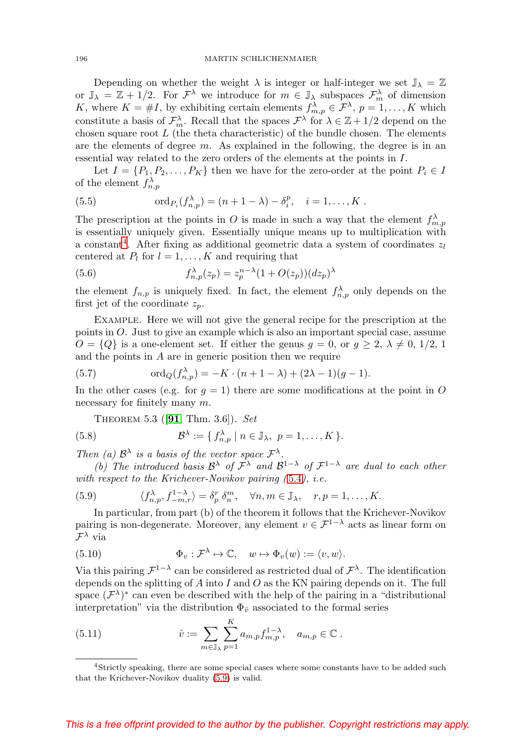Depending on whether the weight $\lambda$ is integer or half-integer we set $\mathbb{J}_\lambda = \mathbb{Z}$ or $\mathbb{J}_\lambda = \mathbb{Z} + 1/2$. For $\mathcal{F}^\lambda$ we introduce for $m \in \mathbb{J}_\lambda$ subspaces $\mathcal{F}^\lambda_m$ of dimension $K$, where $K = \#I$, by exhibiting certain elements $f^\lambda_{m,p} \in \mathcal{F}^\lambda$, $p = 1, \dots, K$ which constitute a basis of $\mathcal{F}^\lambda_m$. Recall that the spaces $\mathcal{F}^\lambda$ for $\lambda \in \mathbb{Z} + 1/2$ depend on the chosen square root $L$ (the theta characteristic) of the bundle chosen. The elements are the elements of degree $m$. As explained in the following, the degree is in an essential way related to the zero orders of the elements at the points in $I$.

Let $I = \{P_1, P_2, \dots, P_K\}$ then we have for the zero-order at the point $P_i \in I$ of the element $f^\lambda_{n,p}$

$$\operatorname{ord}_{P_i}(f^\lambda_{n,p}) = (n + 1 - \lambda) - \delta^p_i, \quad i = 1, \dots, K\,. \tag{5.5}$$

The prescription at the points in $O$ is made in such a way that the element $f^\lambda_{m,p}$ is essentially uniquely given. Essentially unique means up to multiplication with a constant[4]. After fixing as additional geometric data a system of coordinates $z_l$ centered at $P_l$ for $l = 1, \dots, K$ and requiring that

$$f^\lambda_{n,p}(z_p) = z_p^{n-\lambda}(1 + O(z_p))(dz_p)^\lambda \tag{5.6}$$

the element $f_{n,p}$ is uniquely fixed. In fact, the element $f^\lambda_{n,p}$ only depends on the first jet of the coordinate $z_p$.

Example. Here we will not give the general recipe for the prescription at the points in $O$. Just to give an example which is also an important special case, assume $O = \{Q\}$ is a one-element set. If either the genus $g = 0$, or $g \geq 2$, $\lambda \neq 0,\ 1/2,\ 1$ and the points in $A$ are in generic position then we require

$$\operatorname{ord}_Q(f^\lambda_{n,p}) = -K \cdot (n + 1 - \lambda) + (2\lambda - 1)(g - 1). \tag{5.7}$$

In the other cases (e.g. for $g = 1$) there are some modifications at the point in $O$ necessary for finitely many $m$.

Theorem 5.3 ([**91**, Thm. 3.6]). *Set*

$$\mathcal{B}^\lambda := \{\, f^\lambda_{n,p} \mid n \in \mathbb{J}_\lambda,\ p = 1, \dots, K\,\}. \tag{5.8}$$

*Then (a) $\mathcal{B}^\lambda$ is a basis of the vector space $\mathcal{F}^\lambda$.*

*(b) The introduced basis $\mathcal{B}^\lambda$ of $\mathcal{F}^\lambda$ and $\mathcal{B}^{1-\lambda}$ of $\mathcal{F}^{1-\lambda}$ are dual to each other with respect to the Krichever-Novikov pairing (5.4), i.e.*

$$\langle f^\lambda_{n,p}, f^{1-\lambda}_{-m,r} \rangle = \delta^r_p\, \delta^m_n, \quad \forall n, m \in \mathbb{J}_\lambda, \quad r, p = 1, \dots, K. \tag{5.9}$$

In particular, from part (b) of the theorem it follows that the Krichever-Novikov pairing is non-degenerate. Moreover, any element $v \in \mathcal{F}^{1-\lambda}$ acts as linear form on $\mathcal{F}^\lambda$ via

$$\Phi_v : \mathcal{F}^\lambda \mapsto \mathbb{C}, \quad w \mapsto \Phi_v(w) := \langle v, w \rangle. \tag{5.10}$$

Via this pairing $\mathcal{F}^{1-\lambda}$ can be considered as restricted dual of $\mathcal{F}^\lambda$. The identification depends on the splitting of $A$ into $I$ and $O$ as the KN pairing depends on it. The full space $(\mathcal{F}^\lambda)^*$ can even be described with the help of the pairing in a "distributional interpretation" via the distribution $\Phi_{\hat{v}}$ associated to the formal series

$$\hat{v} := \sum_{m \in \mathbb{J}_\lambda} \sum_{p=1}^{K} a_{m,p} f^{1-\lambda}_{m,p}, \quad a_{m,p} \in \mathbb{C}\,. \tag{5.11}$$

---

[4] Strictly speaking, there are some special cases where some constants have to be added such that the Krichever-Novikov duality (5.9) is valid.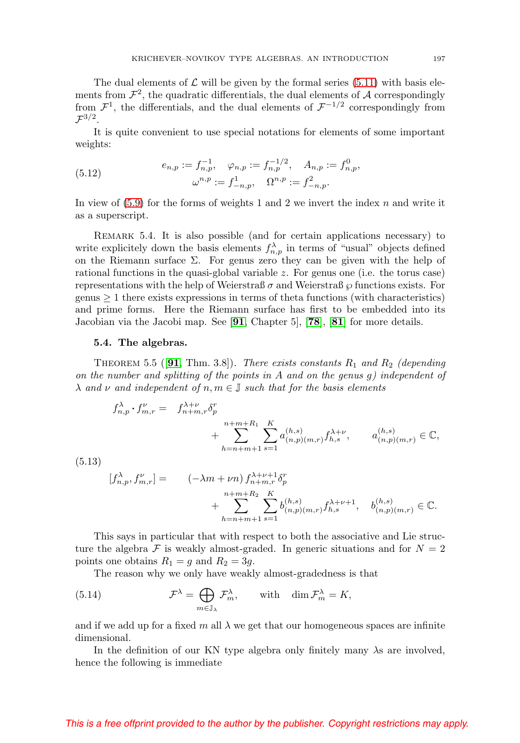The dual elements of $\mathcal{L}$ will be given by the formal series (5.11) with basis elements from $\mathcal{F}^2$, the quadratic differentials, the dual elements of $\mathcal{A}$ correspondingly from $\mathcal{F}^1$, the differentials, and the dual elements of $\mathcal{F}^{-1/2}$ correspondingly from $\mathcal{F}^{3/2}$.

It is quite convenient to use special notations for elements of some important weights:

$$
\begin{aligned}
e_{n,p} &:= f^{-1}_{n,p}, \quad \varphi_{n,p} := f^{-1/2}_{n,p}, \quad A_{n,p} := f^{0}_{n,p}, \\
\omega^{n,p} &:= f^{1}_{-n,p}, \quad \Omega^{n,p} := f^{2}_{-n,p}.
\end{aligned}
\tag{5.12}
$$

In view of (5.9) for the forms of weights 1 and 2 we invert the index $n$ and write it as a superscript.

Remark 5.4. It is also possible (and for certain applications necessary) to write explicitely down the basis elements $f^{\lambda}_{n,p}$ in terms of "usual" objects defined on the Riemann surface $\Sigma$. For genus zero they can be given with the help of rational functions in the quasi-global variable $z$. For genus one (i.e. the torus case) representations with the help of Weierstraß $\sigma$ and Weierstraß $\wp$ functions exists. For genus $\geq 1$ there exists expressions in terms of theta functions (with characteristics) and prime forms. Here the Riemann surface has first to be embedded into its Jacobian via the Jacobi map. See [**91**, Chapter 5], [**78**], [**81**] for more details.

### 5.4. The algebras.

Theorem 5.5 ([**91**, Thm. 3.8]). *There exists constants $R_1$ and $R_2$ (depending on the number and splitting of the points in $A$ and on the genus $g$) independent of $\lambda$ and $\nu$ and independent of $n, m \in \mathbb{J}$ such that for the basis elements*

$$
\begin{aligned}
f^{\lambda}_{n,p} \cdot f^{\nu}_{m,r} &= \ f^{\lambda+\nu}_{n+m,r}\delta^{r}_{p} + \sum_{h=n+m+1}^{n+m+R_1}\sum_{s=1}^{K} a^{(h,s)}_{(n,p)(m,r)} f^{\lambda+\nu}_{h,s}, \qquad a^{(h,s)}_{(n,p)(m,r)} \in \mathbb{C}, \\
[f^{\lambda}_{n,p}, f^{\nu}_{m,r}] &= \ (-\lambda m + \nu n)\, f^{\lambda+\nu+1}_{n+m,r}\delta^{r}_{p} + \sum_{h=n+m+1}^{n+m+R_2}\sum_{s=1}^{K} b^{(h,s)}_{(n,p)(m,r)} f^{\lambda+\nu+1}_{h,s}, \quad b^{(h,s)}_{(n,p)(m,r)} \in \mathbb{C}.
\end{aligned}
\tag{5.13}
$$

This says in particular that with respect to both the associative and Lie structure the algebra $\mathcal{F}$ is weakly almost-graded. In generic situations and for $N = 2$ points one obtains $R_1 = g$ and $R_2 = 3g$.

The reason why we only have weakly almost-gradedness is that

$$
\mathcal{F}^{\lambda} = \bigoplus_{m \in \mathbb{J}_\lambda} \mathcal{F}^{\lambda}_{m}, \qquad \text{with} \quad \dim \mathcal{F}^{\lambda}_{m} = K,
\tag{5.14}
$$

and if we add up for a fixed $m$ all $\lambda$ we get that our homogeneous spaces are infinite dimensional.

In the definition of our KN type algebra only finitely many $\lambda$s are involved, hence the following is immediate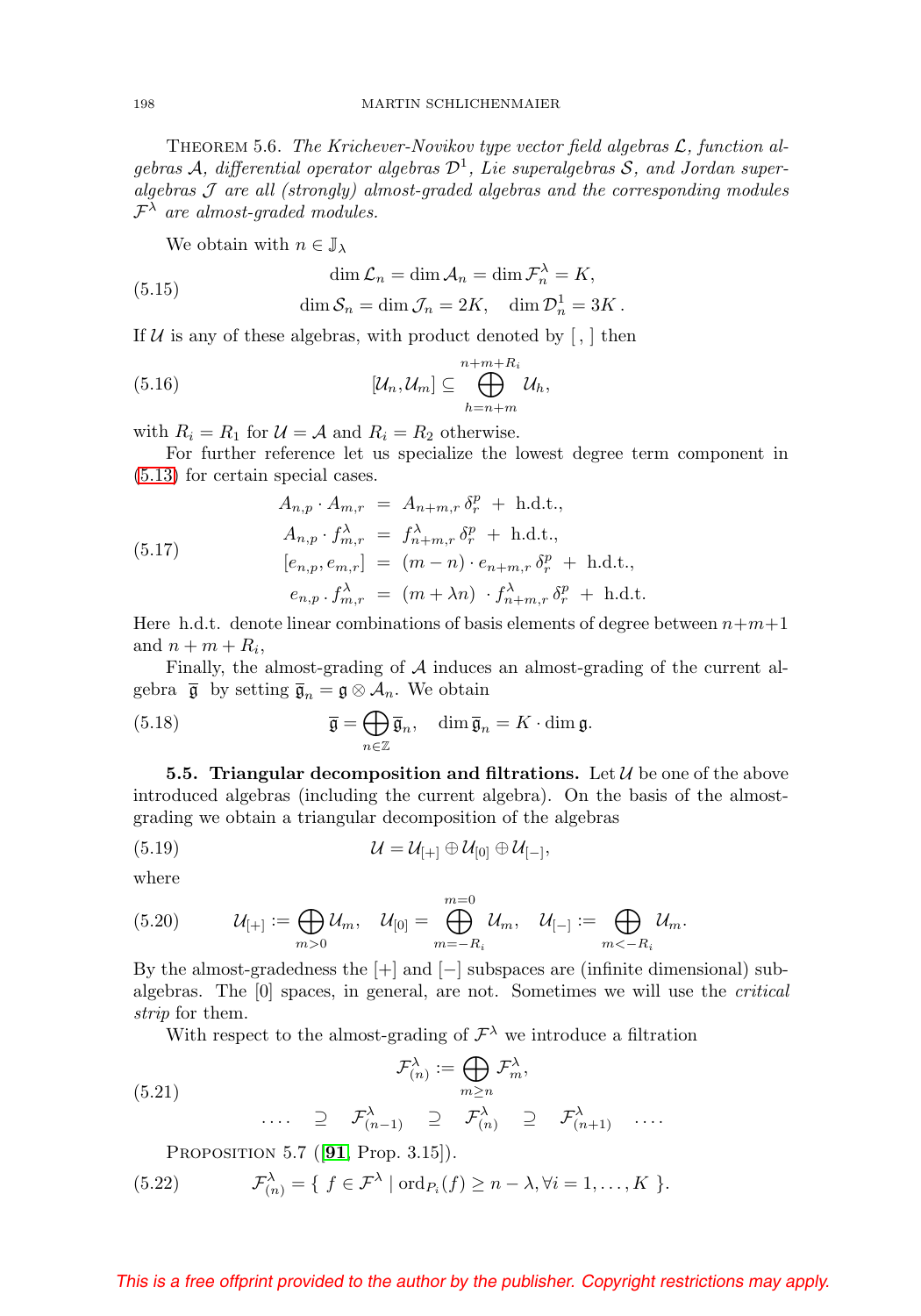THEOREM 5.6. *The Krichever-Novikov type vector field algebras $\mathcal{L}$, function algebras $\mathcal{A}$, differential operator algebras $\mathcal{D}^1$, Lie superalgebras $\mathcal{S}$, and Jordan superalgebras $\mathcal{J}$ are all (strongly) almost-graded algebras and the corresponding modules $\mathcal{F}^\lambda$ are almost-graded modules.*

We obtain with $n \in \mathbb{J}_\lambda$

$$
\begin{gathered}
\dim \mathcal{L}_n = \dim \mathcal{A}_n = \dim \mathcal{F}_n^\lambda = K, \\
\dim \mathcal{S}_n = \dim \mathcal{J}_n = 2K, \quad \dim \mathcal{D}_n^1 = 3K\,.
\end{gathered}
\tag{5.15}
$$

If $\mathcal{U}$ is any of these algebras, with product denoted by $[\,,\,]$ then

$$
[\mathcal{U}_n, \mathcal{U}_m] \subseteq \bigoplus_{h=n+m}^{n+m+R_i} \mathcal{U}_h,
\tag{5.16}
$$

with $R_i = R_1$ for $\mathcal{U} = \mathcal{A}$ and $R_i = R_2$ otherwise.

For further reference let us specialize the lowest degree term component in (5.13) for certain special cases.

$$
\begin{aligned}
A_{n,p} \cdot A_{m,r} &= A_{n+m,r}\, \delta_r^p \;+\; \text{h.d.t.}, \\
A_{n,p} \cdot f_{m,r}^\lambda &= f_{n+m,r}^\lambda\, \delta_r^p \;+\; \text{h.d.t.}, \\
[e_{n,p}, e_{m,r}] &= (m-n) \cdot e_{n+m,r}\, \delta_r^p \;+\; \text{h.d.t.}, \\
e_{n,p} \,.\, f_{m,r}^\lambda &= (m+\lambda n) \cdot f_{n+m,r}^\lambda\, \delta_r^p \;+\; \text{h.d.t.}
\end{aligned}
\tag{5.17}
$$

Here h.d.t. denote linear combinations of basis elements of degree between $n+m+1$ and $n+m+R_i$,

Finally, the almost-grading of $\mathcal{A}$ induces an almost-grading of the current algebra $\overline{\mathfrak{g}}$ by setting $\overline{\mathfrak{g}}_n = \mathfrak{g} \otimes \mathcal{A}_n$. We obtain

$$
\overline{\mathfrak{g}} = \bigoplus_{n \in \mathbb{Z}} \overline{\mathfrak{g}}_n, \quad \dim \overline{\mathfrak{g}}_n = K \cdot \dim \mathfrak{g}.
\tag{5.18}
$$

**5.5. Triangular decomposition and filtrations.** Let $\mathcal{U}$ be one of the above introduced algebras (including the current algebra). On the basis of the almost-grading we obtain a triangular decomposition of the algebras

$$
\mathcal{U} = \mathcal{U}_{[+]} \oplus \mathcal{U}_{[0]} \oplus \mathcal{U}_{[-]},
\tag{5.19}
$$

where

$$
\mathcal{U}_{[+]} := \bigoplus_{m>0} \mathcal{U}_m, \quad \mathcal{U}_{[0]} = \bigoplus_{m=-R_i}^{m=0} \mathcal{U}_m, \quad \mathcal{U}_{[-]} := \bigoplus_{m<-R_i} \mathcal{U}_m.
\tag{5.20}
$$

By the almost-gradedness the $[+]$ and $[-]$ subspaces are (infinite dimensional) subalgebras. The $[0]$ spaces, in general, are not. Sometimes we will use the *critical strip* for them.

With respect to the almost-grading of $\mathcal{F}^\lambda$ we introduce a filtration

$$
\begin{gathered}
\mathcal{F}_{(n)}^\lambda := \bigoplus_{m \ge n} \mathcal{F}_m^\lambda, \\
\ldots\ldots \;\supseteq\; \mathcal{F}_{(n-1)}^\lambda \;\supseteq\; \mathcal{F}_{(n)}^\lambda \;\supseteq\; \mathcal{F}_{(n+1)}^\lambda \;\ldots\ldots
\end{gathered}
\tag{5.21}
$$

PROPOSITION 5.7 ([**91**, Prop. 3.15]).

$$
\mathcal{F}_{(n)}^\lambda = \{\; f \in \mathcal{F}^\lambda \mid \operatorname{ord}_{P_i}(f) \ge n - \lambda, \forall i = 1, \ldots, K \;\}.
\tag{5.22}
$$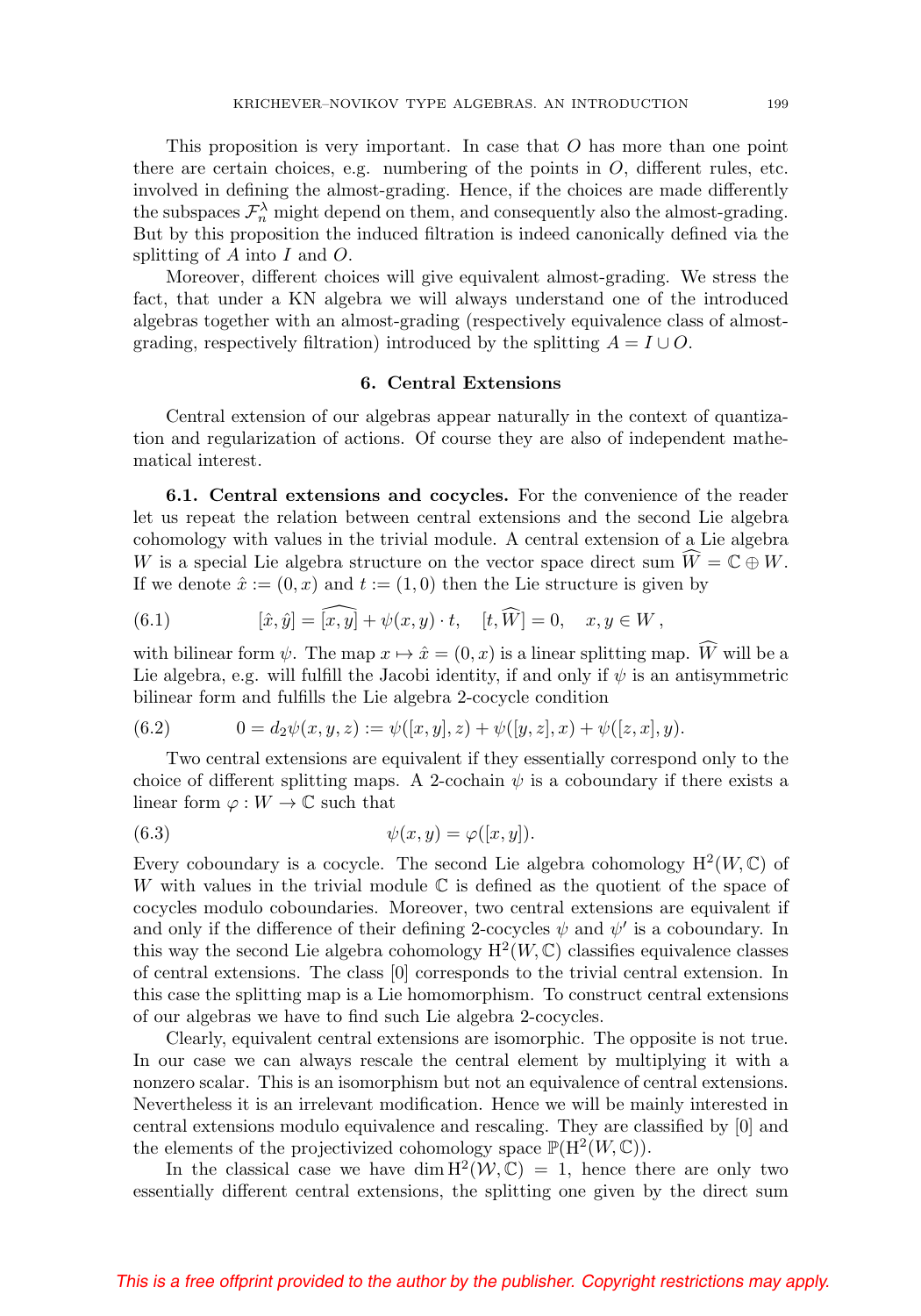This proposition is very important. In case that $O$ has more than one point there are certain choices, e.g. numbering of the points in $O$, different rules, etc. involved in defining the almost-grading. Hence, if the choices are made differently the subspaces $\mathcal{F}_n^\lambda$ might depend on them, and consequently also the almost-grading. But by this proposition the induced filtration is indeed canonically defined via the splitting of $A$ into $I$ and $O$.

Moreover, different choices will give equivalent almost-grading. We stress the fact, that under a KN algebra we will always understand one of the introduced algebras together with an almost-grading (respectively equivalence class of almost-grading, respectively filtration) introduced by the splitting $A = I \cup O$.

## 6. Central Extensions

Central extension of our algebras appear naturally in the context of quantization and regularization of actions. Of course they are also of independent mathematical interest.

**6.1. Central extensions and cocycles.** For the convenience of the reader let us repeat the relation between central extensions and the second Lie algebra cohomology with values in the trivial module. A central extension of a Lie algebra $W$ is a special Lie algebra structure on the vector space direct sum $\widehat{W} = \mathbb{C} \oplus W$. If we denote $\hat{x} := (0, x)$ and $t := (1, 0)$ then the Lie structure is given by

$$
[\hat{x}, \hat{y}] = \widehat{[x, y]} + \psi(x, y) \cdot t, \quad [t, \widehat{W}] = 0, \quad x, y \in W\,, \tag{6.1}
$$

with bilinear form $\psi$. The map $x \mapsto \hat{x} = (0, x)$ is a linear splitting map. $\widehat{W}$ will be a Lie algebra, e.g. will fulfill the Jacobi identity, if and only if $\psi$ is an antisymmetric bilinear form and fulfills the Lie algebra 2-cocycle condition

$$
0 = d_2\psi(x, y, z) := \psi([x, y], z) + \psi([y, z], x) + \psi([z, x], y). \tag{6.2}
$$

Two central extensions are equivalent if they essentially correspond only to the choice of different splitting maps. A 2-cochain $\psi$ is a coboundary if there exists a linear form $\varphi : W \to \mathbb{C}$ such that

$$
\psi(x, y) = \varphi([x, y]). \tag{6.3}
$$

Every coboundary is a cocycle. The second Lie algebra cohomology $\mathrm{H}^2(W, \mathbb{C})$ of $W$ with values in the trivial module $\mathbb{C}$ is defined as the quotient of the space of cocycles modulo coboundaries. Moreover, two central extensions are equivalent if and only if the difference of their defining 2-cocycles $\psi$ and $\psi'$ is a coboundary. In this way the second Lie algebra cohomology $\mathrm{H}^2(W, \mathbb{C})$ classifies equivalence classes of central extensions. The class $[0]$ corresponds to the trivial central extension. In this case the splitting map is a Lie homomorphism. To construct central extensions of our algebras we have to find such Lie algebra 2-cocycles.

Clearly, equivalent central extensions are isomorphic. The opposite is not true. In our case we can always rescale the central element by multiplying it with a nonzero scalar. This is an isomorphism but not an equivalence of central extensions. Nevertheless it is an irrelevant modification. Hence we will be mainly interested in central extensions modulo equivalence and rescaling. They are classified by $[0]$ and the elements of the projectivized cohomology space $\mathbb{P}(\mathrm{H}^2(W, \mathbb{C}))$.

In the classical case we have $\dim \mathrm{H}^2(\mathcal{W}, \mathbb{C}) = 1$, hence there are only two essentially different central extensions, the splitting one given by the direct sum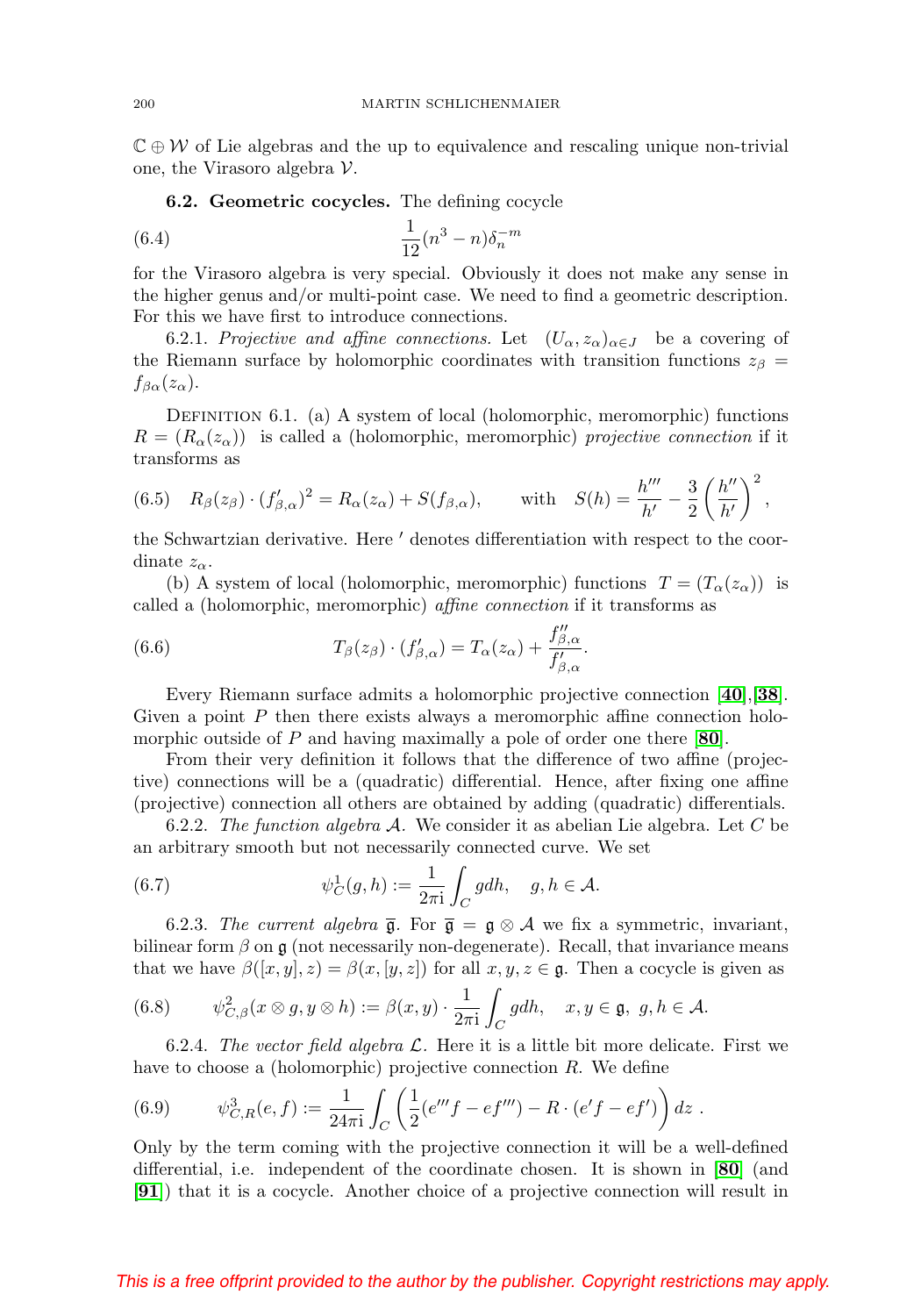$\mathbb{C} \oplus \mathcal{W}$ of Lie algebras and the up to equivalence and rescaling unique non-trivial one, the Virasoro algebra $\mathcal{V}$.

**6.2. Geometric cocycles.** The defining cocycle

$$\frac{1}{12}(n^3 - n)\delta_n^{-m} \tag{6.4}$$

for the Virasoro algebra is very special. Obviously it does not make any sense in the higher genus and/or multi-point case. We need to find a geometric description. For this we have first to introduce connections.

6.2.1. *Projective and affine connections.* Let $(U_\alpha, z_\alpha)_{\alpha \in J}$ be a covering of the Riemann surface by holomorphic coordinates with transition functions $z_\beta = f_{\beta\alpha}(z_\alpha)$.

DEFINITION 6.1. (a) A system of local (holomorphic, meromorphic) functions $R = (R_\alpha(z_\alpha))$ is called a (holomorphic, meromorphic) *projective connection* if it transforms as

$$R_\beta(z_\beta) \cdot (f'_{\beta,\alpha})^2 = R_\alpha(z_\alpha) + S(f_{\beta,\alpha}), \qquad \text{with} \quad S(h) = \frac{h'''}{h'} - \frac{3}{2}\left(\frac{h''}{h'}\right)^2, \tag{6.5}$$

the Schwartzian derivative. Here $'$ denotes differentiation with respect to the coordinate $z_\alpha$.

(b) A system of local (holomorphic, meromorphic) functions $T = (T_\alpha(z_\alpha))$ is called a (holomorphic, meromorphic) *affine connection* if it transforms as

$$T_\beta(z_\beta) \cdot (f'_{\beta,\alpha}) = T_\alpha(z_\alpha) + \frac{f''_{\beta,\alpha}}{f'_{\beta,\alpha}}. \tag{6.6}$$

Every Riemann surface admits a holomorphic projective connection [40],[38]. Given a point $P$ then there exists always a meromorphic affine connection holomorphic outside of $P$ and having maximally a pole of order one there [80].

From their very definition it follows that the difference of two affine (projective) connections will be a (quadratic) differential. Hence, after fixing one affine (projective) connection all others are obtained by adding (quadratic) differentials.

6.2.2. *The function algebra $\mathcal{A}$.* We consider it as abelian Lie algebra. Let $C$ be an arbitrary smooth but not necessarily connected curve. We set

$$\psi^1_C(g, h) := \frac{1}{2\pi \mathrm{i}} \int_C g dh, \quad g, h \in \mathcal{A}. \tag{6.7}$$

6.2.3. *The current algebra $\overline{\mathfrak{g}}$.* For $\overline{\mathfrak{g}} = \mathfrak{g} \otimes \mathcal{A}$ we fix a symmetric, invariant, bilinear form $\beta$ on $\mathfrak{g}$ (not necessarily non-degenerate). Recall, that invariance means that we have $\beta([x, y], z) = \beta(x, [y, z])$ for all $x, y, z \in \mathfrak{g}$. Then a cocycle is given as

$$\psi^2_{C,\beta}(x \otimes g, y \otimes h) := \beta(x, y) \cdot \frac{1}{2\pi \mathrm{i}} \int_C g dh, \quad x, y \in \mathfrak{g}, \ g, h \in \mathcal{A}. \tag{6.8}$$

6.2.4. *The vector field algebra $\mathcal{L}$.* Here it is a little bit more delicate. First we have to choose a (holomorphic) projective connection $R$. We define

$$\psi^3_{C,R}(e, f) := \frac{1}{24\pi \mathrm{i}} \int_C \left( \frac{1}{2}(e''' f - e f''') - R \cdot (e' f - e f') \right) dz \ . \tag{6.9}$$

Only by the term coming with the projective connection it will be a well-defined differential, i.e. independent of the coordinate chosen. It is shown in [80] (and [91]) that it is a cocycle. Another choice of a projective connection will result in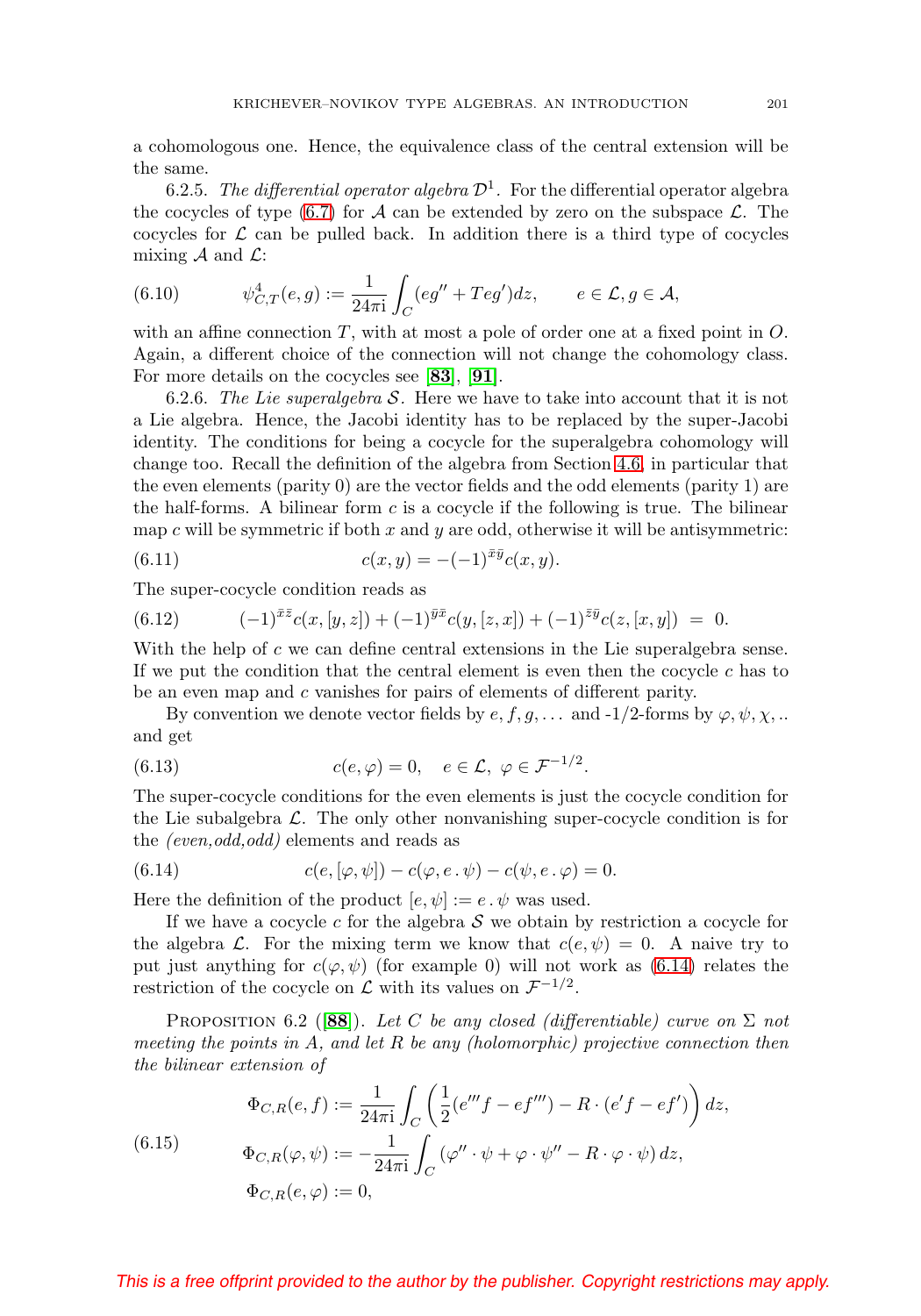a cohomologous one. Hence, the equivalence class of the central extension will be the same.

6.2.5. *The differential operator algebra* $\mathcal{D}^1$. For the differential operator algebra the cocycles of type (6.7) for $\mathcal{A}$ can be extended by zero on the subspace $\mathcal{L}$. The cocycles for $\mathcal{L}$ can be pulled back. In addition there is a third type of cocycles mixing $\mathcal{A}$ and $\mathcal{L}$:

$$\psi^4_{C,T}(e,g) := \frac{1}{24\pi \mathrm{i}}\int_C (eg'' + Teg')dz, \qquad e \in \mathcal{L}, g \in \mathcal{A}, \tag{6.10}$$

with an affine connection $T$, with at most a pole of order one at a fixed point in $O$. Again, a different choice of the connection will not change the cohomology class. For more details on the cocycles see [**83**], [**91**].

6.2.6. *The Lie superalgebra* $\mathcal{S}$. Here we have to take into account that it is not a Lie algebra. Hence, the Jacobi identity has to be replaced by the super-Jacobi identity. The conditions for being a cocycle for the superalgebra cohomology will change too. Recall the definition of the algebra from Section 4.6, in particular that the even elements (parity 0) are the vector fields and the odd elements (parity 1) are the half-forms. A bilinear form $c$ is a cocycle if the following is true. The bilinear map $c$ will be symmetric if both $x$ and $y$ are odd, otherwise it will be antisymmetric:

$$c(x,y) = -(-1)^{\bar{x}\bar{y}}c(x,y). \tag{6.11}$$

The super-cocycle condition reads as

$$(-1)^{\bar{x}\bar{z}}c(x,[y,z]) + (-1)^{\bar{y}\bar{x}}c(y,[z,x]) + (-1)^{\bar{z}\bar{y}}c(z,[x,y]) \;=\; 0. \tag{6.12}$$

With the help of $c$ we can define central extensions in the Lie superalgebra sense. If we put the condition that the central element is even then the cocycle $c$ has to be an even map and $c$ vanishes for pairs of elements of different parity.

By convention we denote vector fields by $e, f, g, \dots$ and -1/2-forms by $\varphi, \psi, \chi, ..$ and get

$$c(e,\varphi) = 0, \quad e \in \mathcal{L},\ \varphi \in \mathcal{F}^{-1/2}. \tag{6.13}$$

The super-cocycle conditions for the even elements is just the cocycle condition for the Lie subalgebra $\mathcal{L}$. The only other nonvanishing super-cocycle condition is for the *(even,odd,odd)* elements and reads as

$$c(e,[\varphi,\psi]) - c(\varphi, e\,.\,\psi) - c(\psi, e\,.\,\varphi) = 0. \tag{6.14}$$

Here the definition of the product $[e,\psi] := e\,.\,\psi$ was used.

If we have a cocycle $c$ for the algebra $\mathcal{S}$ we obtain by restriction a cocycle for the algebra $\mathcal{L}$. For the mixing term we know that $c(e,\psi) = 0$. A naive try to put just anything for $c(\varphi,\psi)$ (for example 0) will not work as (6.14) relates the restriction of the cocycle on $\mathcal{L}$ with its values on $\mathcal{F}^{-1/2}$.

Proposition 6.2 ([**88**]). *Let $C$ be any closed (differentiable) curve on $\Sigma$ not meeting the points in $A$, and let $R$ be any (holomorphic) projective connection then the bilinear extension of*

$$\begin{aligned}
\Phi_{C,R}(e,f) &:= \frac{1}{24\pi \mathrm{i}}\int_C \left(\frac{1}{2}(e'''f - ef''') - R\cdot(e'f - ef')\right)dz,\\
\Phi_{C,R}(\varphi,\psi) &:= -\frac{1}{24\pi \mathrm{i}}\int_C \left(\varphi''\cdot\psi + \varphi\cdot\psi'' - R\cdot\varphi\cdot\psi\right)dz,\\
\Phi_{C,R}(e,\varphi) &:= 0,
\end{aligned} \tag{6.15}$$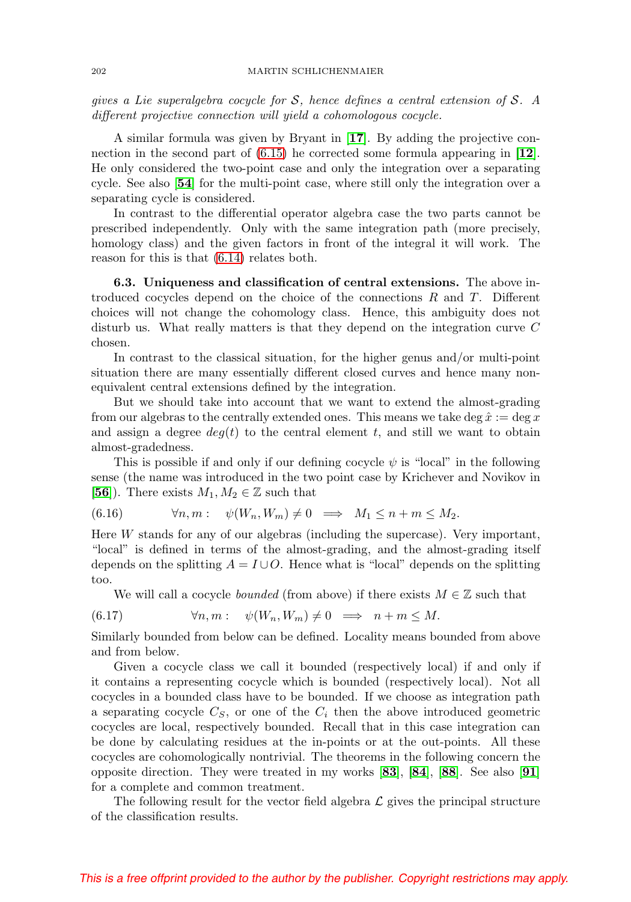*gives a Lie superalgebra cocycle for $\mathcal{S}$, hence defines a central extension of $\mathcal{S}$. A different projective connection will yield a cohomologous cocycle.*

A similar formula was given by Bryant in [**17**]. By adding the projective connection in the second part of (6.15) he corrected some formula appearing in [**12**]. He only considered the two-point case and only the integration over a separating cycle. See also [**54**] for the multi-point case, where still only the integration over a separating cycle is considered.

In contrast to the differential operator algebra case the two parts cannot be prescribed independently. Only with the same integration path (more precisely, homology class) and the given factors in front of the integral it will work. The reason for this is that (6.14) relates both.

**6.3. Uniqueness and classification of central extensions.** The above introduced cocycles depend on the choice of the connections $R$ and $T$. Different choices will not change the cohomology class. Hence, this ambiguity does not disturb us. What really matters is that they depend on the integration curve $C$ chosen.

In contrast to the classical situation, for the higher genus and/or multi-point situation there are many essentially different closed curves and hence many non-equivalent central extensions defined by the integration.

But we should take into account that we want to extend the almost-grading from our algebras to the centrally extended ones. This means we take $\deg \hat{x} := \deg x$ and assign a degree $deg(t)$ to the central element $t$, and still we want to obtain almost-gradedness.

This is possible if and only if our defining cocycle $\psi$ is "local" in the following sense (the name was introduced in the two point case by Krichever and Novikov in [**56**]). There exists $M_1, M_2 \in \mathbb{Z}$ such that

$$\forall n, m: \quad \psi(W_n, W_m) \neq 0 \implies M_1 \leq n + m \leq M_2. \tag{6.16}$$

Here $W$ stands for any of our algebras (including the supercase). Very important, "local" is defined in terms of the almost-grading, and the almost-grading itself depends on the splitting $A = I \cup O$. Hence what is "local" depends on the splitting too.

We will call a cocycle *bounded* (from above) if there exists $M \in \mathbb{Z}$ such that

$$\forall n, m: \quad \psi(W_n, W_m) \neq 0 \implies n + m \leq M. \tag{6.17}$$

Similarly bounded from below can be defined. Locality means bounded from above and from below.

Given a cocycle class we call it bounded (respectively local) if and only if it contains a representing cocycle which is bounded (respectively local). Not all cocycles in a bounded class have to be bounded. If we choose as integration path a separating cocycle $C_S$, or one of the $C_i$ then the above introduced geometric cocycles are local, respectively bounded. Recall that in this case integration can be done by calculating residues at the in-points or at the out-points. All these cocycles are cohomologically nontrivial. The theorems in the following concern the opposite direction. They were treated in my works [**83**], [**84**], [**88**]. See also [**91**] for a complete and common treatment.

The following result for the vector field algebra $\mathcal{L}$ gives the principal structure of the classification results.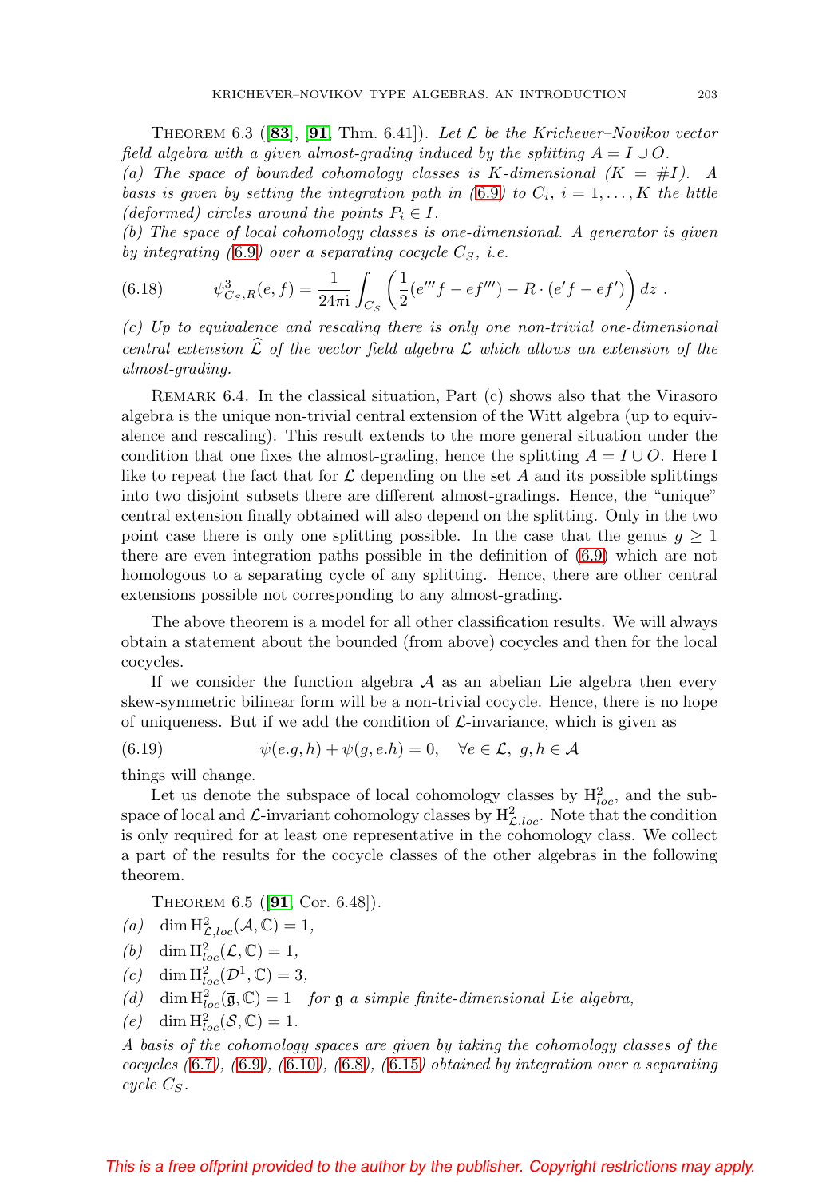Theorem 6.3 ([**83**], [**91**, Thm. 6.41]). *Let $\mathcal{L}$ be the Krichever–Novikov vector field algebra with a given almost-grading induced by the splitting $A = I \cup O$.*
*(a) The space of bounded cohomology classes is $K$-dimensional ($K = \#I$). A basis is given by setting the integration path in (6.9) to $C_i$, $i = 1, \ldots, K$ the little (deformed) circles around the points $P_i \in I$.*
*(b) The space of local cohomology classes is one-dimensional. A generator is given by integrating (6.9) over a separating cocycle $C_S$, i.e.*

$$\psi^3_{C_S,R}(e,f) = \frac{1}{24\pi \mathrm{i}} \int_{C_S} \left( \frac{1}{2}(e'''f - ef''') - R \cdot (e'f - ef') \right) dz \ . \tag{6.18}$$

*(c) Up to equivalence and rescaling there is only one non-trivial one-dimensional central extension $\widehat{\mathcal{L}}$ of the vector field algebra $\mathcal{L}$ which allows an extension of the almost-grading.*

Remark 6.4. In the classical situation, Part (c) shows also that the Virasoro algebra is the unique non-trivial central extension of the Witt algebra (up to equivalence and rescaling). This result extends to the more general situation under the condition that one fixes the almost-grading, hence the splitting $A = I \cup O$. Here I like to repeat the fact that for $\mathcal{L}$ depending on the set $A$ and its possible splittings into two disjoint subsets there are different almost-gradings. Hence, the "unique" central extension finally obtained will also depend on the splitting. Only in the two point case there is only one splitting possible. In the case that the genus $g \geq 1$ there are even integration paths possible in the definition of (6.9) which are not homologous to a separating cycle of any splitting. Hence, there are other central extensions possible not corresponding to any almost-grading.

The above theorem is a model for all other classification results. We will always obtain a statement about the bounded (from above) cocycles and then for the local cocycles.

If we consider the function algebra $\mathcal{A}$ as an abelian Lie algebra then every skew-symmetric bilinear form will be a non-trivial cocycle. Hence, there is no hope of uniqueness. But if we add the condition of $\mathcal{L}$-invariance, which is given as

$$\psi(e.g, h) + \psi(g, e.h) = 0, \quad \forall e \in \mathcal{L}, \ g, h \in \mathcal{A} \tag{6.19}$$

things will change.

Let us denote the subspace of local cohomology classes by $\mathrm{H}^2_{loc}$, and the subspace of local and $\mathcal{L}$-invariant cohomology classes by $\mathrm{H}^2_{\mathcal{L},loc}$. Note that the condition is only required for at least one representative in the cohomology class. We collect a part of the results for the cocycle classes of the other algebras in the following theorem.

Theorem 6.5 ([**91**, Cor. 6.48]).

*(a)* $\dim \mathrm{H}^2_{\mathcal{L},loc}(\mathcal{A}, \mathbb{C}) = 1$,

*(b)* $\dim \mathrm{H}^2_{loc}(\mathcal{L}, \mathbb{C}) = 1$,

*(c)* $\dim \mathrm{H}^2_{loc}(\mathcal{D}^1, \mathbb{C}) = 3$,

*(d)* $\dim \mathrm{H}^2_{loc}(\overline{\mathfrak{g}}, \mathbb{C}) = 1$ *for $\mathfrak{g}$ a simple finite-dimensional Lie algebra,*

*(e)* $\dim \mathrm{H}^2_{loc}(\mathcal{S}, \mathbb{C}) = 1$.

*A basis of the cohomology spaces are given by taking the cohomology classes of the cocycles (6.7), (6.9), (6.10), (6.8), (6.15) obtained by integration over a separating cycle $C_S$.*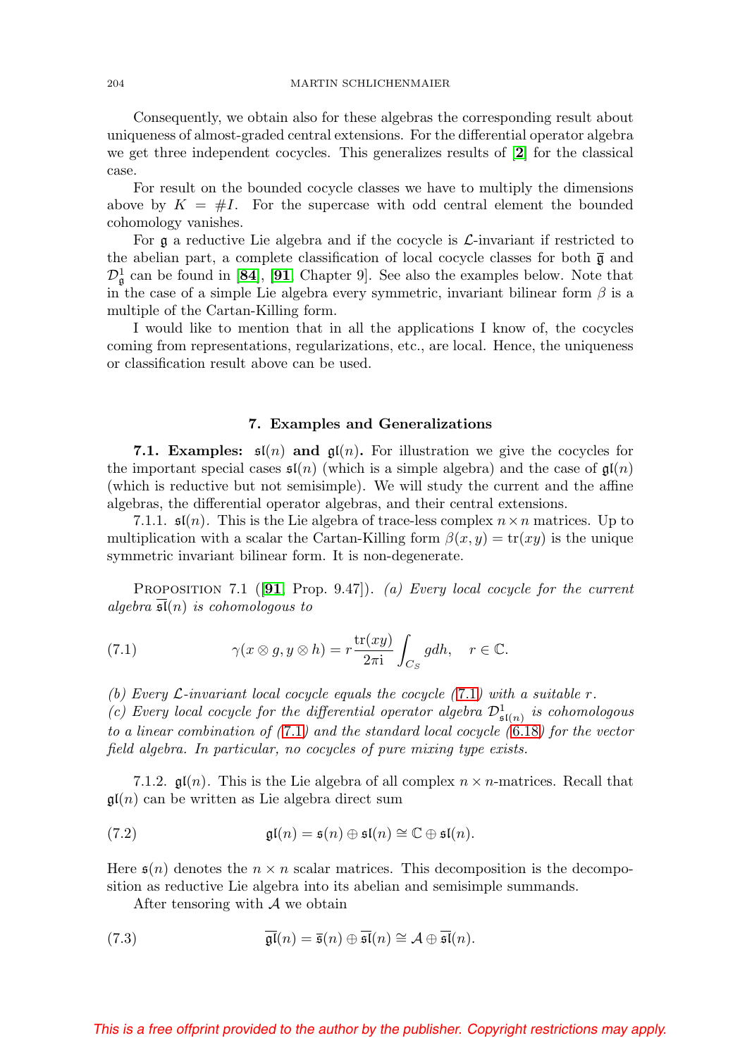Consequently, we obtain also for these algebras the corresponding result about uniqueness of almost-graded central extensions. For the differential operator algebra we get three independent cocycles. This generalizes results of [**2**] for the classical case.

For result on the bounded cocycle classes we have to multiply the dimensions above by $K = \#I$. For the supercase with odd central element the bounded cohomology vanishes.

For $\mathfrak{g}$ a reductive Lie algebra and if the cocycle is $\mathcal{L}$-invariant if restricted to the abelian part, a complete classification of local cocycle classes for both $\overline{\mathfrak{g}}$ and $\mathcal{D}^1_{\mathfrak{g}}$ can be found in [**84**], [**91**, Chapter 9]. See also the examples below. Note that in the case of a simple Lie algebra every symmetric, invariant bilinear form $\beta$ is a multiple of the Cartan-Killing form.

I would like to mention that in all the applications I know of, the cocycles coming from representations, regularizations, etc., are local. Hence, the uniqueness or classification result above can be used.

## 7. Examples and Generalizations

**7.1. Examples: $\mathfrak{sl}(n)$ and $\mathfrak{gl}(n)$.** For illustration we give the cocycles for the important special cases $\mathfrak{sl}(n)$ (which is a simple algebra) and the case of $\mathfrak{gl}(n)$ (which is reductive but not semisimple). We will study the current and the affine algebras, the differential operator algebras, and their central extensions.

7.1.1. $\mathfrak{sl}(n)$. This is the Lie algebra of trace-less complex $n \times n$ matrices. Up to multiplication with a scalar the Cartan-Killing form $\beta(x, y) = \operatorname{tr}(xy)$ is the unique symmetric invariant bilinear form. It is non-degenerate.

Proposition 7.1 ([**91**, Prop. 9.47]). *(a) Every local cocycle for the current algebra $\overline{\mathfrak{sl}}(n)$ is cohomologous to*

$$\gamma(x \otimes g, y \otimes h) = r \frac{\operatorname{tr}(xy)}{2\pi \mathrm{i}} \int_{C_S} g dh, \quad r \in \mathbb{C}. \tag{7.1}$$

*(b) Every $\mathcal{L}$-invariant local cocycle equals the cocycle (7.1) with a suitable $r$.*
*(c) Every local cocycle for the differential operator algebra $\mathcal{D}^1_{\mathfrak{sl}(n)}$ is cohomologous to a linear combination of (7.1) and the standard local cocycle (6.18) for the vector field algebra. In particular, no cocycles of pure mixing type exists.*

7.1.2. $\mathfrak{gl}(n)$. This is the Lie algebra of all complex $n \times n$-matrices. Recall that $\mathfrak{gl}(n)$ can be written as Lie algebra direct sum

$$\mathfrak{gl}(n) = \mathfrak{s}(n) \oplus \mathfrak{sl}(n) \cong \mathbb{C} \oplus \mathfrak{sl}(n). \tag{7.2}$$

Here $\mathfrak{s}(n)$ denotes the $n \times n$ scalar matrices. This decomposition is the decomposition as reductive Lie algebra into its abelian and semisimple summands.

After tensoring with $\mathcal{A}$ we obtain

$$\overline{\mathfrak{gl}}(n) = \overline{\mathfrak{s}}(n) \oplus \overline{\mathfrak{sl}}(n) \cong \mathcal{A} \oplus \overline{\mathfrak{sl}}(n). \tag{7.3}$$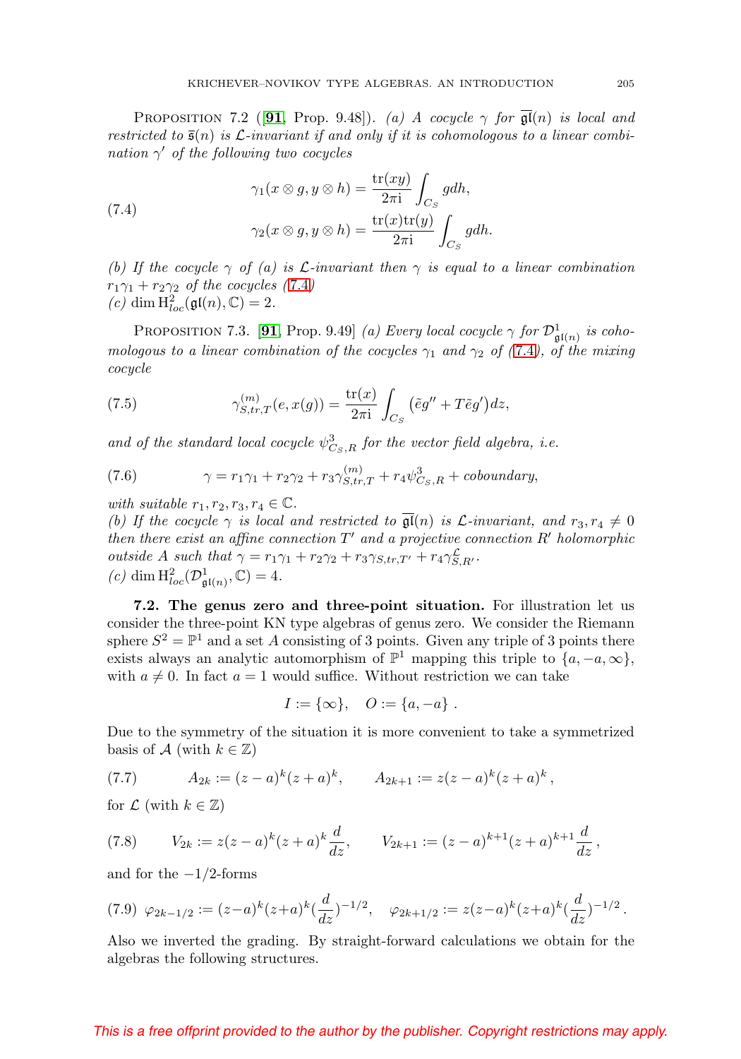Proposition 7.2 ([**91**, Prop. 9.48]). *(a) A cocycle $\gamma$ for $\overline{\mathfrak{gl}}(n)$ is local and restricted to $\bar{\mathfrak{s}}(n)$ is $\mathcal{L}$-invariant if and only if it is cohomologous to a linear combination $\gamma'$ of the following two cocycles*

$$
\begin{aligned}
\gamma_1(x\otimes g, y\otimes h) &= \frac{\operatorname{tr}(xy)}{2\pi \mathrm{i}}\int_{C_S} gdh,\\
\gamma_2(x\otimes g, y\otimes h) &= \frac{\operatorname{tr}(x)\operatorname{tr}(y)}{2\pi \mathrm{i}}\int_{C_S} gdh.
\end{aligned}
\tag{7.4}
$$

*(b) If the cocycle $\gamma$ of (a) is $\mathcal{L}$-invariant then $\gamma$ is equal to a linear combination $r_1\gamma_1 + r_2\gamma_2$ of the cocycles (7.4)*
*(c) $\dim \mathrm{H}^2_{loc}(\mathfrak{gl}(n), \mathbb{C}) = 2$.*

Proposition 7.3. [**91**, Prop. 9.49] *(a) Every local cocycle $\gamma$ for $\mathcal{D}^1_{\mathfrak{gl}(n)}$ is cohomologous to a linear combination of the cocycles $\gamma_1$ and $\gamma_2$ of (7.4), of the mixing cocycle*

$$
\gamma^{(m)}_{S,tr,T}(e, x(g)) = \frac{\operatorname{tr}(x)}{2\pi \mathrm{i}}\int_{C_S}\left(\tilde{e}g'' + T\tilde{e}g'\right)dz, \tag{7.5}
$$

*and of the standard local cocycle $\psi^3_{C_S,R}$ for the vector field algebra, i.e.*

$$
\gamma = r_1\gamma_1 + r_2\gamma_2 + r_3\gamma^{(m)}_{S,tr,T} + r_4\psi^3_{C_S,R} + \text{coboundary}, \tag{7.6}
$$

*with suitable $r_1, r_2, r_3, r_4 \in \mathbb{C}$.*
*(b) If the cocycle $\gamma$ is local and restricted to $\overline{\mathfrak{gl}}(n)$ is $\mathcal{L}$-invariant, and $r_3, r_4 \neq 0$ then there exist an affine connection $T'$ and a projective connection $R'$ holomorphic outside $A$ such that $\gamma = r_1\gamma_1 + r_2\gamma_2 + r_3\gamma_{S,tr,T'} + r_4\gamma^{\mathcal{L}}_{S,R'}$.*
*(c) $\dim \mathrm{H}^2_{loc}(\mathcal{D}^1_{\mathfrak{gl}(n)}, \mathbb{C}) = 4$.*

**7.2. The genus zero and three-point situation.** For illustration let us consider the three-point KN type algebras of genus zero. We consider the Riemann sphere $S^2 = \mathbb{P}^1$ and a set $A$ consisting of 3 points. Given any triple of 3 points there exists always an analytic automorphism of $\mathbb{P}^1$ mapping this triple to $\{a, -a, \infty\}$, with $a \neq 0$. In fact $a = 1$ would suffice. Without restriction we can take

$$
I := \{\infty\}, \quad O := \{a, -a\}\ .
$$

Due to the symmetry of the situation it is more convenient to take a symmetrized basis of $\mathcal{A}$ (with $k \in \mathbb{Z}$)

$$
A_{2k} := (z-a)^k(z+a)^k, \qquad A_{2k+1} := z(z-a)^k(z+a)^k\,, \tag{7.7}
$$

for $\mathcal{L}$ (with $k \in \mathbb{Z}$)

$$
V_{2k} := z(z-a)^k(z+a)^k\frac{d}{dz}, \qquad V_{2k+1} := (z-a)^{k+1}(z+a)^{k+1}\frac{d}{dz}\,, \tag{7.8}
$$

and for the $-1/2$-forms

$$
\varphi_{2k-1/2} := (z-a)^k(z+a)^k\left(\frac{d}{dz}\right)^{-1/2}, \quad \varphi_{2k+1/2} := z(z-a)^k(z+a)^k\left(\frac{d}{dz}\right)^{-1/2}. \tag{7.9}
$$

Also we inverted the grading. By straight-forward calculations we obtain for the algebras the following structures.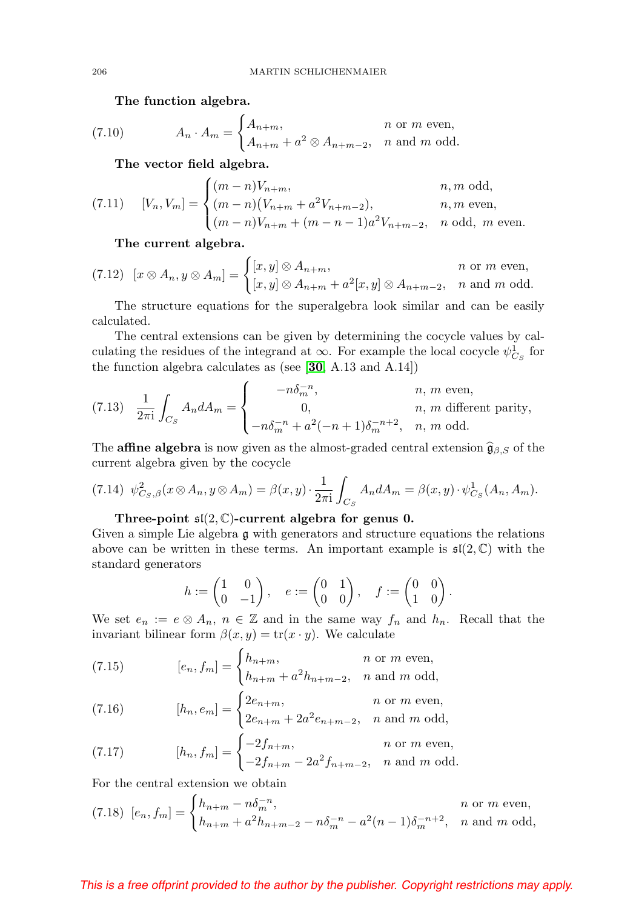**The function algebra.**

$$
A_n \cdot A_m = \begin{cases} A_{n+m}, & n \text{ or } m \text{ even}, \\ A_{n+m} + a^2 \otimes A_{n+m-2}, & n \text{ and } m \text{ odd}. \end{cases} \tag{7.10}
$$

**The vector field algebra.**

$$
[V_n, V_m] = \begin{cases} (m-n)V_{n+m}, & n, m \text{ odd}, \\ (m-n)\big(V_{n+m} + a^2 V_{n+m-2}\big), & n, m \text{ even}, \\ (m-n)V_{n+m} + (m-n-1)a^2 V_{n+m-2}, & n \text{ odd}, \ m \text{ even}. \end{cases} \tag{7.11}
$$

**The current algebra.**

$$
[x \otimes A_n, y \otimes A_m] = \begin{cases} [x,y] \otimes A_{n+m}, & n \text{ or } m \text{ even}, \\ [x,y] \otimes A_{n+m} + a^2 [x,y] \otimes A_{n+m-2}, & n \text{ and } m \text{ odd}. \end{cases} \tag{7.12}
$$

The structure equations for the superalgebra look similar and can be easily calculated.

The central extensions can be given by determining the cocycle values by calculating the residues of the integrand at $\infty$. For example the local cocycle $\psi^1_{C_S}$ for the function algebra calculates as (see [**30**, A.13 and A.14])

$$
\frac{1}{2\pi \mathrm{i}} \int_{C_S} A_n dA_m = \begin{cases} -n\delta_m^{-n}, & n, \ m \text{ even}, \\ 0, & n, \ m \text{ different parity}, \\ -n\delta_m^{-n} + a^2(-n+1)\delta_m^{-n+2}, & n, \ m \text{ odd}. \end{cases} \tag{7.13}
$$

The **affine algebra** is now given as the almost-graded central extension $\widehat{\mathfrak{g}}_{\beta,S}$ of the current algebra given by the cocycle

$$
\psi^2_{C_S,\beta}(x \otimes A_n, y \otimes A_m) = \beta(x,y) \cdot \frac{1}{2\pi \mathrm{i}} \int_{C_S} A_n dA_m = \beta(x,y) \cdot \psi^1_{C_S}(A_n, A_m). \tag{7.14}
$$

**Three-point $\mathfrak{sl}(2,\mathbb{C})$-current algebra for genus 0.**
Given a simple Lie algebra $\mathfrak{g}$ with generators and structure equations the relations above can be written in these terms. An important example is $\mathfrak{sl}(2,\mathbb{C})$ with the standard generators

$$
h := \begin{pmatrix} 1 & 0 \\ 0 & -1 \end{pmatrix}, \quad e := \begin{pmatrix} 0 & 1 \\ 0 & 0 \end{pmatrix}, \quad f := \begin{pmatrix} 0 & 0 \\ 1 & 0 \end{pmatrix}.
$$

We set $e_n := e \otimes A_n$, $n \in \mathbb{Z}$ and in the same way $f_n$ and $h_n$. Recall that the invariant bilinear form $\beta(x,y) = \mathrm{tr}(x \cdot y)$. We calculate

$$
[e_n, f_m] = \begin{cases} h_{n+m}, & n \text{ or } m \text{ even}, \\ h_{n+m} + a^2 h_{n+m-2}, & n \text{ and } m \text{ odd}, \end{cases} \tag{7.15}
$$

$$
[h_n, e_m] = \begin{cases} 2e_{n+m}, & n \text{ or } m \text{ even}, \\ 2e_{n+m} + 2a^2 e_{n+m-2}, & n \text{ and } m \text{ odd}, \end{cases} \tag{7.16}
$$

$$
[h_n, f_m] = \begin{cases} -2f_{n+m}, & n \text{ or } m \text{ even}, \\ -2f_{n+m} - 2a^2 f_{n+m-2}, & n \text{ and } m \text{ odd}. \end{cases} \tag{7.17}
$$

For the central extension we obtain

$$
[e_n, f_m] = \begin{cases} h_{n+m} - n\delta_m^{-n}, & n \text{ or } m \text{ even}, \\ h_{n+m} + a^2 h_{n+m-2} - n\delta_m^{-n} - a^2(n-1)\delta_m^{-n+2}, & n \text{ and } m \text{ odd}, \end{cases} \tag{7.18}
$$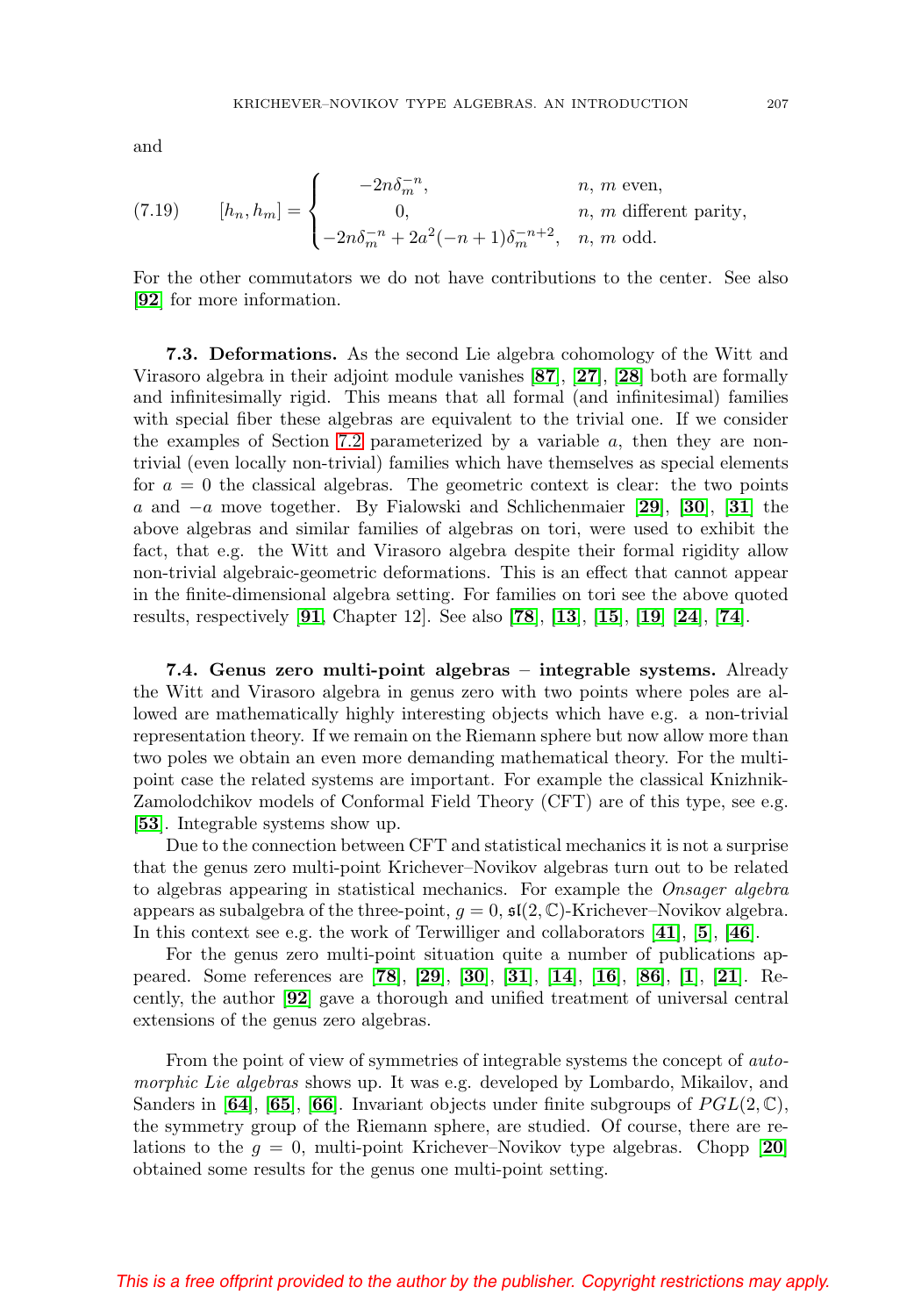and

$$
(7.19) \qquad [h_n, h_m] = \begin{cases} -2n\delta_m^{-n}, & n,\ m \text{ even}, \\ 0, & n,\ m \text{ different parity}, \\ -2n\delta_m^{-n} + 2a^2(-n+1)\delta_m^{-n+2}, & n,\ m \text{ odd}. \end{cases}
$$

For the other commutators we do not have contributions to the center. See also [92] for more information.

**7.3. Deformations.** As the second Lie algebra cohomology of the Witt and Virasoro algebra in their adjoint module vanishes [87], [27], [28] both are formally and infinitesimally rigid. This means that all formal (and infinitesimal) families with special fiber these algebras are equivalent to the trivial one. If we consider the examples of Section 7.2 parameterized by a variable $a$, then they are non-trivial (even locally non-trivial) families which have themselves as special elements for $a = 0$ the classical algebras. The geometric context is clear: the two points $a$ and $-a$ move together. By Fialowski and Schlichenmaier [29], [30], [31] the above algebras and similar families of algebras on tori, were used to exhibit the fact, that e.g. the Witt and Virasoro algebra despite their formal rigidity allow non-trivial algebraic-geometric deformations. This is an effect that cannot appear in the finite-dimensional algebra setting. For families on tori see the above quoted results, respectively [91, Chapter 12]. See also [78], [13], [15], [19] [24], [74].

**7.4. Genus zero multi-point algebras – integrable systems.** Already the Witt and Virasoro algebra in genus zero with two points where poles are allowed are mathematically highly interesting objects which have e.g. a non-trivial representation theory. If we remain on the Riemann sphere but now allow more than two poles we obtain an even more demanding mathematical theory. For the multi-point case the related systems are important. For example the classical Knizhnik-Zamolodchikov models of Conformal Field Theory (CFT) are of this type, see e.g. [53]. Integrable systems show up.

Due to the connection between CFT and statistical mechanics it is not a surprise that the genus zero multi-point Krichever–Novikov algebras turn out to be related to algebras appearing in statistical mechanics. For example the *Onsager algebra* appears as subalgebra of the three-point, $g = 0$, $\mathfrak{sl}(2, \mathbb{C})$-Krichever–Novikov algebra. In this context see e.g. the work of Terwilliger and collaborators [41], [5], [46].

For the genus zero multi-point situation quite a number of publications appeared. Some references are [78], [29], [30], [31], [14], [16], [86], [1], [21]. Recently, the author [92] gave a thorough and unified treatment of universal central extensions of the genus zero algebras.

From the point of view of symmetries of integrable systems the concept of *automorphic Lie algebras* shows up. It was e.g. developed by Lombardo, Mikailov, and Sanders in [64], [65], [66]. Invariant objects under finite subgroups of $PGL(2, \mathbb{C})$, the symmetry group of the Riemann sphere, are studied. Of course, there are relations to the $g = 0$, multi-point Krichever–Novikov type algebras. Chopp [20] obtained some results for the genus one multi-point setting.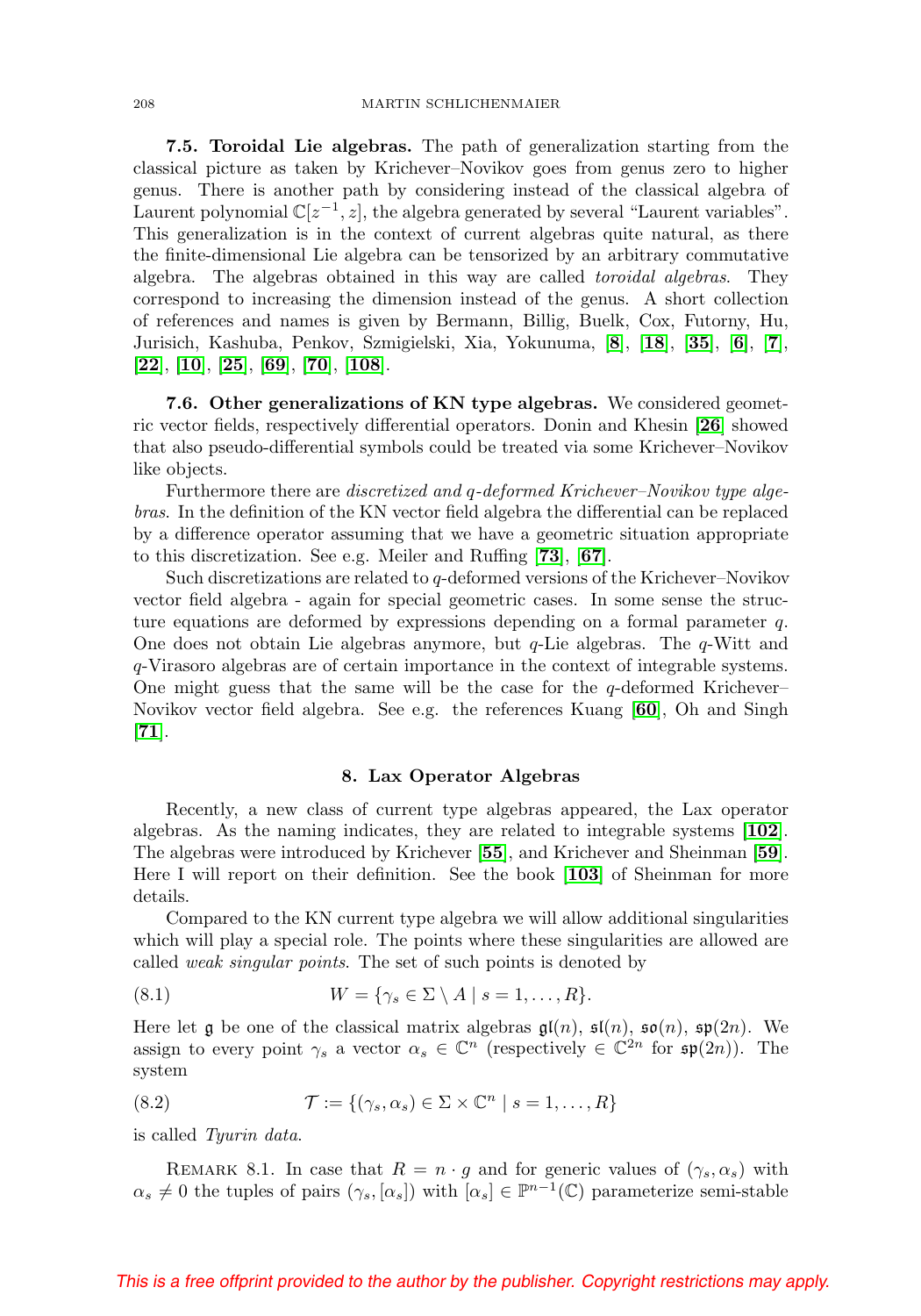**7.5. Toroidal Lie algebras.** The path of generalization starting from the classical picture as taken by Krichever–Novikov goes from genus zero to higher genus. There is another path by considering instead of the classical algebra of Laurent polynomial $\mathbb{C}[z^{-1}, z]$, the algebra generated by several "Laurent variables". This generalization is in the context of current algebras quite natural, as there the finite-dimensional Lie algebra can be tensorized by an arbitrary commutative algebra. The algebras obtained in this way are called *toroidal algebras*. They correspond to increasing the dimension instead of the genus. A short collection of references and names is given by Bermann, Billig, Buelk, Cox, Futorny, Hu, Jurisich, Kashuba, Penkov, Szmigielski, Xia, Yokunuma, [**8**], [**18**], [**35**], [**6**], [**7**], [**22**], [**10**], [**25**], [**69**], [**70**], [**108**].

**7.6. Other generalizations of KN type algebras.** We considered geometric vector fields, respectively differential operators. Donin and Khesin [**26**] showed that also pseudo-differential symbols could be treated via some Krichever–Novikov like objects.

Furthermore there are *discretized and q-deformed Krichever–Novikov type algebras*. In the definition of the KN vector field algebra the differential can be replaced by a difference operator assuming that we have a geometric situation appropriate to this discretization. See e.g. Meiler and Ruffing [**73**], [**67**].

Such discretizations are related to $q$-deformed versions of the Krichever–Novikov vector field algebra - again for special geometric cases. In some sense the structure equations are deformed by expressions depending on a formal parameter $q$. One does not obtain Lie algebras anymore, but $q$-Lie algebras. The $q$-Witt and $q$-Virasoro algebras are of certain importance in the context of integrable systems. One might guess that the same will be the case for the $q$-deformed Krichever–Novikov vector field algebra. See e.g. the references Kuang [**60**], Oh and Singh [**71**].

## 8. Lax Operator Algebras

Recently, a new class of current type algebras appeared, the Lax operator algebras. As the naming indicates, they are related to integrable systems [**102**]. The algebras were introduced by Krichever [**55**], and Krichever and Sheinman [**59**]. Here I will report on their definition. See the book [**103**] of Sheinman for more details.

Compared to the KN current type algebra we will allow additional singularities which will play a special role. The points where these singularities are allowed are called *weak singular points*. The set of such points is denoted by

$$W = \{\gamma_s \in \Sigma \setminus A \mid s = 1, \ldots, R\}. \tag{8.1}$$

Here let $\mathfrak{g}$ be one of the classical matrix algebras $\mathfrak{gl}(n)$, $\mathfrak{sl}(n)$, $\mathfrak{so}(n)$, $\mathfrak{sp}(2n)$. We assign to every point $\gamma_s$ a vector $\alpha_s \in \mathbb{C}^n$ (respectively $\in \mathbb{C}^{2n}$ for $\mathfrak{sp}(2n)$). The system

$$\mathcal{T} := \{(\gamma_s, \alpha_s) \in \Sigma \times \mathbb{C}^n \mid s = 1, \ldots, R\} \tag{8.2}$$

is called *Tyurin data*.

Remark 8.1. In case that $R = n \cdot g$ and for generic values of $(\gamma_s, \alpha_s)$ with $\alpha_s \neq 0$ the tuples of pairs $(\gamma_s, [\alpha_s])$ with $[\alpha_s] \in \mathbb{P}^{n-1}(\mathbb{C})$ parameterize semi-stable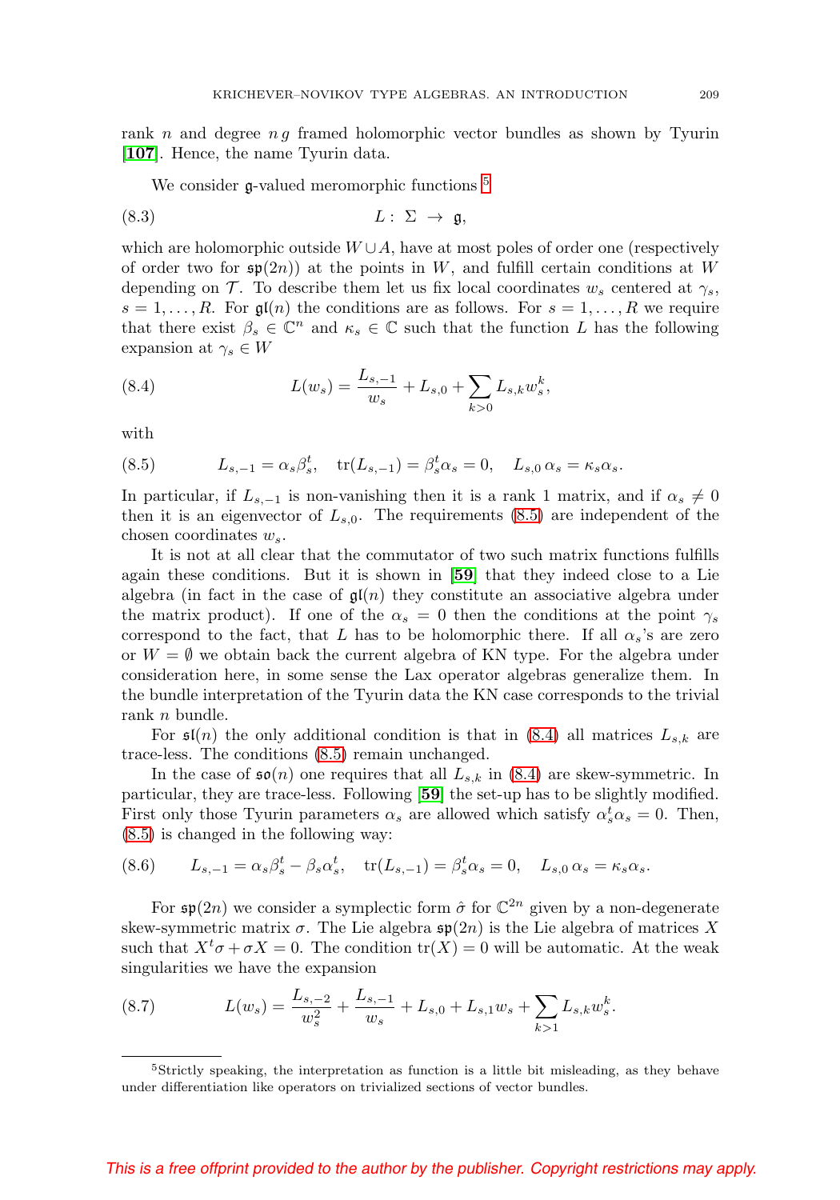rank $n$ and degree $n\,g$ framed holomorphic vector bundles as shown by Tyurin [**107**]. Hence, the name Tyurin data.

We consider $\mathfrak{g}$-valued meromorphic functions [5]

$$L:\ \Sigma\ \to\ \mathfrak{g}, \tag{8.3}$$

which are holomorphic outside $W \cup A$, have at most poles of order one (respectively of order two for $\mathfrak{sp}(2n)$) at the points in $W$, and fulfill certain conditions at $W$ depending on $\mathcal{T}$. To describe them let us fix local coordinates $w_s$ centered at $\gamma_s$, $s = 1,\ldots,R$. For $\mathfrak{gl}(n)$ the conditions are as follows. For $s = 1,\ldots,R$ we require that there exist $\beta_s \in \mathbb{C}^n$ and $\kappa_s \in \mathbb{C}$ such that the function $L$ has the following expansion at $\gamma_s \in W$

$$L(w_s) = \frac{L_{s,-1}}{w_s} + L_{s,0} + \sum_{k>0} L_{s,k} w_s^k, \tag{8.4}$$

with

$$L_{s,-1} = \alpha_s \beta_s^t, \quad \operatorname{tr}(L_{s,-1}) = \beta_s^t \alpha_s = 0, \quad L_{s,0}\,\alpha_s = \kappa_s \alpha_s. \tag{8.5}$$

In particular, if $L_{s,-1}$ is non-vanishing then it is a rank 1 matrix, and if $\alpha_s \neq 0$ then it is an eigenvector of $L_{s,0}$. The requirements (8.5) are independent of the chosen coordinates $w_s$.

It is not at all clear that the commutator of two such matrix functions fulfills again these conditions. But it is shown in [**59**] that they indeed close to a Lie algebra (in fact in the case of $\mathfrak{gl}(n)$ they constitute an associative algebra under the matrix product). If one of the $\alpha_s = 0$ then the conditions at the point $\gamma_s$ correspond to the fact, that $L$ has to be holomorphic there. If all $\alpha_s$'s are zero or $W = \emptyset$ we obtain back the current algebra of KN type. For the algebra under consideration here, in some sense the Lax operator algebras generalize them. In the bundle interpretation of the Tyurin data the KN case corresponds to the trivial rank $n$ bundle.

For $\mathfrak{sl}(n)$ the only additional condition is that in (8.4) all matrices $L_{s,k}$ are trace-less. The conditions (8.5) remain unchanged.

In the case of $\mathfrak{so}(n)$ one requires that all $L_{s,k}$ in (8.4) are skew-symmetric. In particular, they are trace-less. Following [**59**] the set-up has to be slightly modified. First only those Tyurin parameters $\alpha_s$ are allowed which satisfy $\alpha_s^t \alpha_s = 0$. Then, (8.5) is changed in the following way:

$$L_{s,-1} = \alpha_s \beta_s^t - \beta_s \alpha_s^t, \quad \operatorname{tr}(L_{s,-1}) = \beta_s^t \alpha_s = 0, \quad L_{s,0}\,\alpha_s = \kappa_s \alpha_s. \tag{8.6}$$

For $\mathfrak{sp}(2n)$ we consider a symplectic form $\hat{\sigma}$ for $\mathbb{C}^{2n}$ given by a non-degenerate skew-symmetric matrix $\sigma$. The Lie algebra $\mathfrak{sp}(2n)$ is the Lie algebra of matrices $X$ such that $X^t \sigma + \sigma X = 0$. The condition $\operatorname{tr}(X) = 0$ will be automatic. At the weak singularities we have the expansion

$$L(w_s) = \frac{L_{s,-2}}{w_s^2} + \frac{L_{s,-1}}{w_s} + L_{s,0} + L_{s,1} w_s + \sum_{k>1} L_{s,k} w_s^k. \tag{8.7}$$

---

[5] Strictly speaking, the interpretation as function is a little bit misleading, as they behave under differentiation like operators on trivialized sections of vector bundles.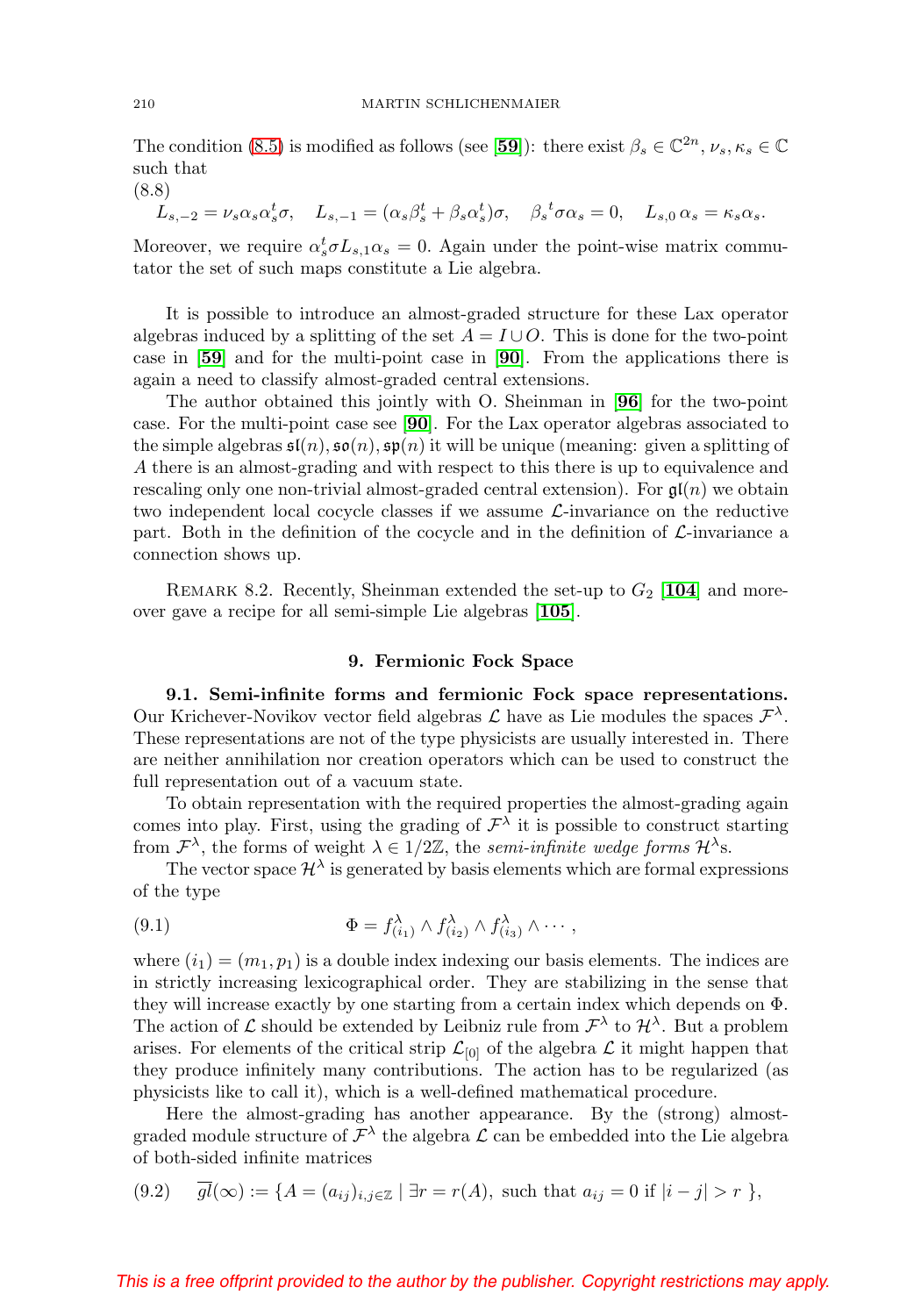The condition (8.5) is modified as follows (see [**59**]): there exist $\beta_s \in \mathbb{C}^{2n}$, $\nu_s, \kappa_s \in \mathbb{C}$ such that

(8.8)
$$L_{s,-2} = \nu_s \alpha_s \alpha_s^t \sigma, \quad L_{s,-1} = (\alpha_s \beta_s^t + \beta_s \alpha_s^t)\sigma, \quad {\beta_s}^t \sigma \alpha_s = 0, \quad L_{s,0}\, \alpha_s = \kappa_s \alpha_s.$$

Moreover, we require $\alpha_s^t \sigma L_{s,1} \alpha_s = 0$. Again under the point-wise matrix commutator the set of such maps constitute a Lie algebra.

It is possible to introduce an almost-graded structure for these Lax operator algebras induced by a splitting of the set $A = I \cup O$. This is done for the two-point case in [**59**] and for the multi-point case in [**90**]. From the applications there is again a need to classify almost-graded central extensions.

The author obtained this jointly with O. Sheinman in [**96**] for the two-point case. For the multi-point case see [**90**]. For the Lax operator algebras associated to the simple algebras $\mathfrak{sl}(n), \mathfrak{so}(n), \mathfrak{sp}(n)$ it will be unique (meaning: given a splitting of $A$ there is an almost-grading and with respect to this there is up to equivalence and rescaling only one non-trivial almost-graded central extension). For $\mathfrak{gl}(n)$ we obtain two independent local cocycle classes if we assume $\mathcal{L}$-invariance on the reductive part. Both in the definition of the cocycle and in the definition of $\mathcal{L}$-invariance a connection shows up.

Remark 8.2. Recently, Sheinman extended the set-up to $G_2$ [**104**] and moreover gave a recipe for all semi-simple Lie algebras [**105**].

## 9. Fermionic Fock Space

**9.1. Semi-infinite forms and fermionic Fock space representations.** Our Krichever-Novikov vector field algebras $\mathcal{L}$ have as Lie modules the spaces $\mathcal{F}^\lambda$. These representations are not of the type physicists are usually interested in. There are neither annihilation nor creation operators which can be used to construct the full representation out of a vacuum state.

To obtain representation with the required properties the almost-grading again comes into play. First, using the grading of $\mathcal{F}^\lambda$ it is possible to construct starting from $\mathcal{F}^\lambda$, the forms of weight $\lambda \in 1/2\mathbb{Z}$, the *semi-infinite wedge forms* $\mathcal{H}^\lambda$s.

The vector space $\mathcal{H}^\lambda$ is generated by basis elements which are formal expressions of the type

$$\Phi = f^\lambda_{(i_1)} \wedge f^\lambda_{(i_2)} \wedge f^\lambda_{(i_3)} \wedge \cdots, \tag{9.1}$$

where $(i_1) = (m_1, p_1)$ is a double index indexing our basis elements. The indices are in strictly increasing lexicographical order. They are stabilizing in the sense that they will increase exactly by one starting from a certain index which depends on $\Phi$. The action of $\mathcal{L}$ should be extended by Leibniz rule from $\mathcal{F}^\lambda$ to $\mathcal{H}^\lambda$. But a problem arises. For elements of the critical strip $\mathcal{L}_{[0]}$ of the algebra $\mathcal{L}$ it might happen that they produce infinitely many contributions. The action has to be regularized (as physicists like to call it), which is a well-defined mathematical procedure.

Here the almost-grading has another appearance. By the (strong) almost-graded module structure of $\mathcal{F}^\lambda$ the algebra $\mathcal{L}$ can be embedded into the Lie algebra of both-sided infinite matrices

$$\overline{gl}(\infty) := \{A = (a_{ij})_{i,j \in \mathbb{Z}} \mid \exists r = r(A), \text{ such that } a_{ij} = 0 \text{ if } |i - j| > r\ \}, \tag{9.2}$$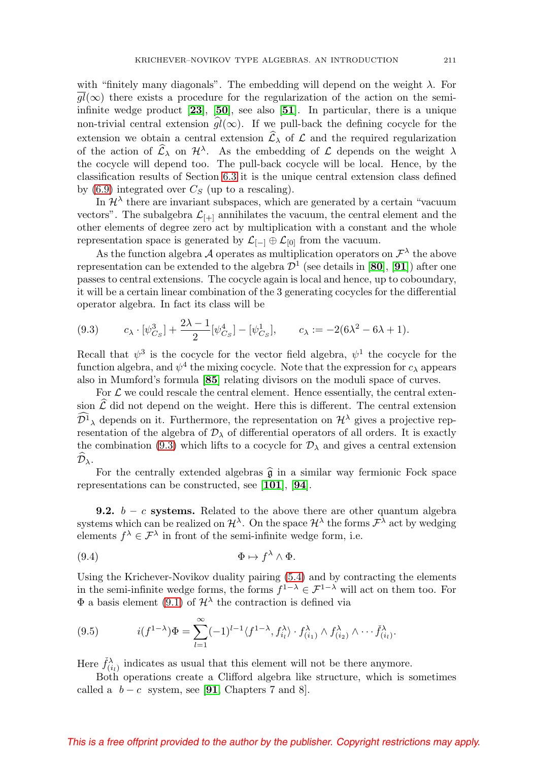with "finitely many diagonals". The embedding will depend on the weight $\lambda$. For $\overline{gl}(\infty)$ there exists a procedure for the regularization of the action on the semi-infinite wedge product [23], [50], see also [51]. In particular, there is a unique non-trivial central extension $\widehat{gl}(\infty)$. If we pull-back the defining cocycle for the extension we obtain a central extension $\widehat{\mathcal{L}}_\lambda$ of $\mathcal{L}$ and the required regularization of the action of $\widehat{\mathcal{L}}_\lambda$ on $\mathcal{H}^\lambda$. As the embedding of $\mathcal{L}$ depends on the weight $\lambda$ the cocycle will depend too. The pull-back cocycle will be local. Hence, by the classification results of Section 6.3 it is the unique central extension class defined by (6.9) integrated over $C_S$ (up to a rescaling).

In $\mathcal{H}^\lambda$ there are invariant subspaces, which are generated by a certain "vacuum vectors". The subalgebra $\mathcal{L}_{[+]}$ annihilates the vacuum, the central element and the other elements of degree zero act by multiplication with a constant and the whole representation space is generated by $\mathcal{L}_{[-]} \oplus \mathcal{L}_{[0]}$ from the vacuum.

As the function algebra $\mathcal{A}$ operates as multiplication operators on $\mathcal{F}^\lambda$ the above representation can be extended to the algebra $\mathcal{D}^1$ (see details in [80], [91]) after one passes to central extensions. The cocycle again is local and hence, up to coboundary, it will be a certain linear combination of the 3 generating cocycles for the differential operator algebra. In fact its class will be

$$c_\lambda \cdot [\psi^3_{C_S}] + \frac{2\lambda - 1}{2}[\psi^4_{C_S}] - [\psi^1_{C_S}], \qquad c_\lambda := -2(6\lambda^2 - 6\lambda + 1). \tag{9.3}$$

Recall that $\psi^3$ is the cocycle for the vector field algebra, $\psi^1$ the cocycle for the function algebra, and $\psi^4$ the mixing cocycle. Note that the expression for $c_\lambda$ appears also in Mumford's formula [85] relating divisors on the moduli space of curves.

For $\mathcal{L}$ we could rescale the central element. Hence essentially, the central extension $\widehat{\mathcal{L}}$ did not depend on the weight. Here this is different. The central extension $\widehat{\mathcal{D}^1}_\lambda$ depends on it. Furthermore, the representation on $\mathcal{H}^\lambda$ gives a projective representation of the algebra of $\mathcal{D}_\lambda$ of differential operators of all orders. It is exactly the combination (9.3) which lifts to a cocycle for $\mathcal{D}_\lambda$ and gives a central extension $\widehat{\mathcal{D}}_\lambda$.

For the centrally extended algebras $\widehat{\mathfrak{g}}$ in a similar way fermionic Fock space representations can be constructed, see [101], [94].

**9.2.** $b-c$ **systems.** Related to the above there are other quantum algebra systems which can be realized on $\mathcal{H}^\lambda$. On the space $\mathcal{H}^\lambda$ the forms $\mathcal{F}^\lambda$ act by wedging elements $f^\lambda \in \mathcal{F}^\lambda$ in front of the semi-infinite wedge form, i.e.

$$\Phi \mapsto f^\lambda \wedge \Phi. \tag{9.4}$$

Using the Krichever-Novikov duality pairing (5.4) and by contracting the elements in the semi-infinite wedge forms, the forms $f^{1-\lambda} \in \mathcal{F}^{1-\lambda}$ will act on them too. For $\Phi$ a basis element (9.1) of $\mathcal{H}^\lambda$ the contraction is defined via

$$i(f^{1-\lambda})\Phi = \sum_{l=1}^{\infty} (-1)^{l-1} \langle f^{1-\lambda}, f^\lambda_{i_l} \rangle \cdot f^\lambda_{(i_1)} \wedge f^\lambda_{(i_2)} \wedge \cdots \check{f}^\lambda_{(i_l)}. \tag{9.5}$$

Here $\check{f}^\lambda_{(i_l)}$ indicates as usual that this element will not be there anymore.

Both operations create a Clifford algebra like structure, which is sometimes called a $b-c$ system, see [91, Chapters 7 and 8].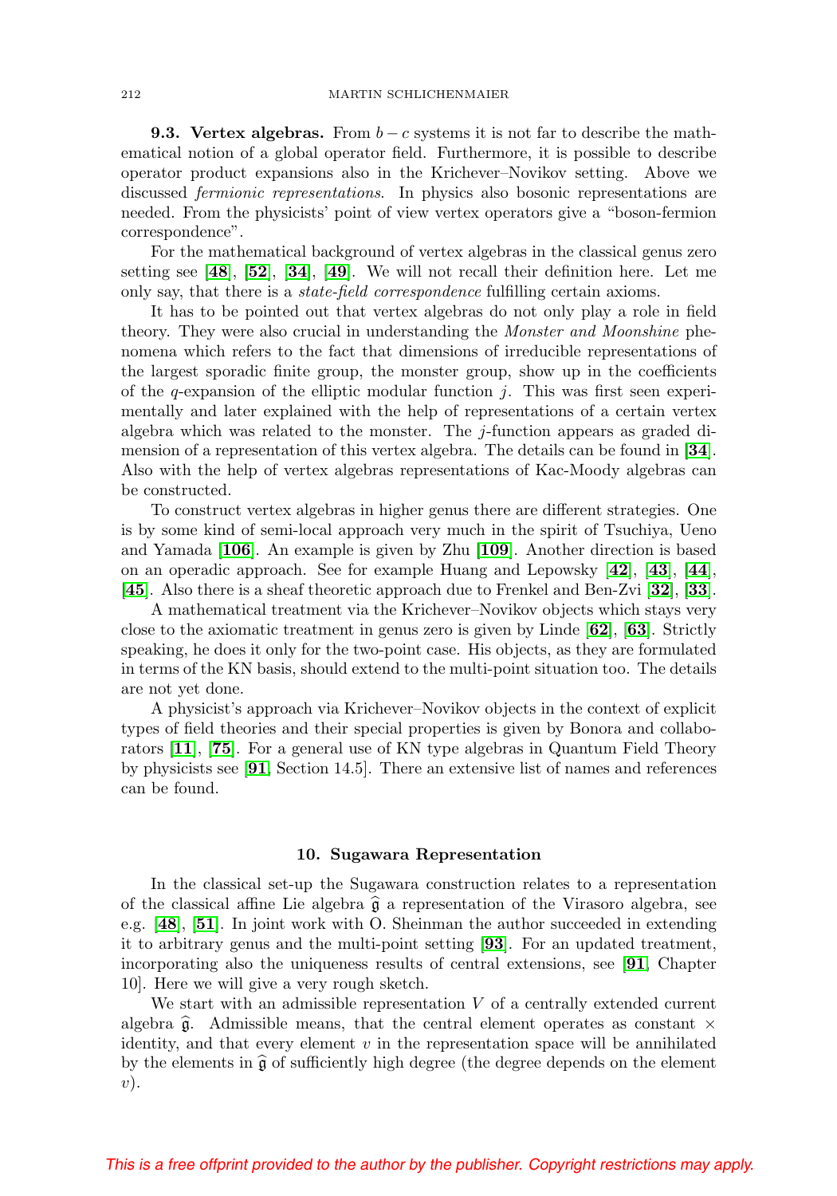**9.3. Vertex algebras.** From $b-c$ systems it is not far to describe the mathematical notion of a global operator field. Furthermore, it is possible to describe operator product expansions also in the Krichever–Novikov setting. Above we discussed *fermionic representations*. In physics also bosonic representations are needed. From the physicists' point of view vertex operators give a "boson-fermion correspondence".

For the mathematical background of vertex algebras in the classical genus zero setting see [**48**], [**52**], [**34**], [**49**]. We will not recall their definition here. Let me only say, that there is a *state-field correspondence* fulfilling certain axioms.

It has to be pointed out that vertex algebras do not only play a role in field theory. They were also crucial in understanding the *Monster and Moonshine* phenomena which refers to the fact that dimensions of irreducible representations of the largest sporadic finite group, the monster group, show up in the coefficients of the $q$-expansion of the elliptic modular function $j$. This was first seen experimentally and later explained with the help of representations of a certain vertex algebra which was related to the monster. The $j$-function appears as graded dimension of a representation of this vertex algebra. The details can be found in [**34**]. Also with the help of vertex algebras representations of Kac-Moody algebras can be constructed.

To construct vertex algebras in higher genus there are different strategies. One is by some kind of semi-local approach very much in the spirit of Tsuchiya, Ueno and Yamada [**106**]. An example is given by Zhu [**109**]. Another direction is based on an operadic approach. See for example Huang and Lepowsky [**42**], [**43**], [**44**], [**45**]. Also there is a sheaf theoretic approach due to Frenkel and Ben-Zvi [**32**], [**33**].

A mathematical treatment via the Krichever–Novikov objects which stays very close to the axiomatic treatment in genus zero is given by Linde [**62**], [**63**]. Strictly speaking, he does it only for the two-point case. His objects, as they are formulated in terms of the KN basis, should extend to the multi-point situation too. The details are not yet done.

A physicist's approach via Krichever–Novikov objects in the context of explicit types of field theories and their special properties is given by Bonora and collaborators [**11**], [**75**]. For a general use of KN type algebras in Quantum Field Theory by physicists see [**91**, Section 14.5]. There an extensive list of names and references can be found.

## 10. Sugawara Representation

In the classical set-up the Sugawara construction relates to a representation of the classical affine Lie algebra $\widehat{\mathfrak{g}}$ a representation of the Virasoro algebra, see e.g. [**48**], [**51**]. In joint work with O. Sheinman the author succeeded in extending it to arbitrary genus and the multi-point setting [**93**]. For an updated treatment, incorporating also the uniqueness results of central extensions, see [**91**, Chapter 10]. Here we will give a very rough sketch.

We start with an admissible representation $V$ of a centrally extended current algebra $\widehat{\mathfrak{g}}$. Admissible means, that the central element operates as constant $\times$ identity, and that every element $v$ in the representation space will be annihilated by the elements in $\widehat{\mathfrak{g}}$ of sufficiently high degree (the degree depends on the element $v$).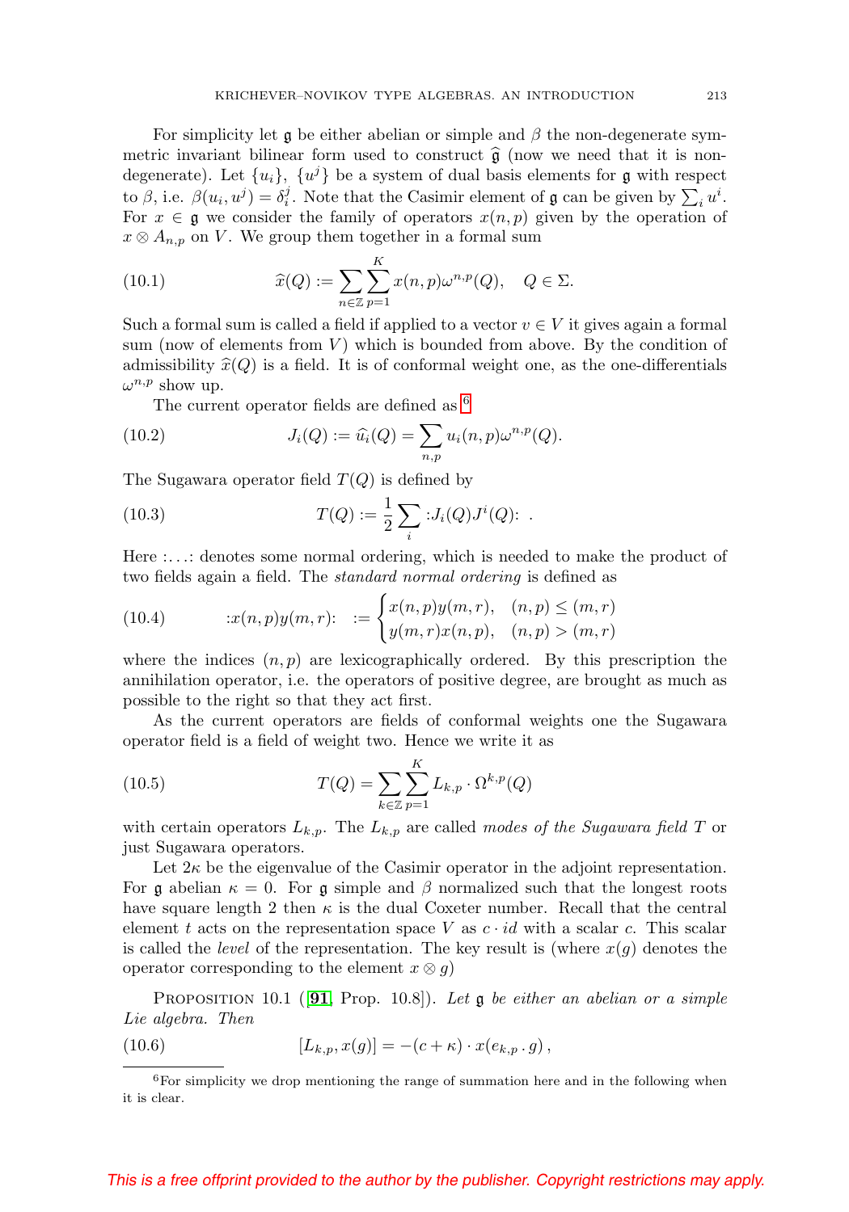For simplicity let $\mathfrak{g}$ be either abelian or simple and $\beta$ the non-degenerate symmetric invariant bilinear form used to construct $\widehat{\mathfrak{g}}$ (now we need that it is non-degenerate). Let $\{u_i\}$, $\{u^j\}$ be a system of dual basis elements for $\mathfrak{g}$ with respect to $\beta$, i.e. $\beta(u_i, u^j) = \delta_i^j$. Note that the Casimir element of $\mathfrak{g}$ can be given by $\sum_i u^i$. For $x \in \mathfrak{g}$ we consider the family of operators $x(n,p)$ given by the operation of $x \otimes A_{n,p}$ on $V$. We group them together in a formal sum

$$\widehat{x}(Q) := \sum_{n \in \mathbb{Z}} \sum_{p=1}^{K} x(n,p)\omega^{n,p}(Q), \quad Q \in \Sigma. \tag{10.1}$$

Such a formal sum is called a field if applied to a vector $v \in V$ it gives again a formal sum (now of elements from $V$) which is bounded from above. By the condition of admissibility $\widehat{x}(Q)$ is a field. It is of conformal weight one, as the one-differentials $\omega^{n,p}$ show up.

The current operator fields are defined as [6]

$$J_i(Q) := \widehat{u}_i(Q) = \sum_{n,p} u_i(n,p)\omega^{n,p}(Q). \tag{10.2}$$

The Sugawara operator field $T(Q)$ is defined by

$$T(Q) := \frac{1}{2} \sum_i :J_i(Q)J^i(Q): \ . \tag{10.3}$$

Here $:\ldots:$ denotes some normal ordering, which is needed to make the product of two fields again a field. The *standard normal ordering* is defined as

$$:x(n,p)y(m,r): \ := \begin{cases} x(n,p)y(m,r), & (n,p) \le (m,r) \\ y(m,r)x(n,p), & (n,p) > (m,r) \end{cases} \tag{10.4}$$

where the indices $(n,p)$ are lexicographically ordered. By this prescription the annihilation operator, i.e. the operators of positive degree, are brought as much as possible to the right so that they act first.

As the current operators are fields of conformal weights one the Sugawara operator field is a field of weight two. Hence we write it as

$$T(Q) = \sum_{k \in \mathbb{Z}} \sum_{p=1}^{K} L_{k,p} \cdot \Omega^{k,p}(Q) \tag{10.5}$$

with certain operators $L_{k,p}$. The $L_{k,p}$ are called *modes of the Sugawara field* $T$ or just Sugawara operators.

Let $2\kappa$ be the eigenvalue of the Casimir operator in the adjoint representation. For $\mathfrak{g}$ abelian $\kappa = 0$. For $\mathfrak{g}$ simple and $\beta$ normalized such that the longest roots have square length 2 then $\kappa$ is the dual Coxeter number. Recall that the central element $t$ acts on the representation space $V$ as $c \cdot id$ with a scalar $c$. This scalar is called the *level* of the representation. The key result is (where $x(g)$ denotes the operator corresponding to the element $x \otimes g$)

Proposition 10.1 ([**91**, Prop. 10.8]). *Let $\mathfrak{g}$ be either an abelian or a simple Lie algebra. Then*

$$[L_{k,p}, x(g)] = -(c+\kappa) \cdot x(e_{k,p} \, . \, g)\,, \tag{10.6}$$

[6] For simplicity we drop mentioning the range of summation here and in the following when it is clear.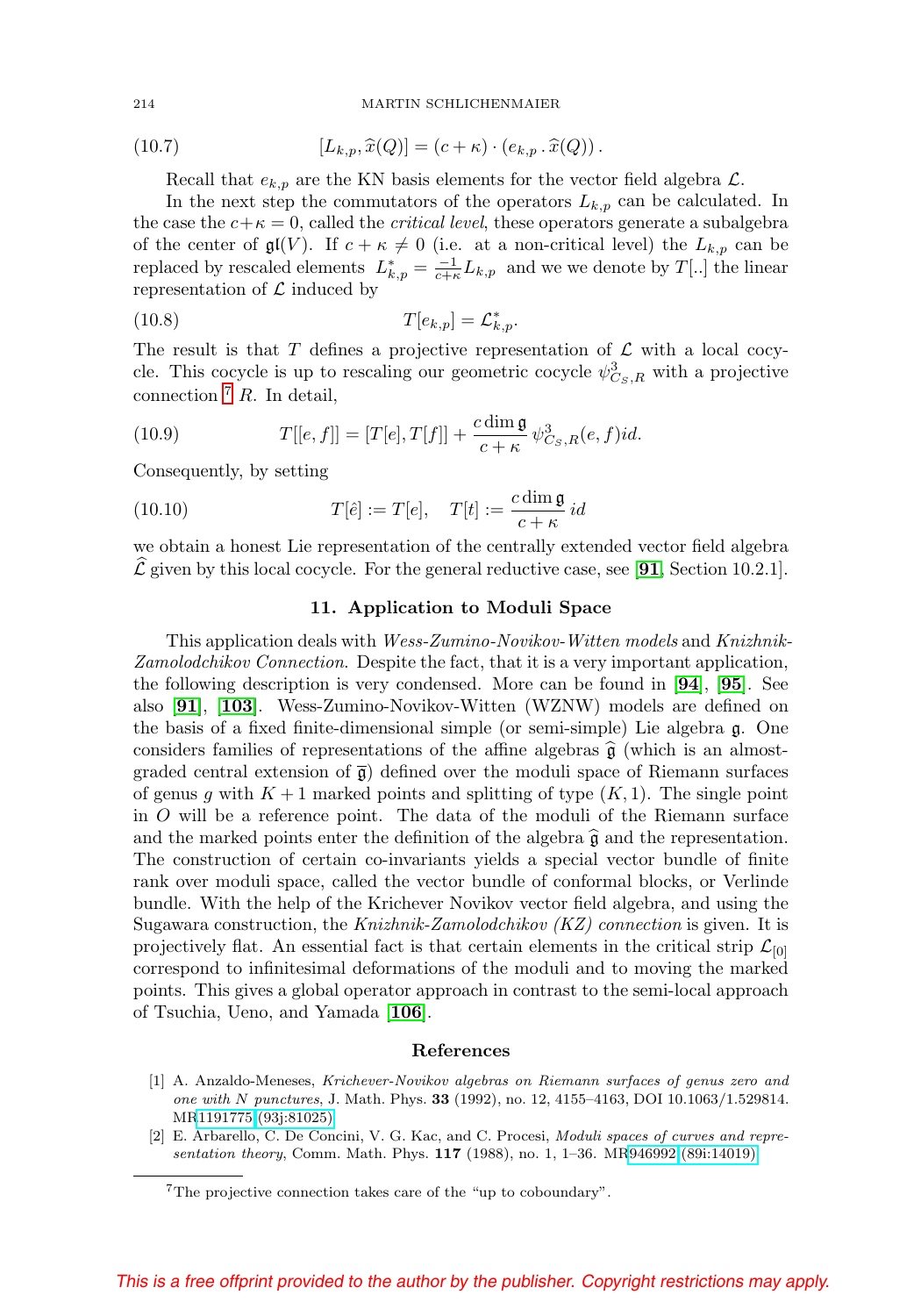$$[L_{k,p}, \widehat{x}(Q)] = (c+\kappa)\cdot (e_{k,p} \,.\, \widehat{x}(Q)) . \tag{10.7}$$

Recall that $e_{k,p}$ are the KN basis elements for the vector field algebra $\mathcal{L}$.

In the next step the commutators of the operators $L_{k,p}$ can be calculated. In the case the $c+\kappa = 0$, called the *critical level*, these operators generate a subalgebra of the center of $\mathfrak{gl}(V)$. If $c+\kappa \neq 0$ (i.e. at a non-critical level) the $L_{k,p}$ can be replaced by rescaled elements $L^*_{k,p} = \frac{-1}{c+\kappa} L_{k,p}$ and we we denote by $T[..]$ the linear representation of $\mathcal{L}$ induced by

$$T[e_{k,p}] = \mathcal{L}^*_{k,p}. \tag{10.8}$$

The result is that $T$ defines a projective representation of $\mathcal{L}$ with a local cocycle. This cocycle is up to rescaling our geometric cocycle $\psi^3_{C_S,R}$ with a projective connection [7] $R$. In detail,

$$T[[e,f]] = [T[e], T[f]] + \frac{c \dim \mathfrak{g}}{c+\kappa}\, \psi^3_{C_S,R}(e,f) id. \tag{10.9}$$

Consequently, by setting

$$T[\hat{e}] := T[e], \quad T[t] := \frac{c \dim \mathfrak{g}}{c+\kappa}\, id \tag{10.10}$$

we obtain a honest Lie representation of the centrally extended vector field algebra $\widehat{\mathcal{L}}$ given by this local cocycle. For the general reductive case, see [**91**, Section 10.2.1].

## 11. Application to Moduli Space

This application deals with *Wess-Zumino-Novikov-Witten models* and *Knizhnik-Zamolodchikov Connection*. Despite the fact, that it is a very important application, the following description is very condensed. More can be found in [**94**], [**95**]. See also [**91**], [**103**]. Wess-Zumino-Novikov-Witten (WZNW) models are defined on the basis of a fixed finite-dimensional simple (or semi-simple) Lie algebra $\mathfrak{g}$. One considers families of representations of the affine algebras $\widehat{\mathfrak{g}}$ (which is an almost-graded central extension of $\overline{\mathfrak{g}}$) defined over the moduli space of Riemann surfaces of genus $g$ with $K+1$ marked points and splitting of type $(K,1)$. The single point in $O$ will be a reference point. The data of the moduli of the Riemann surface and the marked points enter the definition of the algebra $\widehat{\mathfrak{g}}$ and the representation. The construction of certain co-invariants yields a special vector bundle of finite rank over moduli space, called the vector bundle of conformal blocks, or Verlinde bundle. With the help of the Krichever Novikov vector field algebra, and using the Sugawara construction, the *Knizhnik-Zamolodchikov (KZ) connection* is given. It is projectively flat. An essential fact is that certain elements in the critical strip $\mathcal{L}_{[0]}$ correspond to infinitesimal deformations of the moduli and to moving the marked points. This gives a global operator approach in contrast to the semi-local approach of Tsuchia, Ueno, and Yamada [**106**].

## References

[1] A. Anzaldo-Meneses, *Krichever-Novikov algebras on Riemann surfaces of genus zero and one with N punctures*, J. Math. Phys. **33** (1992), no. 12, 4155–4163, DOI 10.1063/1.529814. MR1191775 (93j:81025)

[2] E. Arbarello, C. De Concini, V. G. Kac, and C. Procesi, *Moduli spaces of curves and representation theory*, Comm. Math. Phys. **117** (1988), no. 1, 1–36. MR946992 (89i:14019)

[7] The projective connection takes care of the "up to coboundary".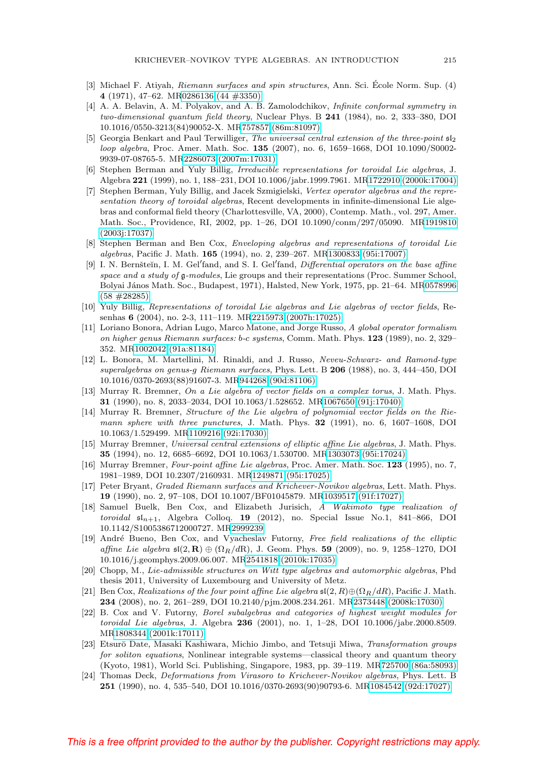[3] Michael F. Atiyah, *Riemann surfaces and spin structures*, Ann. Sci. École Norm. Sup. (4) **4** (1971), 47–62. MR0286136 (44 #3350)

[4] A. A. Belavin, A. M. Polyakov, and A. B. Zamolodchikov, *Infinite conformal symmetry in two-dimensional quantum field theory*, Nuclear Phys. B **241** (1984), no. 2, 333–380, DOI 10.1016/0550-3213(84)90052-X. MR757857 (86m:81097)

[5] Georgia Benkart and Paul Terwilliger, *The universal central extension of the three-point $\mathfrak{sl}_2$ loop algebra*, Proc. Amer. Math. Soc. **135** (2007), no. 6, 1659–1668, DOI 10.1090/S0002-9939-07-08765-5. MR2286073 (2007m:17031)

[6] Stephen Berman and Yuly Billig, *Irreducible representations for toroidal Lie algebras*, J. Algebra **221** (1999), no. 1, 188–231, DOI 10.1006/jabr.1999.7961. MR1722910 (2000k:17004)

[7] Stephen Berman, Yuly Billig, and Jacek Szmigielski, *Vertex operator algebras and the representation theory of toroidal algebras*, Recent developments in infinite-dimensional Lie algebras and conformal field theory (Charlottesville, VA, 2000), Contemp. Math., vol. 297, Amer. Math. Soc., Providence, RI, 2002, pp. 1–26, DOI 10.1090/conm/297/05090. MR1919810 (2003j:17037)

[8] Stephen Berman and Ben Cox, *Enveloping algebras and representations of toroidal Lie algebras*, Pacific J. Math. **165** (1994), no. 2, 239–267. MR1300833 (95i:17007)

[9] I. N. Bernšteĭn, I. M. Gel′fand, and S. I. Gel′fand, *Differential operators on the base affine space and a study of $\mathfrak{g}$-modules*, Lie groups and their representations (Proc. Summer School, Bolyai János Math. Soc., Budapest, 1971), Halsted, New York, 1975, pp. 21–64. MR0578996 (58 #28285)

[10] Yuly Billig, *Representations of toroidal Lie algebras and Lie algebras of vector fields*, Resenhas **6** (2004), no. 2-3, 111–119. MR2215973 (2007h:17025)

[11] Loriano Bonora, Adrian Lugo, Marco Matone, and Jorge Russo, *A global operator formalism on higher genus Riemann surfaces: b-c systems*, Comm. Math. Phys. **123** (1989), no. 2, 329–352. MR1002042 (91a:81184)

[12] L. Bonora, M. Martellini, M. Rinaldi, and J. Russo, *Neveu-Schwarz- and Ramond-type superalgebras on genus-g Riemann surfaces*, Phys. Lett. B **206** (1988), no. 3, 444–450, DOI 10.1016/0370-2693(88)91607-3. MR944268 (90d:81106)

[13] Murray R. Bremner, *On a Lie algebra of vector fields on a complex torus*, J. Math. Phys. **31** (1990), no. 8, 2033–2034, DOI 10.1063/1.528652. MR1067650 (91j:17040)

[14] Murray R. Bremner, *Structure of the Lie algebra of polynomial vector fields on the Riemann sphere with three punctures*, J. Math. Phys. **32** (1991), no. 6, 1607–1608, DOI 10.1063/1.529499. MR1109216 (92i:17030)

[15] Murray Bremner, *Universal central extensions of elliptic affine Lie algebras*, J. Math. Phys. **35** (1994), no. 12, 6685–6692, DOI 10.1063/1.530700. MR1303073 (95i:17024)

[16] Murray Bremner, *Four-point affine Lie algebras*, Proc. Amer. Math. Soc. **123** (1995), no. 7, 1981–1989, DOI 10.2307/2160931. MR1249871 (95i:17025)

[17] Peter Bryant, *Graded Riemann surfaces and Krichever-Novikov algebras*, Lett. Math. Phys. **19** (1990), no. 2, 97–108, DOI 10.1007/BF01045879. MR1039517 (91f:17027)

[18] Samuel Buelk, Ben Cox, and Elizabeth Jurisich, *A Wakimoto type realization of toroidal $\mathfrak{sl}_{n+1}$*, Algebra Colloq. **19** (2012), no. Special Issue No.1, 841–866, DOI 10.1142/S1005386712000727. MR2999239

[19] André Bueno, Ben Cox, and Vyacheslav Futorny, *Free field realizations of the elliptic affine Lie algebra $\mathfrak{sl}(2,\mathbf{R}) \oplus (\Omega_R/dR)$*, J. Geom. Phys. **59** (2009), no. 9, 1258–1270, DOI 10.1016/j.geomphys.2009.06.007. MR2541818 (2010k:17035)

[20] Chopp, M., *Lie-admissible structures on Witt type algebras and automorphic algebras*, Phd thesis 2011, University of Luxembourg and University of Metz.

[21] Ben Cox, *Realizations of the four point affine Lie algebra $\mathfrak{sl}(2,R)\oplus(\Omega_R/dR)$*, Pacific J. Math. **234** (2008), no. 2, 261–289, DOI 10.2140/pjm.2008.234.261. MR2373448 (2008k:17030)

[22] B. Cox and V. Futorny, *Borel subalgebras and categories of highest weight modules for toroidal Lie algebras*, J. Algebra **236** (2001), no. 1, 1–28, DOI 10.1006/jabr.2000.8509. MR1808344 (2001k:17011)

[23] Etsurō Date, Masaki Kashiwara, Michio Jimbo, and Tetsuji Miwa, *Transformation groups for soliton equations*, Nonlinear integrable systems—classical theory and quantum theory (Kyoto, 1981), World Sci. Publishing, Singapore, 1983, pp. 39–119. MR725700 (86a:58093)

[24] Thomas Deck, *Deformations from Virasoro to Krichever-Novikov algebras*, Phys. Lett. B **251** (1990), no. 4, 535–540, DOI 10.1016/0370-2693(90)90793-6. MR1084542 (92d:17027)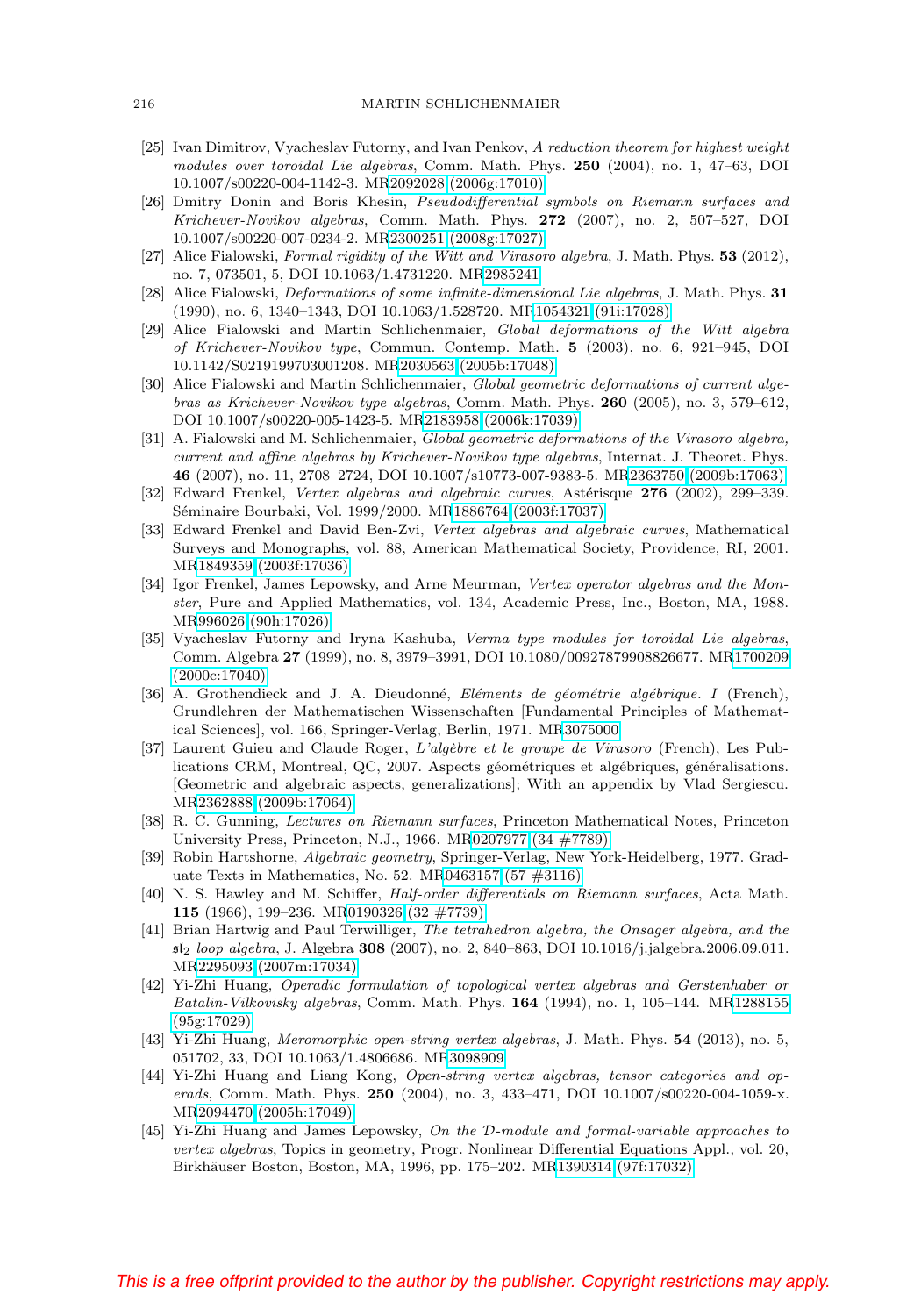[25] Ivan Dimitrov, Vyacheslav Futorny, and Ivan Penkov, *A reduction theorem for highest weight modules over toroidal Lie algebras*, Comm. Math. Phys. **250** (2004), no. 1, 47–63, DOI 10.1007/s00220-004-1142-3. MR2092028 (2006g:17010)

[26] Dmitry Donin and Boris Khesin, *Pseudodifferential symbols on Riemann surfaces and Krichever-Novikov algebras*, Comm. Math. Phys. **272** (2007), no. 2, 507–527, DOI 10.1007/s00220-007-0234-2. MR2300251 (2008g:17027)

[27] Alice Fialowski, *Formal rigidity of the Witt and Virasoro algebra*, J. Math. Phys. **53** (2012), no. 7, 073501, 5, DOI 10.1063/1.4731220. MR2985241

[28] Alice Fialowski, *Deformations of some infinite-dimensional Lie algebras*, J. Math. Phys. **31** (1990), no. 6, 1340–1343, DOI 10.1063/1.528720. MR1054321 (91i:17028)

[29] Alice Fialowski and Martin Schlichenmaier, *Global deformations of the Witt algebra of Krichever-Novikov type*, Commun. Contemp. Math. **5** (2003), no. 6, 921–945, DOI 10.1142/S0219199703001208. MR2030563 (2005b:17048)

[30] Alice Fialowski and Martin Schlichenmaier, *Global geometric deformations of current algebras as Krichever-Novikov type algebras*, Comm. Math. Phys. **260** (2005), no. 3, 579–612, DOI 10.1007/s00220-005-1423-5. MR2183958 (2006k:17039)

[31] A. Fialowski and M. Schlichenmaier, *Global geometric deformations of the Virasoro algebra, current and affine algebras by Krichever-Novikov type algebras*, Internat. J. Theoret. Phys. **46** (2007), no. 11, 2708–2724, DOI 10.1007/s10773-007-9383-5. MR2363750 (2009b:17063)

[32] Edward Frenkel, *Vertex algebras and algebraic curves*, Astérisque **276** (2002), 299–339. Séminaire Bourbaki, Vol. 1999/2000. MR1886764 (2003f:17037)

[33] Edward Frenkel and David Ben-Zvi, *Vertex algebras and algebraic curves*, Mathematical Surveys and Monographs, vol. 88, American Mathematical Society, Providence, RI, 2001. MR1849359 (2003f:17036)

[34] Igor Frenkel, James Lepowsky, and Arne Meurman, *Vertex operator algebras and the Monster*, Pure and Applied Mathematics, vol. 134, Academic Press, Inc., Boston, MA, 1988. MR996026 (90h:17026)

[35] Vyacheslav Futorny and Iryna Kashuba, *Verma type modules for toroidal Lie algebras*, Comm. Algebra **27** (1999), no. 8, 3979–3991, DOI 10.1080/00927879908826677. MR1700209 (2000c:17040)

[36] A. Grothendieck and J. A. Dieudonné, *Eléments de géométrie algébrique. I* (French), Grundlehren der Mathematischen Wissenschaften [Fundamental Principles of Mathematical Sciences], vol. 166, Springer-Verlag, Berlin, 1971. MR3075000

[37] Laurent Guieu and Claude Roger, *L'algèbre et le groupe de Virasoro* (French), Les Publications CRM, Montreal, QC, 2007. Aspects géométriques et algébriques, généralisations. [Geometric and algebraic aspects, generalizations]; With an appendix by Vlad Sergiescu. MR2362888 (2009b:17064)

[38] R. C. Gunning, *Lectures on Riemann surfaces*, Princeton Mathematical Notes, Princeton University Press, Princeton, N.J., 1966. MR0207977 (34 #7789)

[39] Robin Hartshorne, *Algebraic geometry*, Springer-Verlag, New York-Heidelberg, 1977. Graduate Texts in Mathematics, No. 52. MR0463157 (57 #3116)

[40] N. S. Hawley and M. Schiffer, *Half-order differentials on Riemann surfaces*, Acta Math. **115** (1966), 199–236. MR0190326 (32 #7739)

[41] Brian Hartwig and Paul Terwilliger, *The tetrahedron algebra, the Onsager algebra, and the* $\mathfrak{sl}_2$ *loop algebra*, J. Algebra **308** (2007), no. 2, 840–863, DOI 10.1016/j.jalgebra.2006.09.011. MR2295093 (2007m:17034)

[42] Yi-Zhi Huang, *Operadic formulation of topological vertex algebras and Gerstenhaber or Batalin-Vilkovisky algebras*, Comm. Math. Phys. **164** (1994), no. 1, 105–144. MR1288155 (95g:17029)

[43] Yi-Zhi Huang, *Meromorphic open-string vertex algebras*, J. Math. Phys. **54** (2013), no. 5, 051702, 33, DOI 10.1063/1.4806686. MR3098909

[44] Yi-Zhi Huang and Liang Kong, *Open-string vertex algebras, tensor categories and operads*, Comm. Math. Phys. **250** (2004), no. 3, 433–471, DOI 10.1007/s00220-004-1059-x. MR2094470 (2005h:17049)

[45] Yi-Zhi Huang and James Lepowsky, *On the $\mathcal{D}$-module and formal-variable approaches to vertex algebras*, Topics in geometry, Progr. Nonlinear Differential Equations Appl., vol. 20, Birkhäuser Boston, Boston, MA, 1996, pp. 175–202. MR1390314 (97f:17032)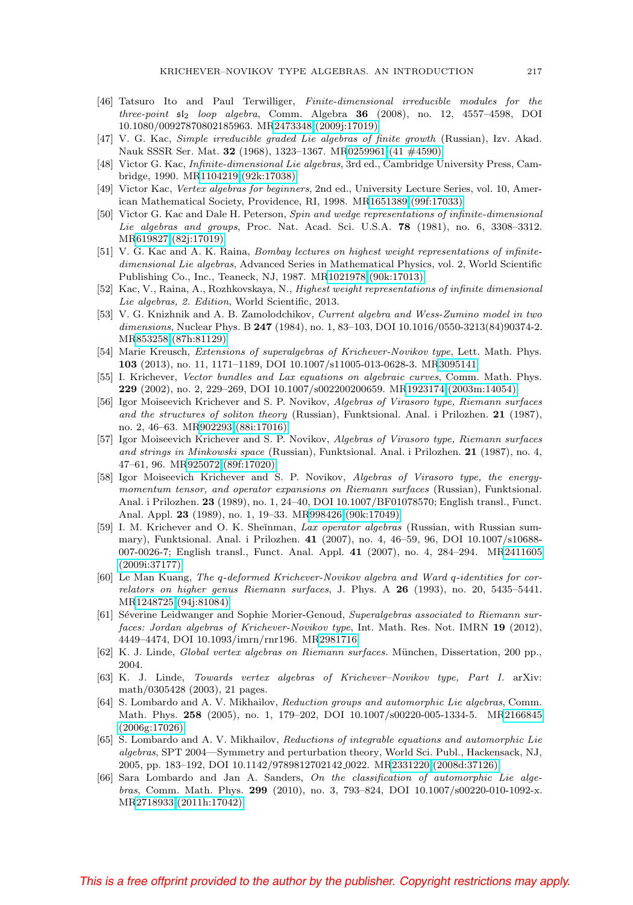[46] Tatsuro Ito and Paul Terwilliger, *Finite-dimensional irreducible modules for the three-point* $\mathfrak{sl}_2$ *loop algebra*, Comm. Algebra **36** (2008), no. 12, 4557–4598, DOI 10.1080/00927870802185963. MR2473348 (2009j:17019)

[47] V. G. Kac, *Simple irreducible graded Lie algebras of finite growth* (Russian), Izv. Akad. Nauk SSSR Ser. Mat. **32** (1968), 1323–1367. MR0259961 (41 #4590)

[48] Victor G. Kac, *Infinite-dimensional Lie algebras*, 3rd ed., Cambridge University Press, Cambridge, 1990. MR1104219 (92k:17038)

[49] Victor Kac, *Vertex algebras for beginners*, 2nd ed., University Lecture Series, vol. 10, American Mathematical Society, Providence, RI, 1998. MR1651389 (99f:17033)

[50] Victor G. Kac and Dale H. Peterson, *Spin and wedge representations of infinite-dimensional Lie algebras and groups*, Proc. Nat. Acad. Sci. U.S.A. **78** (1981), no. 6, 3308–3312. MR619827 (82j:17019)

[51] V. G. Kac and A. K. Raina, *Bombay lectures on highest weight representations of infinite-dimensional Lie algebras*, Advanced Series in Mathematical Physics, vol. 2, World Scientific Publishing Co., Inc., Teaneck, NJ, 1987. MR1021978 (90k:17013)

[52] Kac, V., Raina, A., Rozhkovskaya, N., *Highest weight representations of infinite dimensional Lie algebras, 2. Edition*, World Scientific, 2013.

[53] V. G. Knizhnik and A. B. Zamolodchikov, *Current algebra and Wess-Zumino model in two dimensions*, Nuclear Phys. B **247** (1984), no. 1, 83–103, DOI 10.1016/0550-3213(84)90374-2. MR853258 (87h:81129)

[54] Marie Kreusch, *Extensions of superalgebras of Krichever-Novikov type*, Lett. Math. Phys. **103** (2013), no. 11, 1171–1189, DOI 10.1007/s11005-013-0628-3. MR3095141

[55] I. Krichever, *Vector bundles and Lax equations on algebraic curves*, Comm. Math. Phys. **229** (2002), no. 2, 229–269, DOI 10.1007/s002200200659. MR1923174 (2003m:14054)

[56] Igor Moiseevich Krichever and S. P. Novikov, *Algebras of Virasoro type, Riemann surfaces and the structures of soliton theory* (Russian), Funktsional. Anal. i Prilozhen. **21** (1987), no. 2, 46–63. MR902293 (88i:17016)

[57] Igor Moiseevich Krichever and S. P. Novikov, *Algebras of Virasoro type, Riemann surfaces and strings in Minkowski space* (Russian), Funktsional. Anal. i Prilozhen. **21** (1987), no. 4, 47–61, 96. MR925072 (89f:17020)

[58] Igor Moiseevich Krichever and S. P. Novikov, *Algebras of Virasoro type, the energy-momentum tensor, and operator expansions on Riemann surfaces* (Russian), Funktsional. Anal. i Prilozhen. **23** (1989), no. 1, 24–40, DOI 10.1007/BF01078570; English transl., Funct. Anal. Appl. **23** (1989), no. 1, 19–33. MR998426 (90k:17049)

[59] I. M. Krichever and O. K. Sheĭnman, *Lax operator algebras* (Russian, with Russian summary), Funktsional. Anal. i Prilozhen. **41** (2007), no. 4, 46–59, 96, DOI 10.1007/s10688-007-0026-7; English transl., Funct. Anal. Appl. **41** (2007), no. 4, 284–294. MR2411605 (2009i:37177)

[60] Le Man Kuang, *The q-deformed Krichever-Novikov algebra and Ward q-identities for correlators on higher genus Riemann surfaces*, J. Phys. A **26** (1993), no. 20, 5435–5441. MR1248725 (94j:81084)

[61] Séverine Leidwanger and Sophie Morier-Genoud, *Superalgebras associated to Riemann surfaces: Jordan algebras of Krichever-Novikov type*, Int. Math. Res. Not. IMRN **19** (2012), 4449–4474, DOI 10.1093/imrn/rnr196. MR2981716

[62] K. J. Linde, *Global vertex algebras on Riemann surfaces.* München, Dissertation, 200 pp., 2004.

[63] K. J. Linde, *Towards vertex algebras of Krichever–Novikov type, Part I.* arXiv: math/0305428 (2003), 21 pages.

[64] S. Lombardo and A. V. Mikhailov, *Reduction groups and automorphic Lie algebras*, Comm. Math. Phys. **258** (2005), no. 1, 179–202, DOI 10.1007/s00220-005-1334-5. MR2166845 (2006g:17026)

[65] S. Lombardo and A. V. Mikhailov, *Reductions of integrable equations and automorphic Lie algebras*, SPT 2004—Symmetry and perturbation theory, World Sci. Publ., Hackensack, NJ, 2005, pp. 183–192, DOI 10.1142/9789812702142_0022. MR2331220 (2008d:37126)

[66] Sara Lombardo and Jan A. Sanders, *On the classification of automorphic Lie algebras*, Comm. Math. Phys. **299** (2010), no. 3, 793–824, DOI 10.1007/s00220-010-1092-x. MR2718933 (2011h:17042)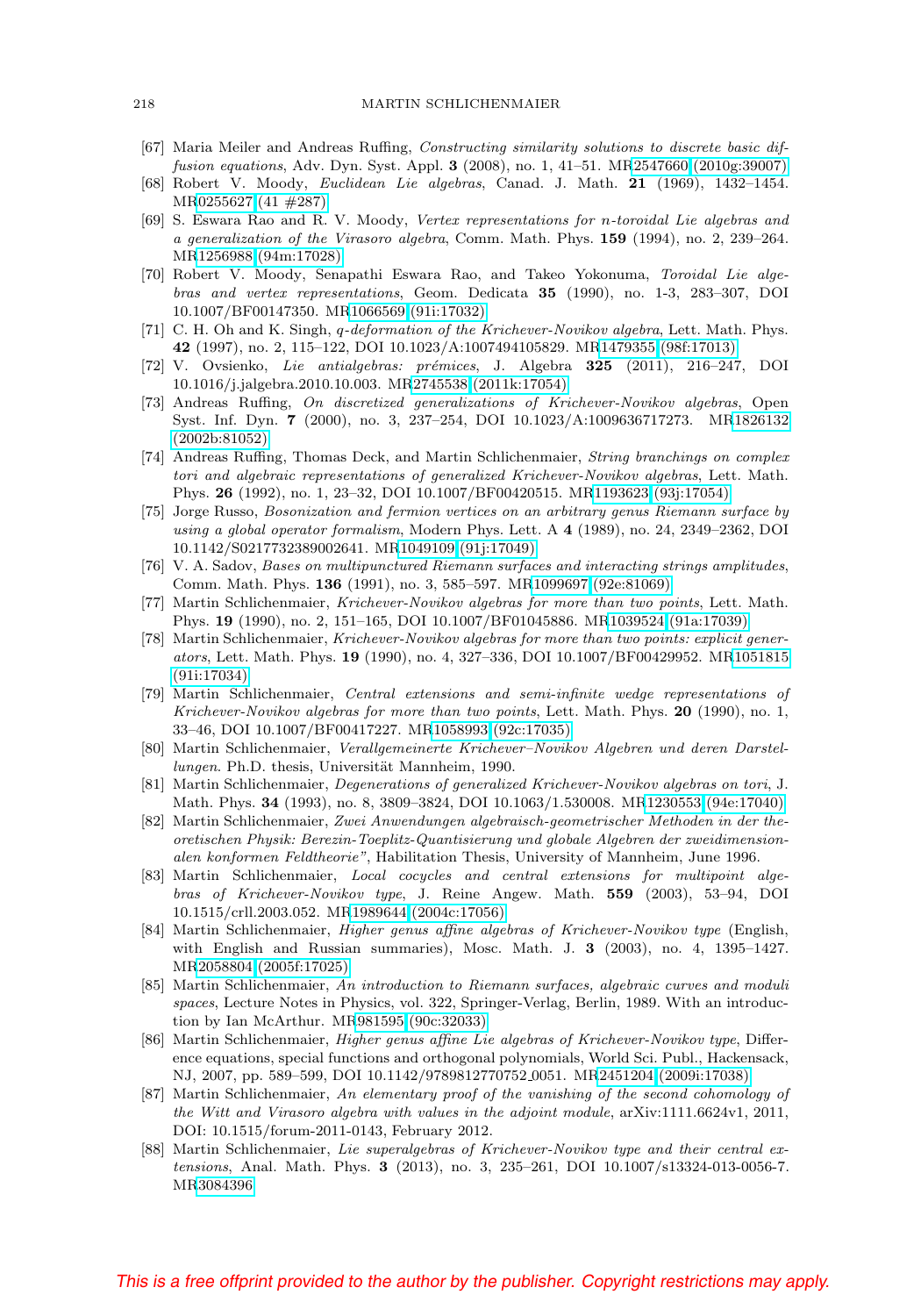[67] Maria Meiler and Andreas Ruffing, *Constructing similarity solutions to discrete basic diffusion equations*, Adv. Dyn. Syst. Appl. **3** (2008), no. 1, 41–51. MR2547660 (2010g:39007)

[68] Robert V. Moody, *Euclidean Lie algebras*, Canad. J. Math. **21** (1969), 1432–1454. MR0255627 (41 #287)

[69] S. Eswara Rao and R. V. Moody, *Vertex representations for n-toroidal Lie algebras and a generalization of the Virasoro algebra*, Comm. Math. Phys. **159** (1994), no. 2, 239–264. MR1256988 (94m:17028)

[70] Robert V. Moody, Senapathi Eswara Rao, and Takeo Yokonuma, *Toroidal Lie algebras and vertex representations*, Geom. Dedicata **35** (1990), no. 1-3, 283–307, DOI 10.1007/BF00147350. MR1066569 (91i:17032)

[71] C. H. Oh and K. Singh, *q-deformation of the Krichever-Novikov algebra*, Lett. Math. Phys. **42** (1997), no. 2, 115–122, DOI 10.1023/A:1007494105829. MR1479355 (98f:17013)

[72] V. Ovsienko, *Lie antialgebras: prémices*, J. Algebra **325** (2011), 216–247, DOI 10.1016/j.jalgebra.2010.10.003. MR2745538 (2011k:17054)

[73] Andreas Ruffing, *On discretized generalizations of Krichever-Novikov algebras*, Open Syst. Inf. Dyn. **7** (2000), no. 3, 237–254, DOI 10.1023/A:1009636717273. MR1826132 (2002b:81052)

[74] Andreas Ruffing, Thomas Deck, and Martin Schlichenmaier, *String branchings on complex tori and algebraic representations of generalized Krichever-Novikov algebras*, Lett. Math. Phys. **26** (1992), no. 1, 23–32, DOI 10.1007/BF00420515. MR1193623 (93j:17054)

[75] Jorge Russo, *Bosonization and fermion vertices on an arbitrary genus Riemann surface by using a global operator formalism*, Modern Phys. Lett. A **4** (1989), no. 24, 2349–2362, DOI 10.1142/S0217732389002641. MR1049109 (91j:17049)

[76] V. A. Sadov, *Bases on multipunctured Riemann surfaces and interacting strings amplitudes*, Comm. Math. Phys. **136** (1991), no. 3, 585–597. MR1099697 (92e:81069)

[77] Martin Schlichenmaier, *Krichever-Novikov algebras for more than two points*, Lett. Math. Phys. **19** (1990), no. 2, 151–165, DOI 10.1007/BF01045886. MR1039524 (91a:17039)

[78] Martin Schlichenmaier, *Krichever-Novikov algebras for more than two points: explicit generators*, Lett. Math. Phys. **19** (1990), no. 4, 327–336, DOI 10.1007/BF00429952. MR1051815 (91i:17034)

[79] Martin Schlichenmaier, *Central extensions and semi-infinite wedge representations of Krichever-Novikov algebras for more than two points*, Lett. Math. Phys. **20** (1990), no. 1, 33–46, DOI 10.1007/BF00417227. MR1058993 (92c:17035)

[80] Martin Schlichenmaier, *Verallgemeinerte Krichever–Novikov Algebren und deren Darstellungen*. Ph.D. thesis, Universität Mannheim, 1990.

[81] Martin Schlichenmaier, *Degenerations of generalized Krichever-Novikov algebras on tori*, J. Math. Phys. **34** (1993), no. 8, 3809–3824, DOI 10.1063/1.530008. MR1230553 (94e:17040)

[82] Martin Schlichenmaier, *Zwei Anwendungen algebraisch-geometrischer Methoden in der theoretischen Physik: Berezin-Toeplitz-Quantisierung und globale Algebren der zweidimensionalen konformen Feldtheorie"*, Habilitation Thesis, University of Mannheim, June 1996.

[83] Martin Schlichenmaier, *Local cocycles and central extensions for multipoint algebras of Krichever-Novikov type*, J. Reine Angew. Math. **559** (2003), 53–94, DOI 10.1515/crll.2003.052. MR1989644 (2004c:17056)

[84] Martin Schlichenmaier, *Higher genus affine algebras of Krichever-Novikov type* (English, with English and Russian summaries), Mosc. Math. J. **3** (2003), no. 4, 1395–1427. MR2058804 (2005f:17025)

[85] Martin Schlichenmaier, *An introduction to Riemann surfaces, algebraic curves and moduli spaces*, Lecture Notes in Physics, vol. 322, Springer-Verlag, Berlin, 1989. With an introduction by Ian McArthur. MR981595 (90c:32033)

[86] Martin Schlichenmaier, *Higher genus affine Lie algebras of Krichever-Novikov type*, Difference equations, special functions and orthogonal polynomials, World Sci. Publ., Hackensack, NJ, 2007, pp. 589–599, DOI 10.1142/9789812770752_0051. MR2451204 (2009i:17038)

[87] Martin Schlichenmaier, *An elementary proof of the vanishing of the second cohomology of the Witt and Virasoro algebra with values in the adjoint module*, arXiv:1111.6624v1, 2011, DOI: 10.1515/forum-2011-0143, February 2012.

[88] Martin Schlichenmaier, *Lie superalgebras of Krichever-Novikov type and their central extensions*, Anal. Math. Phys. **3** (2013), no. 3, 235–261, DOI 10.1007/s13324-013-0056-7. MR3084396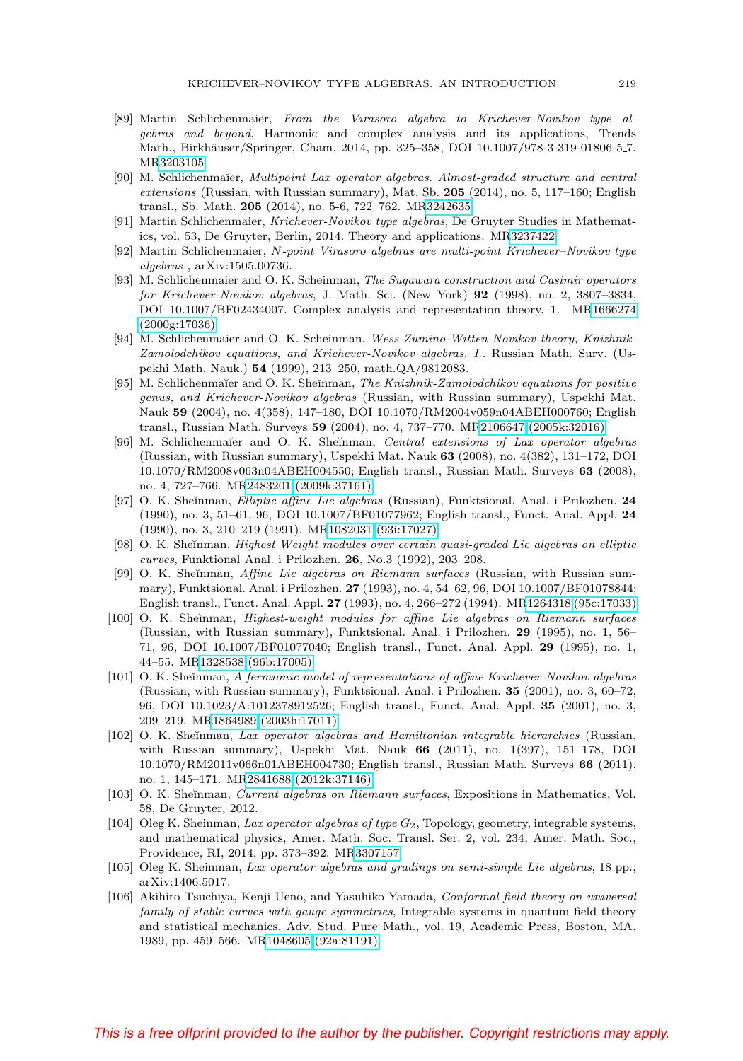[89] Martin Schlichenmaier, *From the Virasoro algebra to Krichever-Novikov type algebras and beyond*, Harmonic and complex analysis and its applications, Trends Math., Birkhäuser/Springer, Cham, 2014, pp. 325–358, DOI 10.1007/978-3-319-01806-5_7. MR3203105

[90] M. Schlichenmaĭer, *Multipoint Lax operator algebras. Almost-graded structure and central extensions* (Russian, with Russian summary), Mat. Sb. **205** (2014), no. 5, 117–160; English transl., Sb. Math. **205** (2014), no. 5-6, 722–762. MR3242635

[91] Martin Schlichenmaier, *Krichever-Novikov type algebras*, De Gruyter Studies in Mathematics, vol. 53, De Gruyter, Berlin, 2014. Theory and applications. MR3237422

[92] Martin Schlichenmaier, *N-point Virasoro algebras are multi-point Krichever–Novikov type algebras* , arXiv:1505.00736.

[93] M. Schlichenmaier and O. K. Scheinman, *The Sugawara construction and Casimir operators for Krichever-Novikov algebras*, J. Math. Sci. (New York) **92** (1998), no. 2, 3807–3834, DOI 10.1007/BF02434007. Complex analysis and representation theory, 1. MR1666274 (2000g:17036)

[94] M. Schlichenmaier and O. K. Scheinman, *Wess-Zumino-Witten-Novikov theory, Knizhnik-Zamolodchikov equations, and Krichever-Novikov algebras, I.*. Russian Math. Surv. (Uspekhi Math. Nauk.) **54** (1999), 213–250, math.QA/9812083.

[95] M. Schlichenmaĭer and O. K. Sheĭnman, *The Knizhnik-Zamolodchikov equations for positive genus, and Krichever-Novikov algebras* (Russian, with Russian summary), Uspekhi Mat. Nauk **59** (2004), no. 4(358), 147–180, DOI 10.1070/RM2004v059n04ABEH000760; English transl., Russian Math. Surveys **59** (2004), no. 4, 737–770. MR2106647 (2005k:32016)

[96] M. Schlichenmaĭer and O. K. Sheĭnman, *Central extensions of Lax operator algebras* (Russian, with Russian summary), Uspekhi Mat. Nauk **63** (2008), no. 4(382), 131–172, DOI 10.1070/RM2008v063n04ABEH004550; English transl., Russian Math. Surveys **63** (2008), no. 4, 727–766. MR2483201 (2009k:37161)

[97] O. K. Sheĭnman, *Elliptic affine Lie algebras* (Russian), Funktsional. Anal. i Prilozhen. **24** (1990), no. 3, 51–61, 96, DOI 10.1007/BF01077962; English transl., Funct. Anal. Appl. **24** (1990), no. 3, 210–219 (1991). MR1082031 (93i:17027)

[98] O. K. Sheĭnman, *Highest Weight modules over certain quasi-graded Lie algebras on elliptic curves*, Funktional Anal. i Prilozhen. **26**, No.3 (1992), 203–208.

[99] O. K. Sheĭnman, *Affine Lie algebras on Riemann surfaces* (Russian, with Russian summary), Funktsional. Anal. i Prilozhen. **27** (1993), no. 4, 54–62, 96, DOI 10.1007/BF01078844; English transl., Funct. Anal. Appl. **27** (1993), no. 4, 266–272 (1994). MR1264318 (95c:17033)

[100] O. K. Sheĭnman, *Highest-weight modules for affine Lie algebras on Riemann surfaces* (Russian, with Russian summary), Funktsional. Anal. i Prilozhen. **29** (1995), no. 1, 56–71, 96, DOI 10.1007/BF01077040; English transl., Funct. Anal. Appl. **29** (1995), no. 1, 44–55. MR1328538 (96b:17005)

[101] O. K. Sheĭnman, *A fermionic model of representations of affine Krichever-Novikov algebras* (Russian, with Russian summary), Funktsional. Anal. i Prilozhen. **35** (2001), no. 3, 60–72, 96, DOI 10.1023/A:1012378912526; English transl., Funct. Anal. Appl. **35** (2001), no. 3, 209–219. MR1864989 (2003h:17011)

[102] O. K. Sheĭnman, *Lax operator algebras and Hamiltonian integrable hierarchies* (Russian, with Russian summary), Uspekhi Mat. Nauk **66** (2011), no. 1(397), 151–178, DOI 10.1070/RM2011v066n01ABEH004730; English transl., Russian Math. Surveys **66** (2011), no. 1, 145–171. MR2841688 (2012k:37146)

[103] O. K. Sheĭnman, *Current algebras on Riemann surfaces*, Expositions in Mathematics, Vol. 58, De Gruyter, 2012.

[104] Oleg K. Sheinman, *Lax operator algebras of type $G_2$*, Topology, geometry, integrable systems, and mathematical physics, Amer. Math. Soc. Transl. Ser. 2, vol. 234, Amer. Math. Soc., Providence, RI, 2014, pp. 373–392. MR3307157

[105] Oleg K. Sheinman, *Lax operator algebras and gradings on semi-simple Lie algebras*, 18 pp., arXiv:1406.5017.

[106] Akihiro Tsuchiya, Kenji Ueno, and Yasuhiko Yamada, *Conformal field theory on universal family of stable curves with gauge symmetries*, Integrable systems in quantum field theory and statistical mechanics, Adv. Stud. Pure Math., vol. 19, Academic Press, Boston, MA, 1989, pp. 459–566. MR1048605 (92a:81191)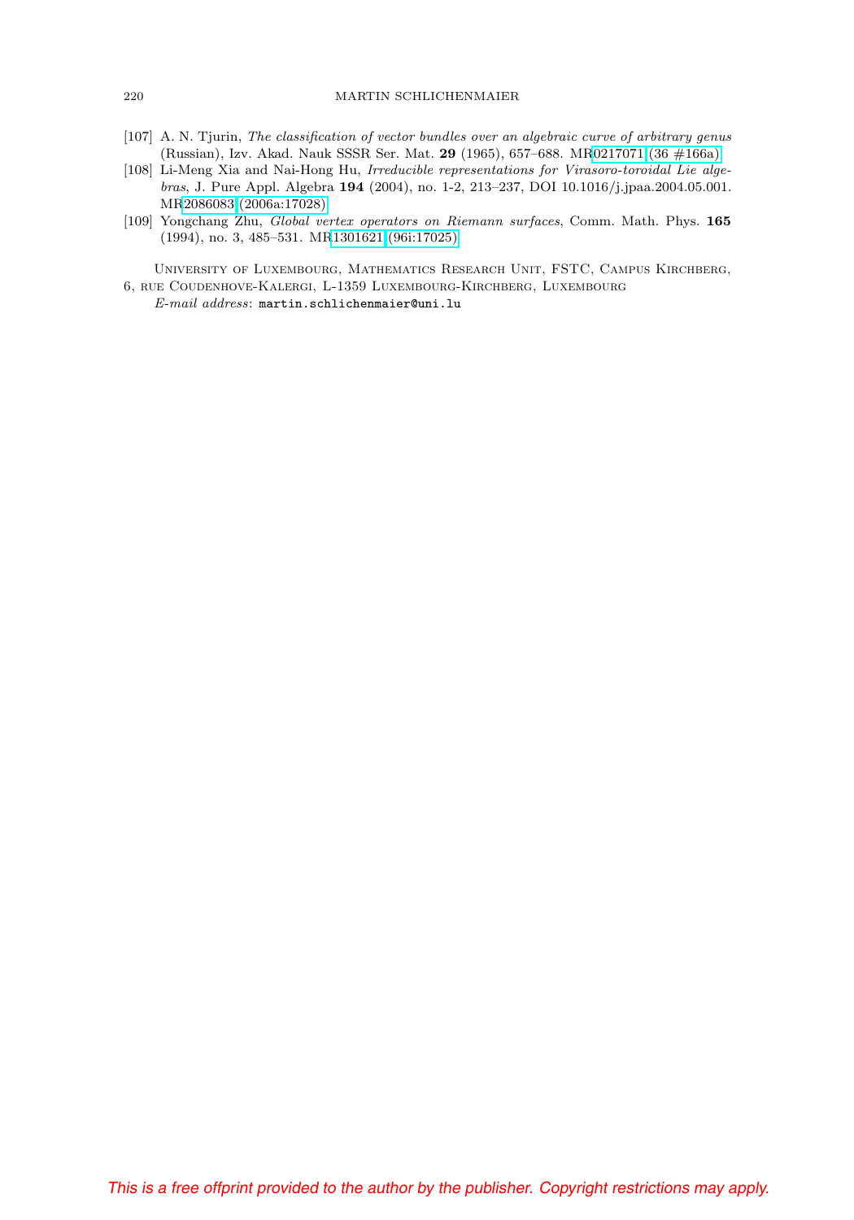[107] A. N. Tjurin, *The classification of vector bundles over an algebraic curve of arbitrary genus* (Russian), Izv. Akad. Nauk SSSR Ser. Mat. **29** (1965), 657–688. MR0217071 (36 #166a)

[108] Li-Meng Xia and Nai-Hong Hu, *Irreducible representations for Virasoro-toroidal Lie algebras*, J. Pure Appl. Algebra **194** (2004), no. 1-2, 213–237, DOI 10.1016/j.jpaa.2004.05.001. MR2086083 (2006a:17028)

[109] Yongchang Zhu, *Global vertex operators on Riemann surfaces*, Comm. Math. Phys. **165** (1994), no. 3, 485–531. MR1301621 (96i:17025)

University of Luxembourg, Mathematics Research Unit, FSTC, Campus Kirchberg, 6, rue Coudenhove-Kalergi, L-1359 Luxembourg-Kirchberg, Luxembourg

*E-mail address*: `martin.schlichenmaier@uni.lu`

This is a free offprint provided to the author by the publisher. Copyright restrictions may apply.